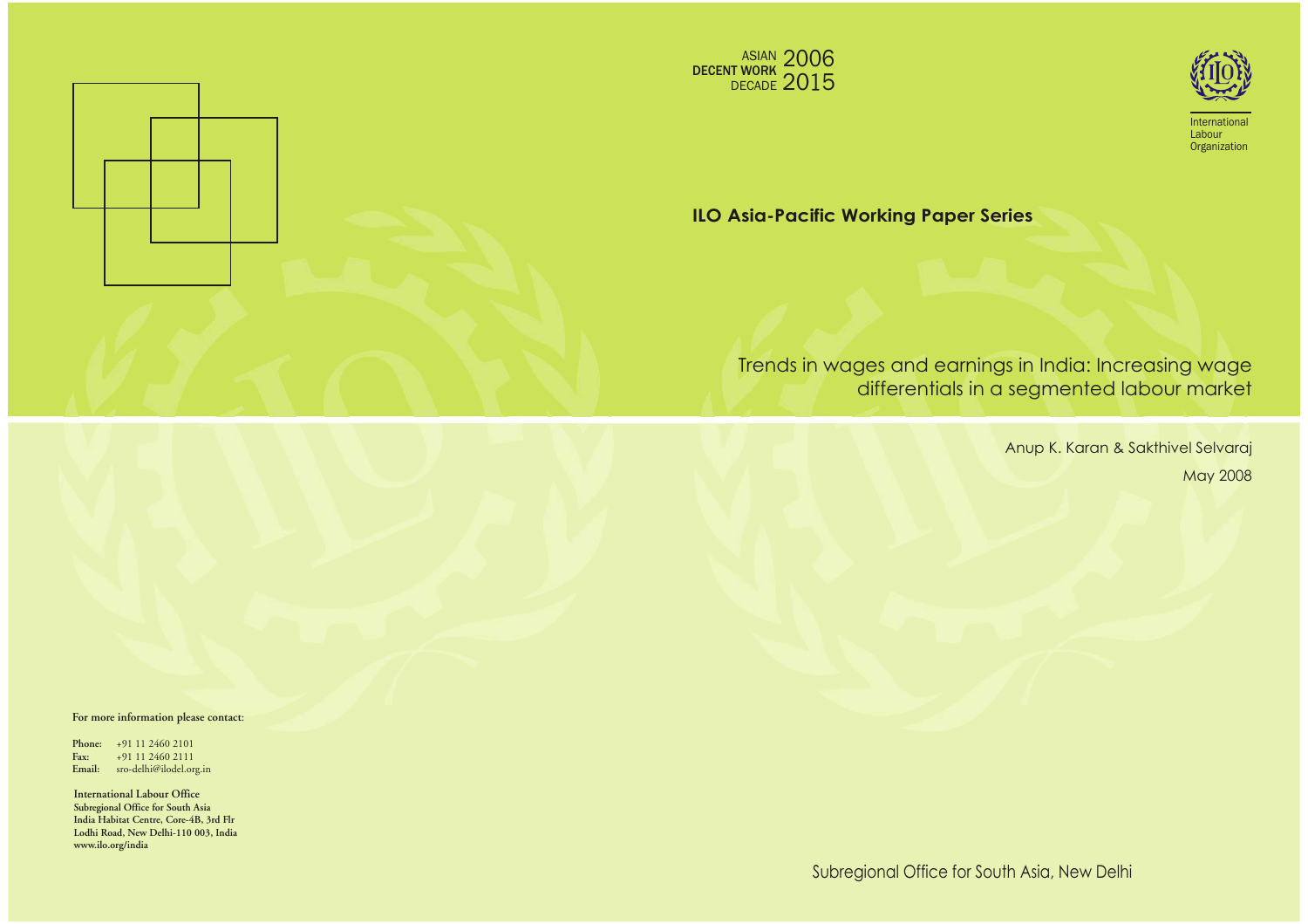ASIAN DECENT WORK DECADE 2006 2015

International Labour Organization

**ILO Asia-Pacific Working Paper Series**

# Trends in wages and earnings in India: Increasing wage differentials in a segmented labour market

Anup K. Karan & Sakthivel Selvaraj

May 2008

**For more information please contact:**

**Phone:** +91 11 2460 2101
**Fax:** +91 11 2460 2111
**Email:** sro-delhi@ilodel.org.in

**International Labour Office**
**Subregional Office for South Asia**
**India Habitat Centre, Core-4B, 3rd Flr**
**Lodhi Road, New Delhi-110 003, India**
**www.ilo.org/india**

Subregional Office for South Asia, New Delhi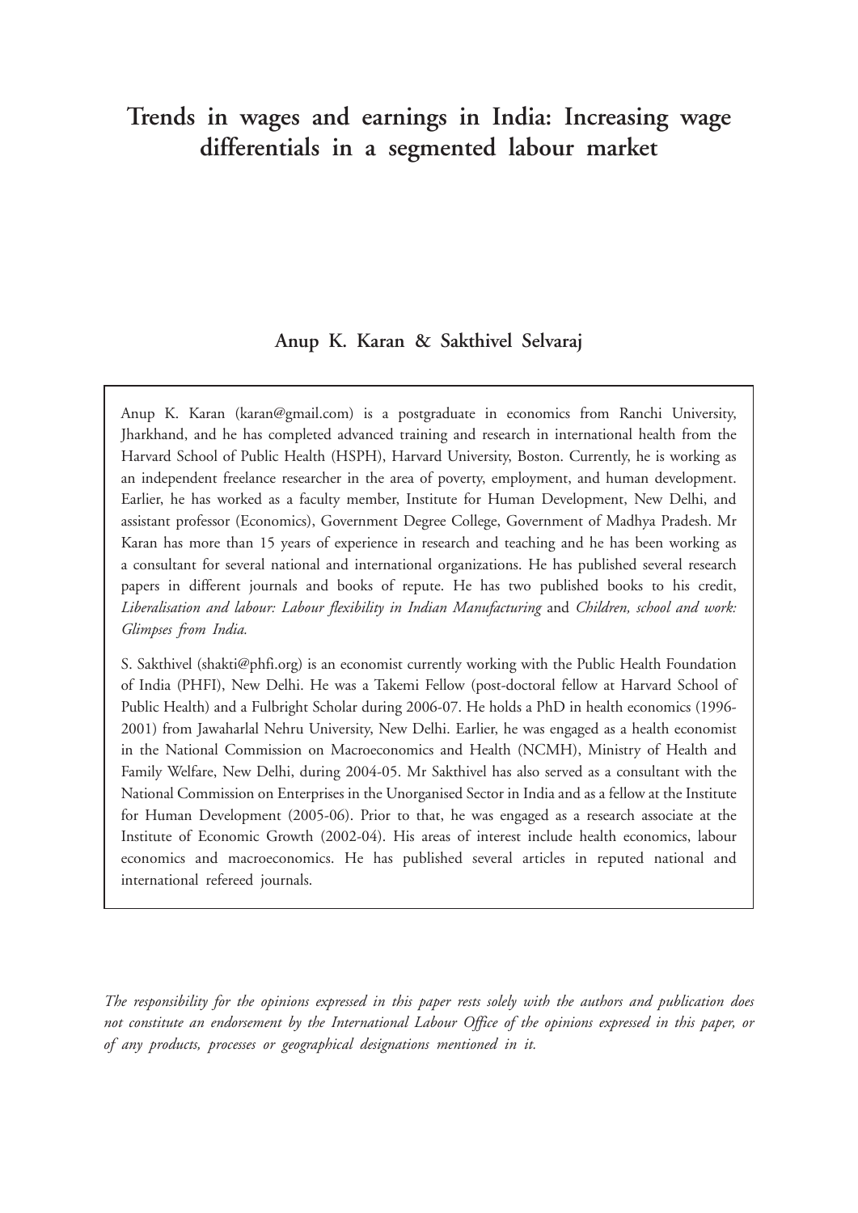# Trends in wages and earnings in India: Increasing wage differentials in a segmented labour market

**Anup K. Karan & Sakthivel Selvaraj**

Anup K. Karan (karan@gmail.com) is a postgraduate in economics from Ranchi University, Jharkhand, and he has completed advanced training and research in international health from the Harvard School of Public Health (HSPH), Harvard University, Boston. Currently, he is working as an independent freelance researcher in the area of poverty, employment, and human development. Earlier, he has worked as a faculty member, Institute for Human Development, New Delhi, and assistant professor (Economics), Government Degree College, Government of Madhya Pradesh. Mr Karan has more than 15 years of experience in research and teaching and he has been working as a consultant for several national and international organizations. He has published several research papers in different journals and books of repute. He has two published books to his credit, *Liberalisation and labour: Labour flexibility in Indian Manufacturing* and *Children, school and work: Glimpses from India.*

S. Sakthivel (shakti@phfi.org) is an economist currently working with the Public Health Foundation of India (PHFI), New Delhi. He was a Takemi Fellow (post-doctoral fellow at Harvard School of Public Health) and a Fulbright Scholar during 2006-07. He holds a PhD in health economics (1996-2001) from Jawaharlal Nehru University, New Delhi. Earlier, he was engaged as a health economist in the National Commission on Macroeconomics and Health (NCMH), Ministry of Health and Family Welfare, New Delhi, during 2004-05. Mr Sakthivel has also served as a consultant with the National Commission on Enterprises in the Unorganised Sector in India and as a fellow at the Institute for Human Development (2005-06). Prior to that, he was engaged as a research associate at the Institute of Economic Growth (2002-04). His areas of interest include health economics, labour economics and macroeconomics. He has published several articles in reputed national and international refereed journals.

*The responsibility for the opinions expressed in this paper rests solely with the authors and publication does not constitute an endorsement by the International Labour Office of the opinions expressed in this paper, or of any products, processes or geographical designations mentioned in it.*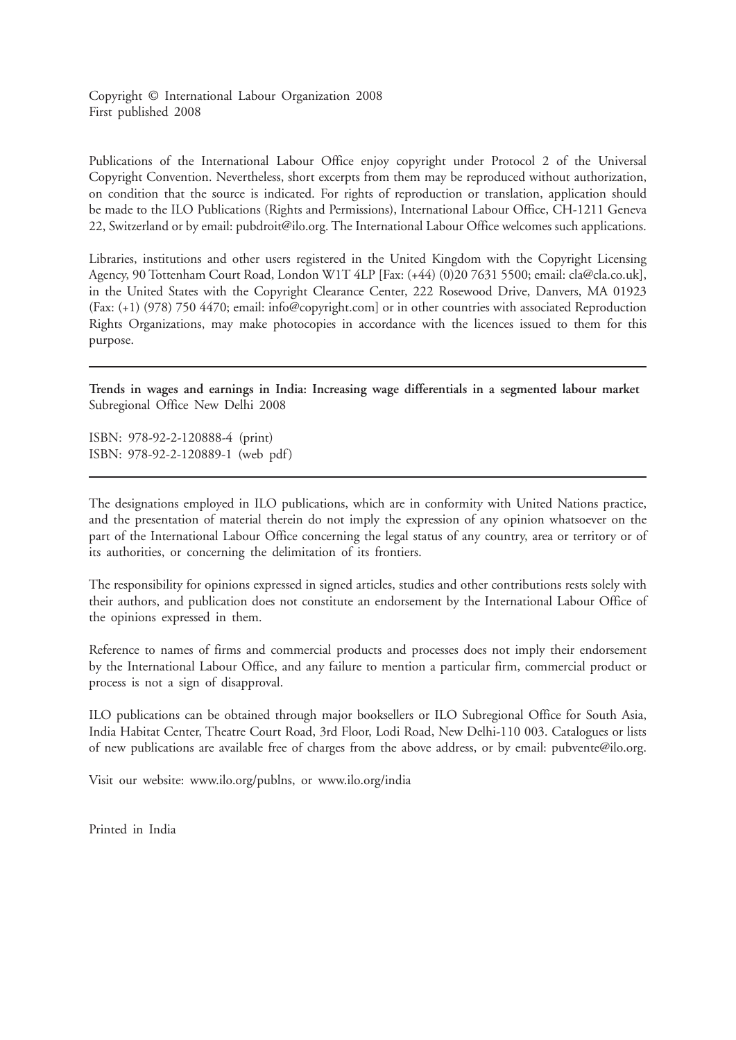Copyright © International Labour Organization 2008
First published 2008

Publications of the International Labour Office enjoy copyright under Protocol 2 of the Universal Copyright Convention. Nevertheless, short excerpts from them may be reproduced without authorization, on condition that the source is indicated. For rights of reproduction or translation, application should be made to the ILO Publications (Rights and Permissions), International Labour Office, CH-1211 Geneva 22, Switzerland or by email: pubdroit@ilo.org. The International Labour Office welcomes such applications.

Libraries, institutions and other users registered in the United Kingdom with the Copyright Licensing Agency, 90 Tottenham Court Road, London W1T 4LP [Fax: (+44) (0)20 7631 5500; email: cla@cla.co.uk], in the United States with the Copyright Clearance Center, 222 Rosewood Drive, Danvers, MA 01923 (Fax: (+1) (978) 750 4470; email: info@copyright.com] or in other countries with associated Reproduction Rights Organizations, may make photocopies in accordance with the licences issued to them for this purpose.

---

**Trends in wages and earnings in India: Increasing wage differentials in a segmented labour market**
Subregional Office New Delhi 2008

ISBN: 978-92-2-120888-4 (print)
ISBN: 978-92-2-120889-1 (web pdf)

---

The designations employed in ILO publications, which are in conformity with United Nations practice, and the presentation of material therein do not imply the expression of any opinion whatsoever on the part of the International Labour Office concerning the legal status of any country, area or territory or of its authorities, or concerning the delimitation of its frontiers.

The responsibility for opinions expressed in signed articles, studies and other contributions rests solely with their authors, and publication does not constitute an endorsement by the International Labour Office of the opinions expressed in them.

Reference to names of firms and commercial products and processes does not imply their endorsement by the International Labour Office, and any failure to mention a particular firm, commercial product or process is not a sign of disapproval.

ILO publications can be obtained through major booksellers or ILO Subregional Office for South Asia, India Habitat Center, Theatre Court Road, 3rd Floor, Lodi Road, New Delhi-110 003. Catalogues or lists of new publications are available free of charges from the above address, or by email: pubvente@ilo.org.

Visit our website: www.ilo.org/publns, or www.ilo.org/india

Printed in India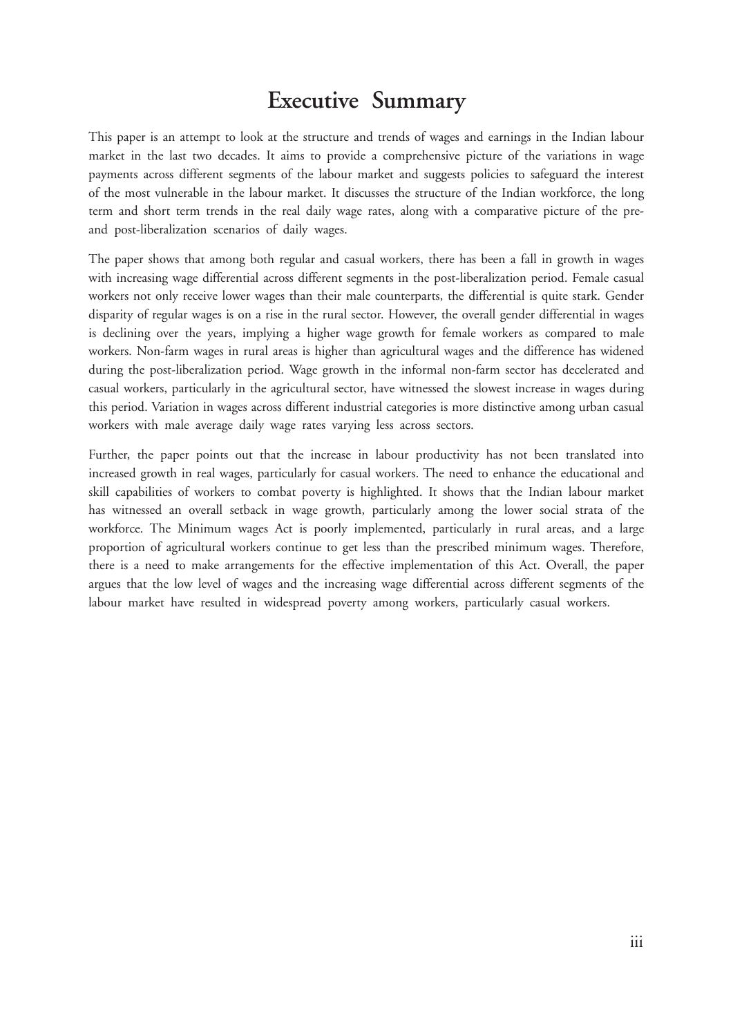# Executive Summary

This paper is an attempt to look at the structure and trends of wages and earnings in the Indian labour market in the last two decades. It aims to provide a comprehensive picture of the variations in wage payments across different segments of the labour market and suggests policies to safeguard the interest of the most vulnerable in the labour market. It discusses the structure of the Indian workforce, the long term and short term trends in the real daily wage rates, along with a comparative picture of the pre- and post-liberalization scenarios of daily wages.

The paper shows that among both regular and casual workers, there has been a fall in growth in wages with increasing wage differential across different segments in the post-liberalization period. Female casual workers not only receive lower wages than their male counterparts, the differential is quite stark. Gender disparity of regular wages is on a rise in the rural sector. However, the overall gender differential in wages is declining over the years, implying a higher wage growth for female workers as compared to male workers. Non-farm wages in rural areas is higher than agricultural wages and the difference has widened during the post-liberalization period. Wage growth in the informal non-farm sector has decelerated and casual workers, particularly in the agricultural sector, have witnessed the slowest increase in wages during this period. Variation in wages across different industrial categories is more distinctive among urban casual workers with male average daily wage rates varying less across sectors.

Further, the paper points out that the increase in labour productivity has not been translated into increased growth in real wages, particularly for casual workers. The need to enhance the educational and skill capabilities of workers to combat poverty is highlighted. It shows that the Indian labour market has witnessed an overall setback in wage growth, particularly among the lower social strata of the workforce. The Minimum wages Act is poorly implemented, particularly in rural areas, and a large proportion of agricultural workers continue to get less than the prescribed minimum wages. Therefore, there is a need to make arrangements for the effective implementation of this Act. Overall, the paper argues that the low level of wages and the increasing wage differential across different segments of the labour market have resulted in widespread poverty among workers, particularly casual workers.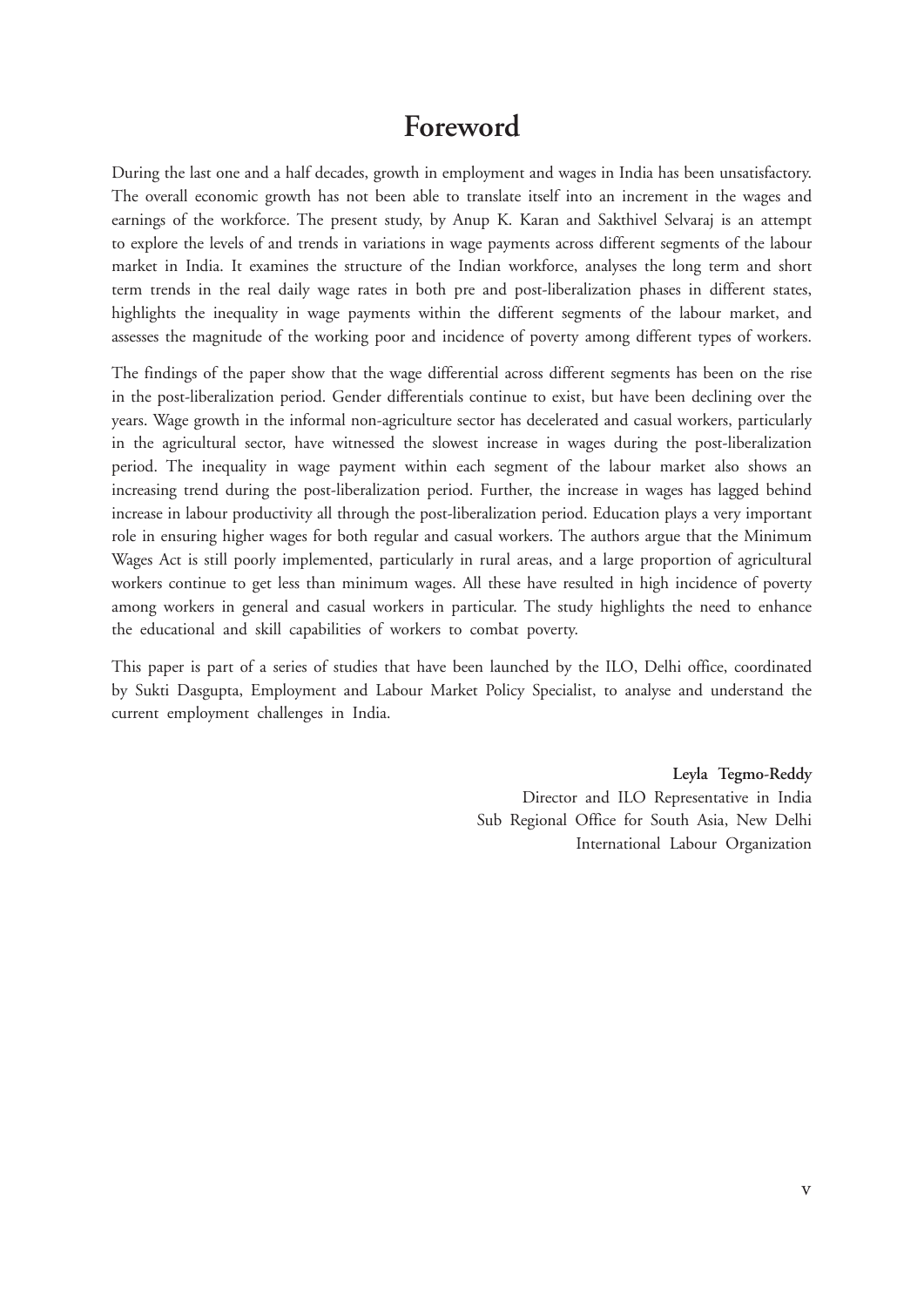# Foreword

During the last one and a half decades, growth in employment and wages in India has been unsatisfactory. The overall economic growth has not been able to translate itself into an increment in the wages and earnings of the workforce. The present study, by Anup K. Karan and Sakthivel Selvaraj is an attempt to explore the levels of and trends in variations in wage payments across different segments of the labour market in India. It examines the structure of the Indian workforce, analyses the long term and short term trends in the real daily wage rates in both pre and post-liberalization phases in different states, highlights the inequality in wage payments within the different segments of the labour market, and assesses the magnitude of the working poor and incidence of poverty among different types of workers.

The findings of the paper show that the wage differential across different segments has been on the rise in the post-liberalization period. Gender differentials continue to exist, but have been declining over the years. Wage growth in the informal non-agriculture sector has decelerated and casual workers, particularly in the agricultural sector, have witnessed the slowest increase in wages during the post-liberalization period. The inequality in wage payment within each segment of the labour market also shows an increasing trend during the post-liberalization period. Further, the increase in wages has lagged behind increase in labour productivity all through the post-liberalization period. Education plays a very important role in ensuring higher wages for both regular and casual workers. The authors argue that the Minimum Wages Act is still poorly implemented, particularly in rural areas, and a large proportion of agricultural workers continue to get less than minimum wages. All these have resulted in high incidence of poverty among workers in general and casual workers in particular. The study highlights the need to enhance the educational and skill capabilities of workers to combat poverty.

This paper is part of a series of studies that have been launched by the ILO, Delhi office, coordinated by Sukti Dasgupta, Employment and Labour Market Policy Specialist, to analyse and understand the current employment challenges in India.

**Leyla Tegmo-Reddy**
Director and ILO Representative in India
Sub Regional Office for South Asia, New Delhi
International Labour Organization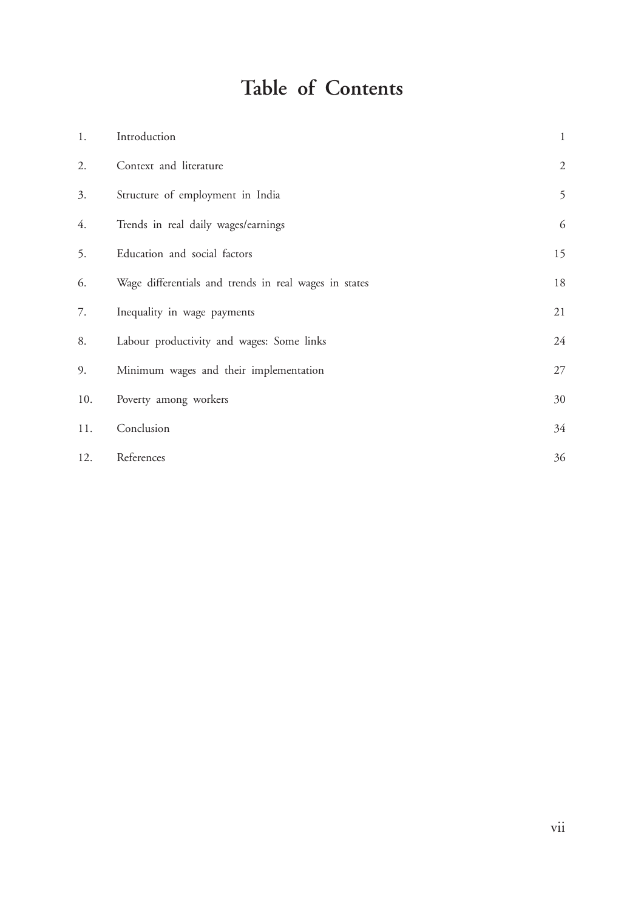# Table of Contents

| | | |
|---|---|---|
| 1. | Introduction | 1 |
| 2. | Context and literature | 2 |
| 3. | Structure of employment in India | 5 |
| 4. | Trends in real daily wages/earnings | 6 |
| 5. | Education and social factors | 15 |
| 6. | Wage differentials and trends in real wages in states | 18 |
| 7. | Inequality in wage payments | 21 |
| 8. | Labour productivity and wages: Some links | 24 |
| 9. | Minimum wages and their implementation | 27 |
| 10. | Poverty among workers | 30 |
| 11. | Conclusion | 34 |
| 12. | References | 36 |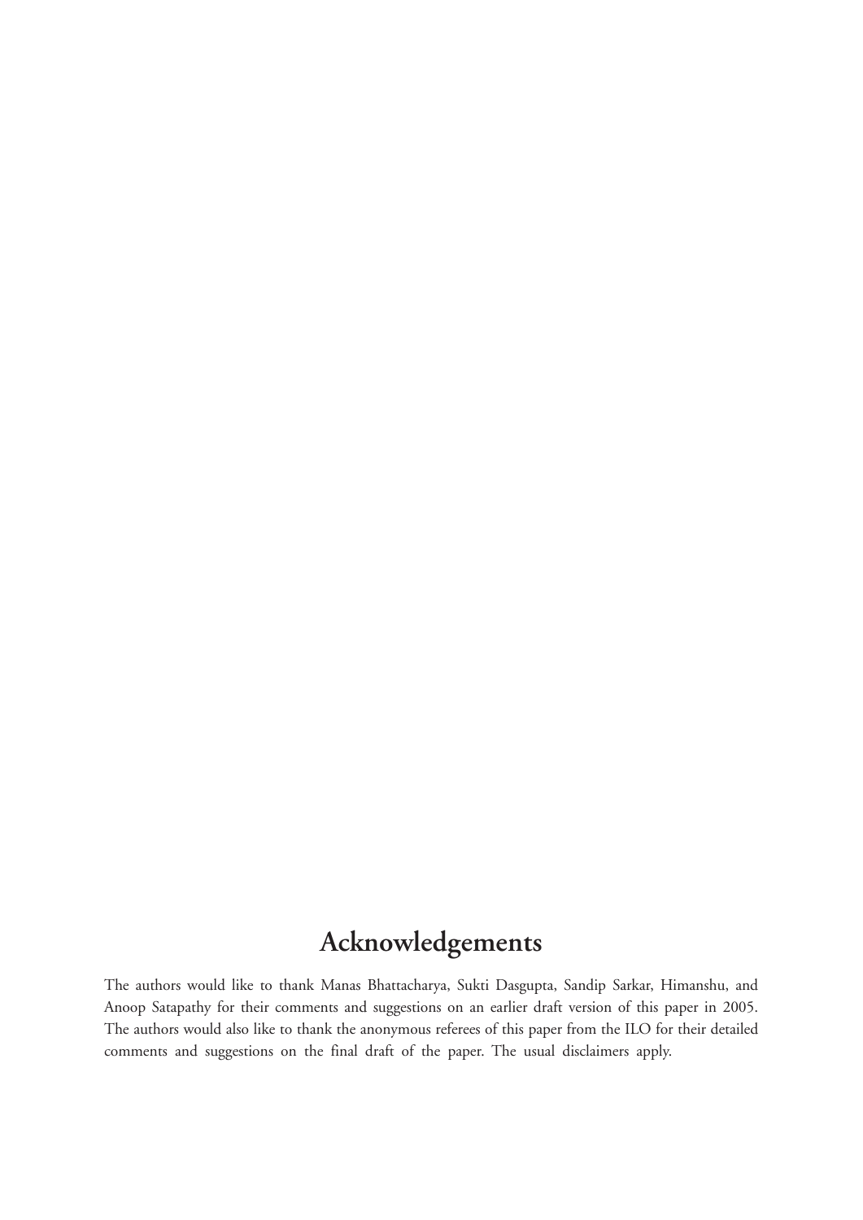# Acknowledgements

The authors would like to thank Manas Bhattacharya, Sukti Dasgupta, Sandip Sarkar, Himanshu, and Anoop Satapathy for their comments and suggestions on an earlier draft version of this paper in 2005. The authors would also like to thank the anonymous referees of this paper from the ILO for their detailed comments and suggestions on the final draft of the paper. The usual disclaimers apply.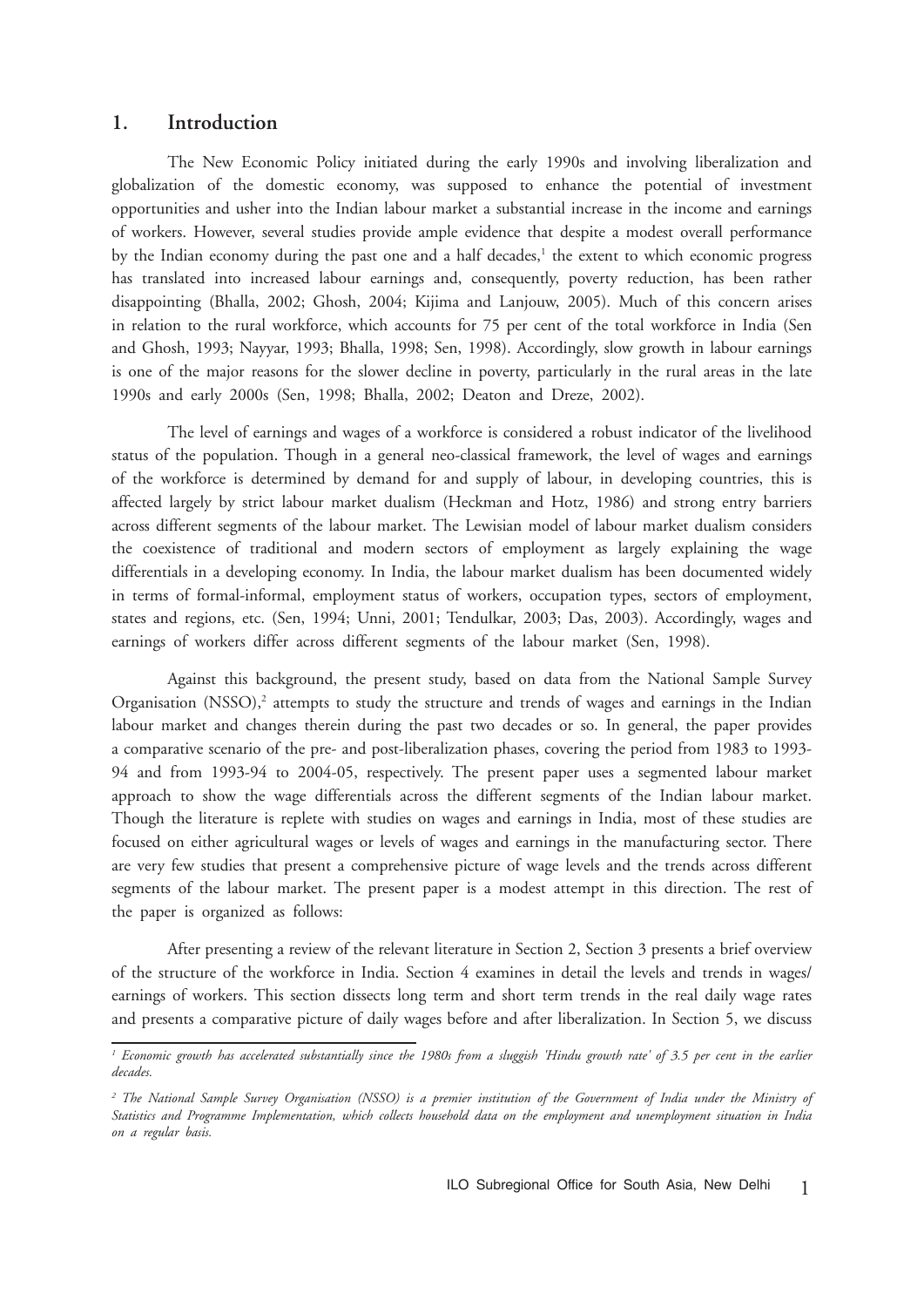## 1. Introduction

The New Economic Policy initiated during the early 1990s and involving liberalization and globalization of the domestic economy, was supposed to enhance the potential of investment opportunities and usher into the Indian labour market a substantial increase in the income and earnings of workers. However, several studies provide ample evidence that despite a modest overall performance by the Indian economy during the past one and a half decades,[1] the extent to which economic progress has translated into increased labour earnings and, consequently, poverty reduction, has been rather disappointing (Bhalla, 2002; Ghosh, 2004; Kijima and Lanjouw, 2005). Much of this concern arises in relation to the rural workforce, which accounts for 75 per cent of the total workforce in India (Sen and Ghosh, 1993; Nayyar, 1993; Bhalla, 1998; Sen, 1998). Accordingly, slow growth in labour earnings is one of the major reasons for the slower decline in poverty, particularly in the rural areas in the late 1990s and early 2000s (Sen, 1998; Bhalla, 2002; Deaton and Dreze, 2002).

The level of earnings and wages of a workforce is considered a robust indicator of the livelihood status of the population. Though in a general neo-classical framework, the level of wages and earnings of the workforce is determined by demand for and supply of labour, in developing countries, this is affected largely by strict labour market dualism (Heckman and Hotz, 1986) and strong entry barriers across different segments of the labour market. The Lewisian model of labour market dualism considers the coexistence of traditional and modern sectors of employment as largely explaining the wage differentials in a developing economy. In India, the labour market dualism has been documented widely in terms of formal-informal, employment status of workers, occupation types, sectors of employment, states and regions, etc. (Sen, 1994; Unni, 2001; Tendulkar, 2003; Das, 2003). Accordingly, wages and earnings of workers differ across different segments of the labour market (Sen, 1998).

Against this background, the present study, based on data from the National Sample Survey Organisation (NSSO),[2] attempts to study the structure and trends of wages and earnings in the Indian labour market and changes therein during the past two decades or so. In general, the paper provides a comparative scenario of the pre- and post-liberalization phases, covering the period from 1983 to 1993-94 and from 1993-94 to 2004-05, respectively. The present paper uses a segmented labour market approach to show the wage differentials across the different segments of the Indian labour market. Though the literature is replete with studies on wages and earnings in India, most of these studies are focused on either agricultural wages or levels of wages and earnings in the manufacturing sector. There are very few studies that present a comprehensive picture of wage levels and the trends across different segments of the labour market. The present paper is a modest attempt in this direction. The rest of the paper is organized as follows:

After presenting a review of the relevant literature in Section 2, Section 3 presents a brief overview of the structure of the workforce in India. Section 4 examines in detail the levels and trends in wages/earnings of workers. This section dissects long term and short term trends in the real daily wage rates and presents a comparative picture of daily wages before and after liberalization. In Section 5, we discuss

---

[1] *Economic growth has accelerated substantially since the 1980s from a sluggish 'Hindu growth rate' of 3.5 per cent in the earlier decades.*

[2] *The National Sample Survey Organisation (NSSO) is a premier institution of the Government of India under the Ministry of Statistics and Programme Implementation, which collects household data on the employment and unemployment situation in India on a regular basis.*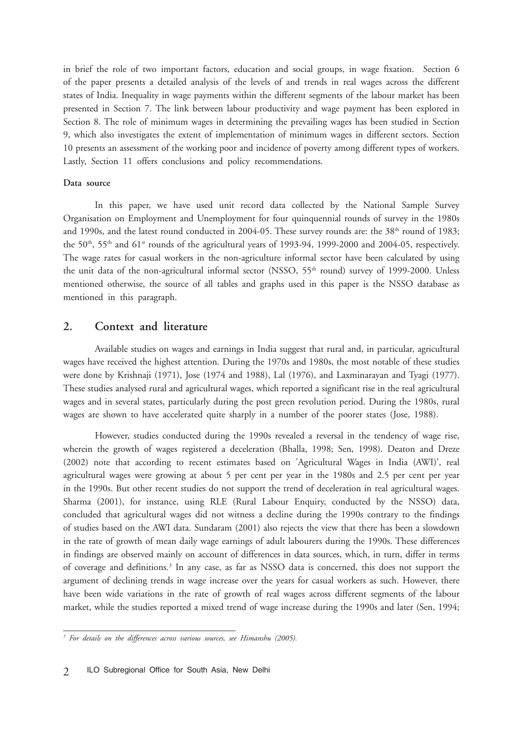in brief the role of two important factors, education and social groups, in wage fixation. Section 6 of the paper presents a detailed analysis of the levels of and trends in real wages across the different states of India. Inequality in wage payments within the different segments of the labour market has been presented in Section 7. The link between labour productivity and wage payment has been explored in Section 8. The role of minimum wages in determining the prevailing wages has been studied in Section 9, which also investigates the extent of implementation of minimum wages in different sectors. Section 10 presents an assessment of the working poor and incidence of poverty among different types of workers. Lastly, Section 11 offers conclusions and policy recommendations.

**Data source**

In this paper, we have used unit record data collected by the National Sample Survey Organisation on Employment and Unemployment for four quinquennial rounds of survey in the 1980s and 1990s, and the latest round conducted in 2004-05. These survey rounds are: the 38th round of 1983; the 50th, 55th and 61st rounds of the agricultural years of 1993-94, 1999-2000 and 2004-05, respectively. The wage rates for casual workers in the non-agriculture informal sector have been calculated by using the unit data of the non-agricultural informal sector (NSSO, 55th round) survey of 1999-2000. Unless mentioned otherwise, the source of all tables and graphs used in this paper is the NSSO database as mentioned in this paragraph.

## 2. Context and literature

Available studies on wages and earnings in India suggest that rural and, in particular, agricultural wages have received the highest attention. During the 1970s and 1980s, the most notable of these studies were done by Krishnaji (1971), Jose (1974 and 1988), Lal (1976), and Laxminarayan and Tyagi (1977). These studies analysed rural and agricultural wages, which reported a significant rise in the real agricultural wages and in several states, particularly during the post green revolution period. During the 1980s, rural wages are shown to have accelerated quite sharply in a number of the poorer states (Jose, 1988).

However, studies conducted during the 1990s revealed a reversal in the tendency of wage rise, wherein the growth of wages registered a deceleration (Bhalla, 1998; Sen, 1998). Deaton and Dreze (2002) note that according to recent estimates based on 'Agricultural Wages in India (AWI)', real agricultural wages were growing at about 5 per cent per year in the 1980s and 2.5 per cent per year in the 1990s. But other recent studies do not support the trend of deceleration in real agricultural wages. Sharma (2001), for instance, using RLE (Rural Labour Enquiry, conducted by the NSSO) data, concluded that agricultural wages did not witness a decline during the 1990s contrary to the findings of studies based on the AWI data. Sundaram (2001) also rejects the view that there has been a slowdown in the rate of growth of mean daily wage earnings of adult labourers during the 1990s. These differences in findings are observed mainly on account of differences in data sources, which, in turn, differ in terms of coverage and definitions.[3] In any case, as far as NSSO data is concerned, this does not support the argument of declining trends in wage increase over the years for casual workers as such. However, there have been wide variations in the rate of growth of real wages across different segments of the labour market, while the studies reported a mixed trend of wage increase during the 1990s and later (Sen, 1994;

[3] *For details on the differences across various sources, see Himanshu (2005).*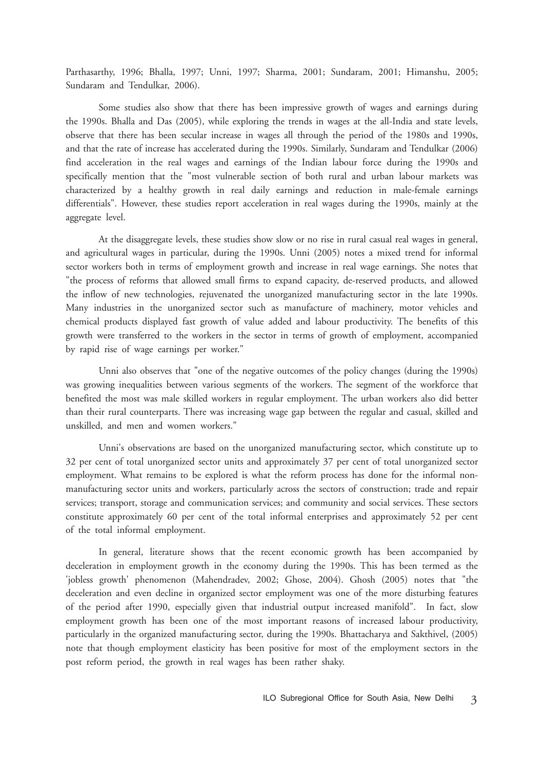Parthasarthy, 1996; Bhalla, 1997; Unni, 1997; Sharma, 2001; Sundaram, 2001; Himanshu, 2005; Sundaram and Tendulkar, 2006).

Some studies also show that there has been impressive growth of wages and earnings during the 1990s. Bhalla and Das (2005), while exploring the trends in wages at the all-India and state levels, observe that there has been secular increase in wages all through the period of the 1980s and 1990s, and that the rate of increase has accelerated during the 1990s. Similarly, Sundaram and Tendulkar (2006) find acceleration in the real wages and earnings of the Indian labour force during the 1990s and specifically mention that the "most vulnerable section of both rural and urban labour markets was characterized by a healthy growth in real daily earnings and reduction in male-female earnings differentials". However, these studies report acceleration in real wages during the 1990s, mainly at the aggregate level.

At the disaggregate levels, these studies show slow or no rise in rural casual real wages in general, and agricultural wages in particular, during the 1990s. Unni (2005) notes a mixed trend for informal sector workers both in terms of employment growth and increase in real wage earnings. She notes that "the process of reforms that allowed small firms to expand capacity, de-reserved products, and allowed the inflow of new technologies, rejuvenated the unorganized manufacturing sector in the late 1990s. Many industries in the unorganized sector such as manufacture of machinery, motor vehicles and chemical products displayed fast growth of value added and labour productivity. The benefits of this growth were transferred to the workers in the sector in terms of growth of employment, accompanied by rapid rise of wage earnings per worker."

Unni also observes that "one of the negative outcomes of the policy changes (during the 1990s) was growing inequalities between various segments of the workers. The segment of the workforce that benefited the most was male skilled workers in regular employment. The urban workers also did better than their rural counterparts. There was increasing wage gap between the regular and casual, skilled and unskilled, and men and women workers."

Unni's observations are based on the unorganized manufacturing sector, which constitute up to 32 per cent of total unorganized sector units and approximately 37 per cent of total unorganized sector employment. What remains to be explored is what the reform process has done for the informal non-manufacturing sector units and workers, particularly across the sectors of construction; trade and repair services; transport, storage and communication services; and community and social services. These sectors constitute approximately 60 per cent of the total informal enterprises and approximately 52 per cent of the total informal employment.

In general, literature shows that the recent economic growth has been accompanied by deceleration in employment growth in the economy during the 1990s. This has been termed as the 'jobless growth' phenomenon (Mahendradev, 2002; Ghose, 2004). Ghosh (2005) notes that "the deceleration and even decline in organized sector employment was one of the more disturbing features of the period after 1990, especially given that industrial output increased manifold". In fact, slow employment growth has been one of the most important reasons of increased labour productivity, particularly in the organized manufacturing sector, during the 1990s. Bhattacharya and Sakthivel, (2005) note that though employment elasticity has been positive for most of the employment sectors in the post reform period, the growth in real wages has been rather shaky.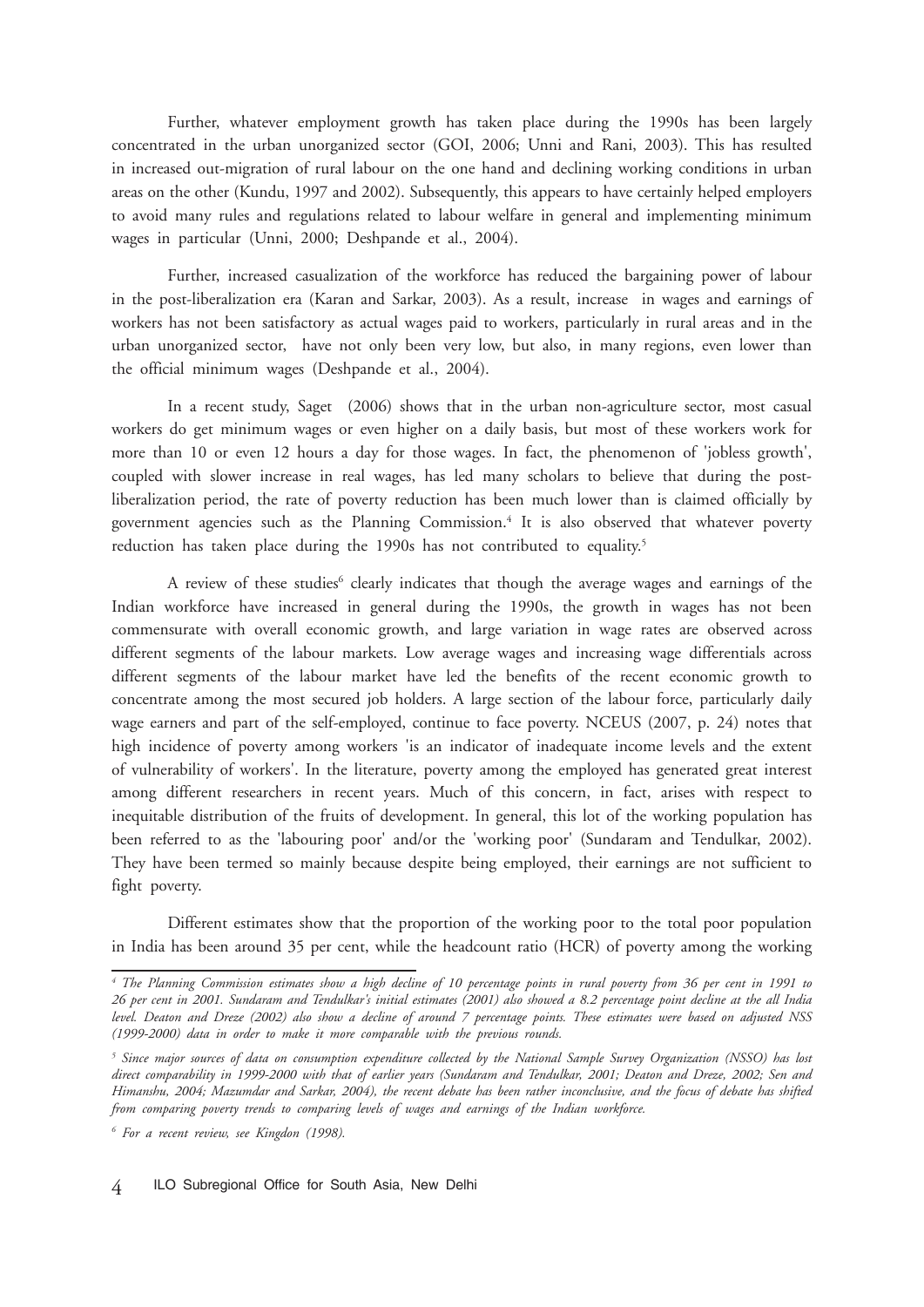Further, whatever employment growth has taken place during the 1990s has been largely concentrated in the urban unorganized sector (GOI, 2006; Unni and Rani, 2003). This has resulted in increased out-migration of rural labour on the one hand and declining working conditions in urban areas on the other (Kundu, 1997 and 2002). Subsequently, this appears to have certainly helped employers to avoid many rules and regulations related to labour welfare in general and implementing minimum wages in particular (Unni, 2000; Deshpande et al., 2004).

Further, increased casualization of the workforce has reduced the bargaining power of labour in the post-liberalization era (Karan and Sarkar, 2003). As a result, increase in wages and earnings of workers has not been satisfactory as actual wages paid to workers, particularly in rural areas and in the urban unorganized sector, have not only been very low, but also, in many regions, even lower than the official minimum wages (Deshpande et al., 2004).

In a recent study, Saget (2006) shows that in the urban non-agriculture sector, most casual workers do get minimum wages or even higher on a daily basis, but most of these workers work for more than 10 or even 12 hours a day for those wages. In fact, the phenomenon of 'jobless growth', coupled with slower increase in real wages, has led many scholars to believe that during the post-liberalization period, the rate of poverty reduction has been much lower than is claimed officially by government agencies such as the Planning Commission.[4] It is also observed that whatever poverty reduction has taken place during the 1990s has not contributed to equality.[5]

A review of these studies[6] clearly indicates that though the average wages and earnings of the Indian workforce have increased in general during the 1990s, the growth in wages has not been commensurate with overall economic growth, and large variation in wage rates are observed across different segments of the labour markets. Low average wages and increasing wage differentials across different segments of the labour market have led the benefits of the recent economic growth to concentrate among the most secured job holders. A large section of the labour force, particularly daily wage earners and part of the self-employed, continue to face poverty. NCEUS (2007, p. 24) notes that high incidence of poverty among workers 'is an indicator of inadequate income levels and the extent of vulnerability of workers'. In the literature, poverty among the employed has generated great interest among different researchers in recent years. Much of this concern, in fact, arises with respect to inequitable distribution of the fruits of development. In general, this lot of the working population has been referred to as the 'labouring poor' and/or the 'working poor' (Sundaram and Tendulkar, 2002). They have been termed so mainly because despite being employed, their earnings are not sufficient to fight poverty.

Different estimates show that the proportion of the working poor to the total poor population in India has been around 35 per cent, while the headcount ratio (HCR) of poverty among the working

---

*[4] The Planning Commission estimates show a high decline of 10 percentage points in rural poverty from 36 per cent in 1991 to 26 per cent in 2001. Sundaram and Tendulkar's initial estimates (2001) also showed a 8.2 percentage point decline at the all India level. Deaton and Dreze (2002) also show a decline of around 7 percentage points. These estimates were based on adjusted NSS (1999-2000) data in order to make it more comparable with the previous rounds.*

*[5] Since major sources of data on consumption expenditure collected by the National Sample Survey Organization (NSSO) has lost direct comparability in 1999-2000 with that of earlier years (Sundaram and Tendulkar, 2001; Deaton and Dreze, 2002; Sen and Himanshu, 2004; Mazumdar and Sarkar, 2004), the recent debate has been rather inconclusive, and the focus of debate has shifted from comparing poverty trends to comparing levels of wages and earnings of the Indian workforce.*

*[6] For a recent review, see Kingdon (1998).*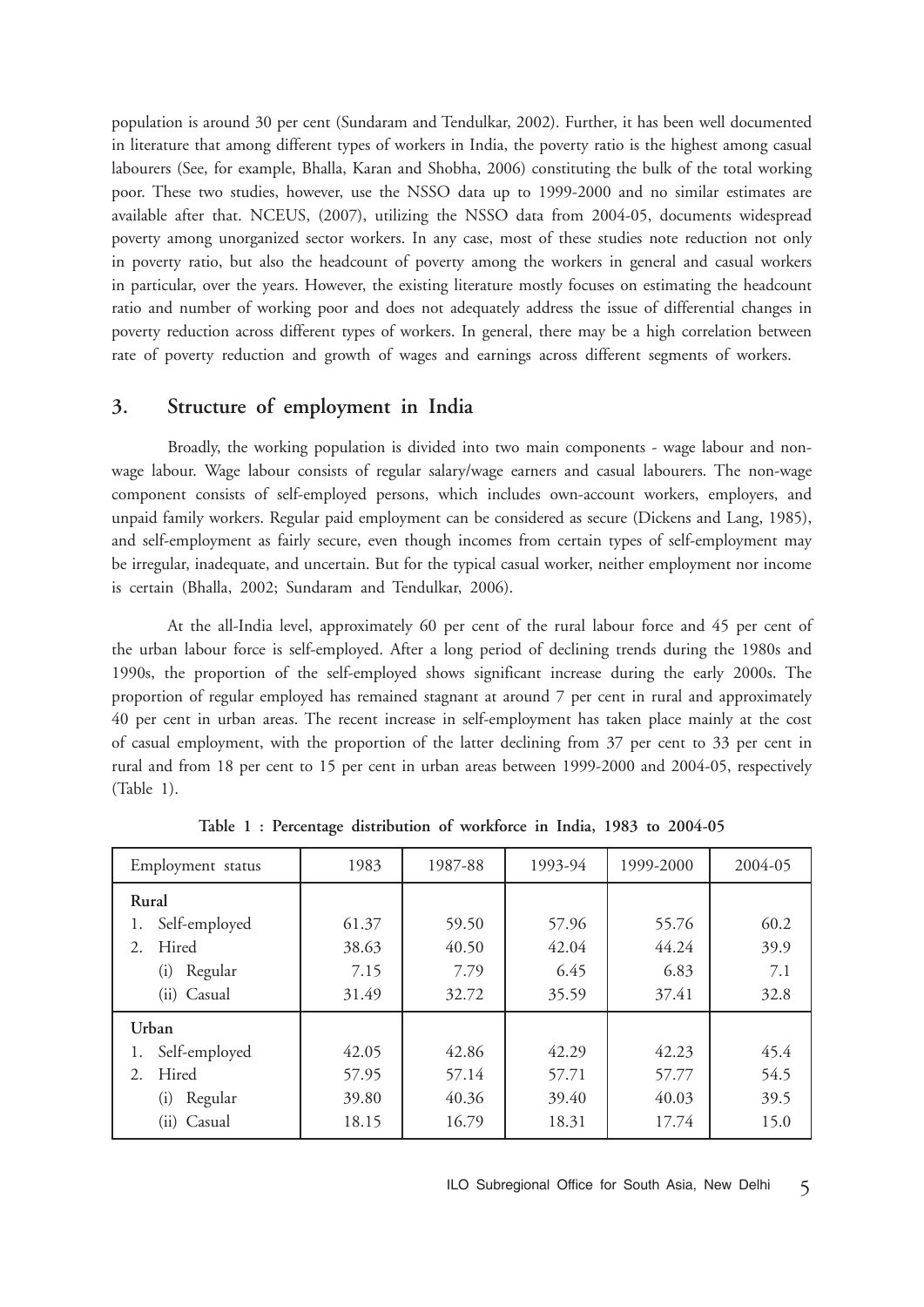population is around 30 per cent (Sundaram and Tendulkar, 2002). Further, it has been well documented in literature that among different types of workers in India, the poverty ratio is the highest among casual labourers (See, for example, Bhalla, Karan and Shobha, 2006) constituting the bulk of the total working poor. These two studies, however, use the NSSO data up to 1999-2000 and no similar estimates are available after that. NCEUS, (2007), utilizing the NSSO data from 2004-05, documents widespread poverty among unorganized sector workers. In any case, most of these studies note reduction not only in poverty ratio, but also the headcount of poverty among the workers in general and casual workers in particular, over the years. However, the existing literature mostly focuses on estimating the headcount ratio and number of working poor and does not adequately address the issue of differential changes in poverty reduction across different types of workers. In general, there may be a high correlation between rate of poverty reduction and growth of wages and earnings across different segments of workers.

## 3. Structure of employment in India

Broadly, the working population is divided into two main components - wage labour and non-wage labour. Wage labour consists of regular salary/wage earners and casual labourers. The non-wage component consists of self-employed persons, which includes own-account workers, employers, and unpaid family workers. Regular paid employment can be considered as secure (Dickens and Lang, 1985), and self-employment as fairly secure, even though incomes from certain types of self-employment may be irregular, inadequate, and uncertain. But for the typical casual worker, neither employment nor income is certain (Bhalla, 2002; Sundaram and Tendulkar, 2006).

At the all-India level, approximately 60 per cent of the rural labour force and 45 per cent of the urban labour force is self-employed. After a long period of declining trends during the 1980s and 1990s, the proportion of the self-employed shows significant increase during the early 2000s. The proportion of regular employed has remained stagnant at around 7 per cent in rural and approximately 40 per cent in urban areas. The recent increase in self-employment has taken place mainly at the cost of casual employment, with the proportion of the latter declining from 37 per cent to 33 per cent in rural and from 18 per cent to 15 per cent in urban areas between 1999-2000 and 2004-05, respectively (Table 1).

**Table 1 : Percentage distribution of workforce in India, 1983 to 2004-05**

| Employment status | 1983 | 1987-88 | 1993-94 | 1999-2000 | 2004-05 |
|---|---|---|---|---|---|
| **Rural** | | | | | |
| 1. Self-employed | 61.37 | 59.50 | 57.96 | 55.76 | 60.2 |
| 2. Hired | 38.63 | 40.50 | 42.04 | 44.24 | 39.9 |
| (i) Regular | 7.15 | 7.79 | 6.45 | 6.83 | 7.1 |
| (ii) Casual | 31.49 | 32.72 | 35.59 | 37.41 | 32.8 |
| **Urban** | | | | | |
| 1. Self-employed | 42.05 | 42.86 | 42.29 | 42.23 | 45.4 |
| 2. Hired | 57.95 | 57.14 | 57.71 | 57.77 | 54.5 |
| (i) Regular | 39.80 | 40.36 | 39.40 | 40.03 | 39.5 |
| (ii) Casual | 18.15 | 16.79 | 18.31 | 17.74 | 15.0 |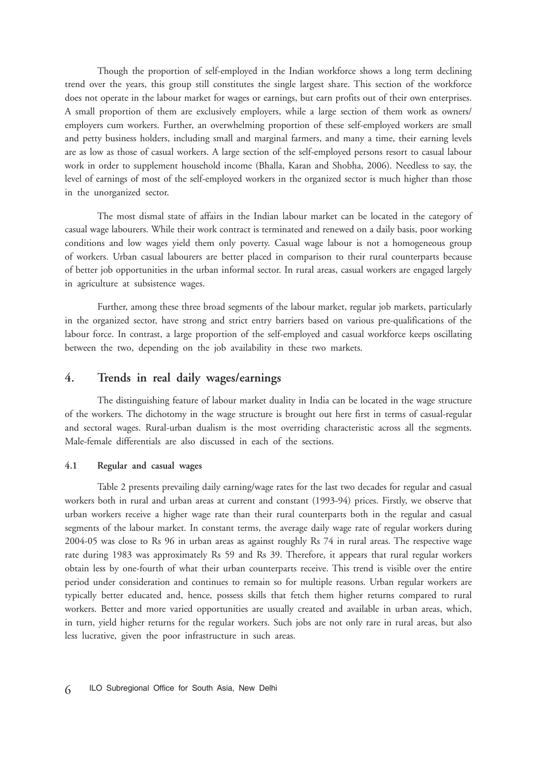Though the proportion of self-employed in the Indian workforce shows a long term declining trend over the years, this group still constitutes the single largest share. This section of the workforce does not operate in the labour market for wages or earnings, but earn profits out of their own enterprises. A small proportion of them are exclusively employers, while a large section of them work as owners/ employers cum workers. Further, an overwhelming proportion of these self-employed workers are small and petty business holders, including small and marginal farmers, and many a time, their earning levels are as low as those of casual workers. A large section of the self-employed persons resort to casual labour work in order to supplement household income (Bhalla, Karan and Shobha, 2006). Needless to say, the level of earnings of most of the self-employed workers in the organized sector is much higher than those in the unorganized sector.

The most dismal state of affairs in the Indian labour market can be located in the category of casual wage labourers. While their work contract is terminated and renewed on a daily basis, poor working conditions and low wages yield them only poverty. Casual wage labour is not a homogeneous group of workers. Urban casual labourers are better placed in comparison to their rural counterparts because of better job opportunities in the urban informal sector. In rural areas, casual workers are engaged largely in agriculture at subsistence wages.

Further, among these three broad segments of the labour market, regular job markets, particularly in the organized sector, have strong and strict entry barriers based on various pre-qualifications of the labour force. In contrast, a large proportion of the self-employed and casual workforce keeps oscillating between the two, depending on the job availability in these two markets.

## 4. Trends in real daily wages/earnings

The distinguishing feature of labour market duality in India can be located in the wage structure of the workers. The dichotomy in the wage structure is brought out here first in terms of casual-regular and sectoral wages. Rural-urban dualism is the most overriding characteristic across all the segments. Male-female differentials are also discussed in each of the sections.

### 4.1 Regular and casual wages

Table 2 presents prevailing daily earning/wage rates for the last two decades for regular and casual workers both in rural and urban areas at current and constant (1993-94) prices. Firstly, we observe that urban workers receive a higher wage rate than their rural counterparts both in the regular and casual segments of the labour market. In constant terms, the average daily wage rate of regular workers during 2004-05 was close to Rs 96 in urban areas as against roughly Rs 74 in rural areas. The respective wage rate during 1983 was approximately Rs 59 and Rs 39. Therefore, it appears that rural regular workers obtain less by one-fourth of what their urban counterparts receive. This trend is visible over the entire period under consideration and continues to remain so for multiple reasons. Urban regular workers are typically better educated and, hence, possess skills that fetch them higher returns compared to rural workers. Better and more varied opportunities are usually created and available in urban areas, which, in turn, yield higher returns for the regular workers. Such jobs are not only rare in rural areas, but also less lucrative, given the poor infrastructure in such areas.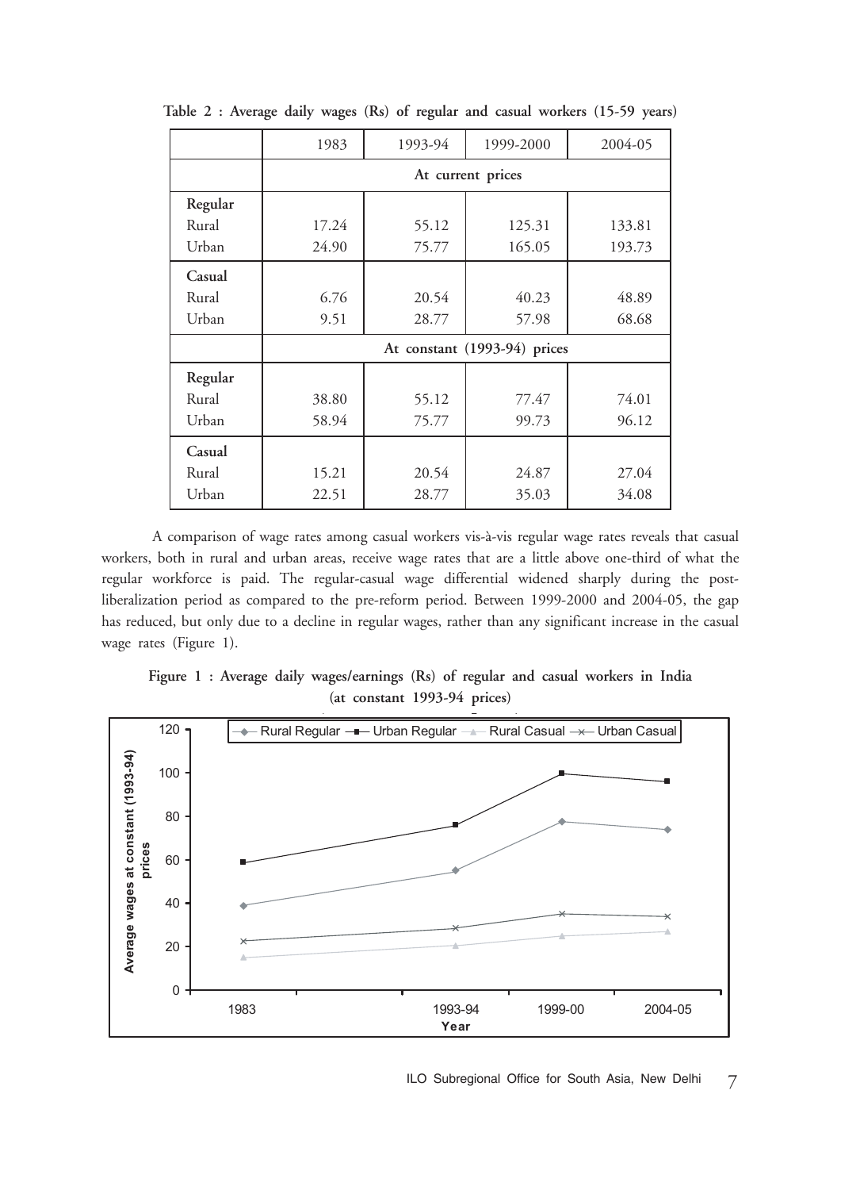**Table 2 : Average daily wages (Rs) of regular and casual workers (15-59 years)**

| | 1983 | 1993-94 | 1999-2000 | 2004-05 |
|---|---|---|---|---|
| | At current prices | | | |
| **Regular** | | | | |
| Rural | 17.24 | 55.12 | 125.31 | 133.81 |
| Urban | 24.90 | 75.77 | 165.05 | 193.73 |
| **Casual** | | | | |
| Rural | 6.76 | 20.54 | 40.23 | 48.89 |
| Urban | 9.51 | 28.77 | 57.98 | 68.68 |
| | At constant (1993-94) prices | | | |
| **Regular** | | | | |
| Rural | 38.80 | 55.12 | 77.47 | 74.01 |
| Urban | 58.94 | 75.77 | 99.73 | 96.12 |
| **Casual** | | | | |
| Rural | 15.21 | 20.54 | 24.87 | 27.04 |
| Urban | 22.51 | 28.77 | 35.03 | 34.08 |

A comparison of wage rates among casual workers vis-à-vis regular wage rates reveals that casual workers, both in rural and urban areas, receive wage rates that are a little above one-third of what the regular workforce is paid. The regular-casual wage differential widened sharply during the post-liberalization period as compared to the pre-reform period. Between 1999-2000 and 2004-05, the gap has reduced, but only due to a decline in regular wages, rather than any significant increase in the casual wage rates (Figure 1).

**Figure 1 : Average daily wages/earnings (Rs) of regular and casual workers in India (at constant 1993-94 prices)**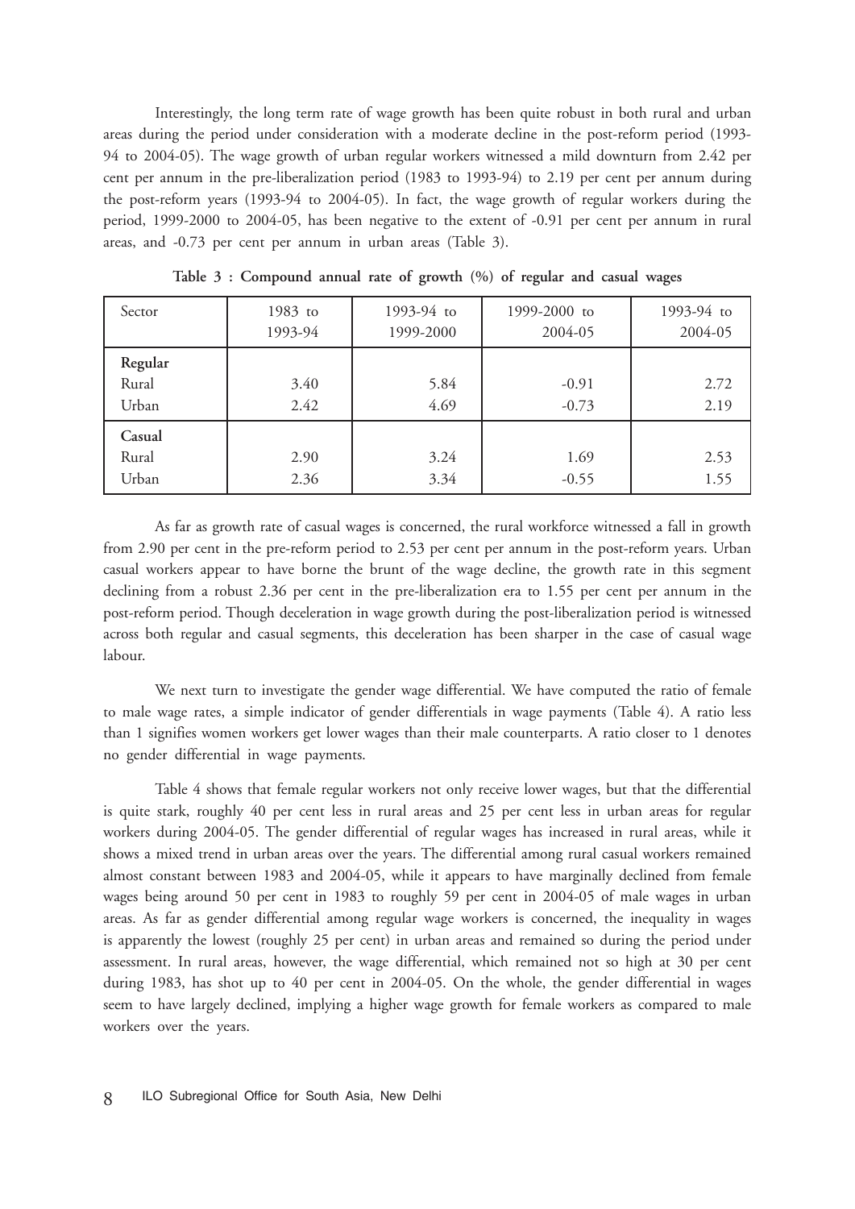Interestingly, the long term rate of wage growth has been quite robust in both rural and urban areas during the period under consideration with a moderate decline in the post-reform period (1993-94 to 2004-05). The wage growth of urban regular workers witnessed a mild downturn from 2.42 per cent per annum in the pre-liberalization period (1983 to 1993-94) to 2.19 per cent per annum during the post-reform years (1993-94 to 2004-05). In fact, the wage growth of regular workers during the period, 1999-2000 to 2004-05, has been negative to the extent of -0.91 per cent per annum in rural areas, and -0.73 per cent per annum in urban areas (Table 3).

**Table 3 : Compound annual rate of growth (%) of regular and casual wages**

| Sector | 1983 to 1993-94 | 1993-94 to 1999-2000 | 1999-2000 to 2004-05 | 1993-94 to 2004-05 |
|---|---|---|---|---|
| **Regular** | | | | |
| Rural | 3.40 | 5.84 | -0.91 | 2.72 |
| Urban | 2.42 | 4.69 | -0.73 | 2.19 |
| **Casual** | | | | |
| Rural | 2.90 | 3.24 | 1.69 | 2.53 |
| Urban | 2.36 | 3.34 | -0.55 | 1.55 |

As far as growth rate of casual wages is concerned, the rural workforce witnessed a fall in growth from 2.90 per cent in the pre-reform period to 2.53 per cent per annum in the post-reform years. Urban casual workers appear to have borne the brunt of the wage decline, the growth rate in this segment declining from a robust 2.36 per cent in the pre-liberalization era to 1.55 per cent per annum in the post-reform period. Though deceleration in wage growth during the post-liberalization period is witnessed across both regular and casual segments, this deceleration has been sharper in the case of casual wage labour.

We next turn to investigate the gender wage differential. We have computed the ratio of female to male wage rates, a simple indicator of gender differentials in wage payments (Table 4). A ratio less than 1 signifies women workers get lower wages than their male counterparts. A ratio closer to 1 denotes no gender differential in wage payments.

Table 4 shows that female regular workers not only receive lower wages, but that the differential is quite stark, roughly 40 per cent less in rural areas and 25 per cent less in urban areas for regular workers during 2004-05. The gender differential of regular wages has increased in rural areas, while it shows a mixed trend in urban areas over the years. The differential among rural casual workers remained almost constant between 1983 and 2004-05, while it appears to have marginally declined from female wages being around 50 per cent in 1983 to roughly 59 per cent in 2004-05 of male wages in urban areas. As far as gender differential among regular wage workers is concerned, the inequality in wages is apparently the lowest (roughly 25 per cent) in urban areas and remained so during the period under assessment. In rural areas, however, the wage differential, which remained not so high at 30 per cent during 1983, has shot up to 40 per cent in 2004-05. On the whole, the gender differential in wages seem to have largely declined, implying a higher wage growth for female workers as compared to male workers over the years.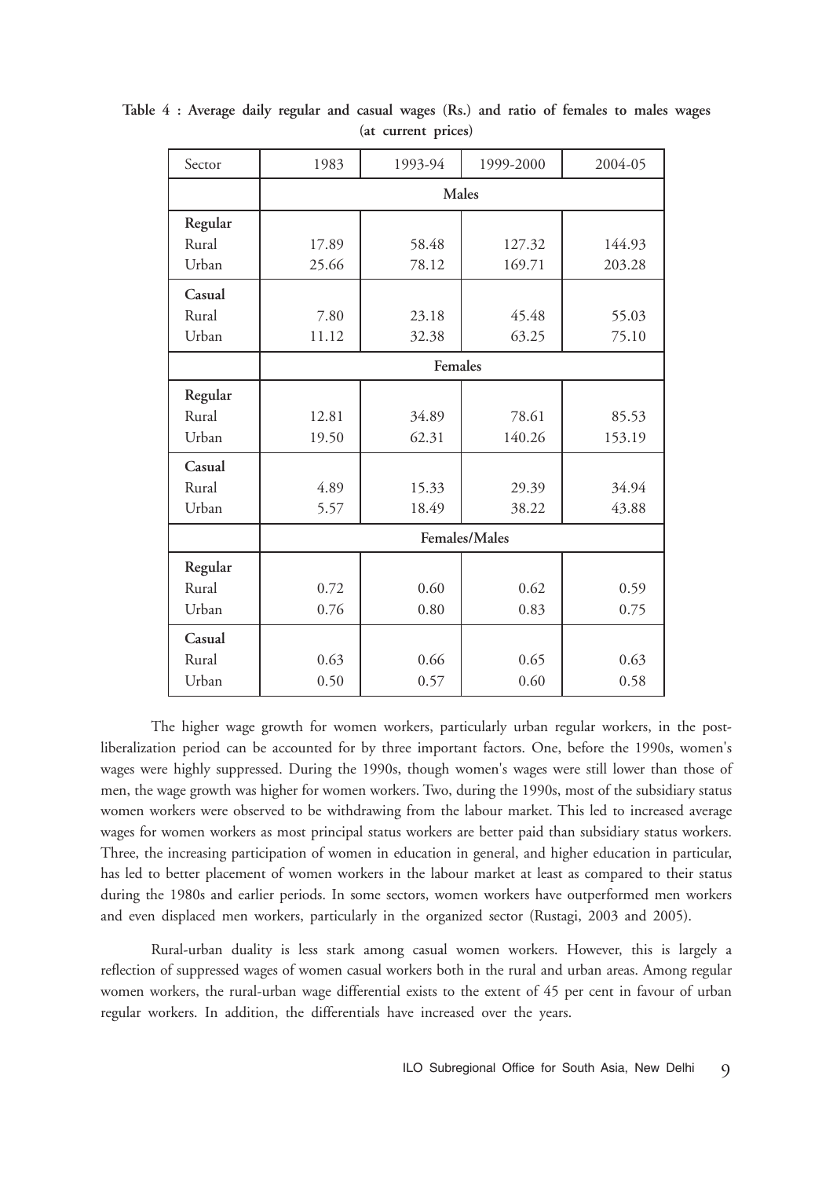**Table 4 : Average daily regular and casual wages (Rs.) and ratio of females to males wages (at current prices)**

| Sector | 1983 | 1993-94 | 1999-2000 | 2004-05 |
|---|---|---|---|---|
| | **Males** | | | |
| **Regular** | | | | |
| Rural | 17.89 | 58.48 | 127.32 | 144.93 |
| Urban | 25.66 | 78.12 | 169.71 | 203.28 |
| **Casual** | | | | |
| Rural | 7.80 | 23.18 | 45.48 | 55.03 |
| Urban | 11.12 | 32.38 | 63.25 | 75.10 |
| | **Females** | | | |
| **Regular** | | | | |
| Rural | 12.81 | 34.89 | 78.61 | 85.53 |
| Urban | 19.50 | 62.31 | 140.26 | 153.19 |
| **Casual** | | | | |
| Rural | 4.89 | 15.33 | 29.39 | 34.94 |
| Urban | 5.57 | 18.49 | 38.22 | 43.88 |
| | **Females/Males** | | | |
| **Regular** | | | | |
| Rural | 0.72 | 0.60 | 0.62 | 0.59 |
| Urban | 0.76 | 0.80 | 0.83 | 0.75 |
| **Casual** | | | | |
| Rural | 0.63 | 0.66 | 0.65 | 0.63 |
| Urban | 0.50 | 0.57 | 0.60 | 0.58 |

The higher wage growth for women workers, particularly urban regular workers, in the post-liberalization period can be accounted for by three important factors. One, before the 1990s, women's wages were highly suppressed. During the 1990s, though women's wages were still lower than those of men, the wage growth was higher for women workers. Two, during the 1990s, most of the subsidiary status women workers were observed to be withdrawing from the labour market. This led to increased average wages for women workers as most principal status workers are better paid than subsidiary status workers. Three, the increasing participation of women in education in general, and higher education in particular, has led to better placement of women workers in the labour market at least as compared to their status during the 1980s and earlier periods. In some sectors, women workers have outperformed men workers and even displaced men workers, particularly in the organized sector (Rustagi, 2003 and 2005).

Rural-urban duality is less stark among casual women workers. However, this is largely a reflection of suppressed wages of women casual workers both in the rural and urban areas. Among regular women workers, the rural-urban wage differential exists to the extent of 45 per cent in favour of urban regular workers. In addition, the differentials have increased over the years.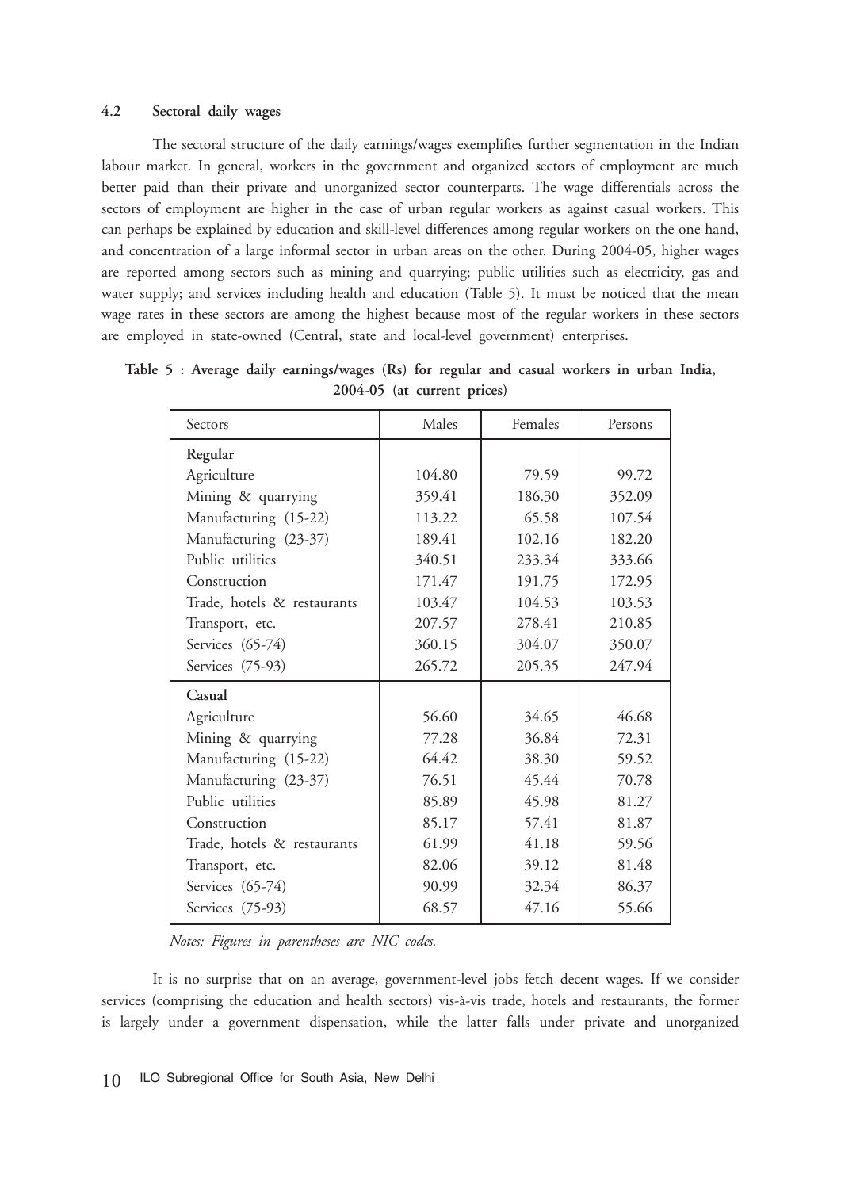### 4.2 Sectoral daily wages

The sectoral structure of the daily earnings/wages exemplifies further segmentation in the Indian labour market. In general, workers in the government and organized sectors of employment are much better paid than their private and unorganized sector counterparts. The wage differentials across the sectors of employment are higher in the case of urban regular workers as against casual workers. This can perhaps be explained by education and skill-level differences among regular workers on the one hand, and concentration of a large informal sector in urban areas on the other. During 2004-05, higher wages are reported among sectors such as mining and quarrying; public utilities such as electricity, gas and water supply; and services including health and education (Table 5). It must be noticed that the mean wage rates in these sectors are among the highest because most of the regular workers in these sectors are employed in state-owned (Central, state and local-level government) enterprises.

**Table 5 : Average daily earnings/wages (Rs) for regular and casual workers in urban India, 2004-05 (at current prices)**

| Sectors | Males | Females | Persons |
|---|---|---|---|
| **Regular** | | | |
| Agriculture | 104.80 | 79.59 | 99.72 |
| Mining & quarrying | 359.41 | 186.30 | 352.09 |
| Manufacturing (15-22) | 113.22 | 65.58 | 107.54 |
| Manufacturing (23-37) | 189.41 | 102.16 | 182.20 |
| Public utilities | 340.51 | 233.34 | 333.66 |
| Construction | 171.47 | 191.75 | 172.95 |
| Trade, hotels & restaurants | 103.47 | 104.53 | 103.53 |
| Transport, etc. | 207.57 | 278.41 | 210.85 |
| Services (65-74) | 360.15 | 304.07 | 350.07 |
| Services (75-93) | 265.72 | 205.35 | 247.94 |
| **Casual** | | | |
| Agriculture | 56.60 | 34.65 | 46.68 |
| Mining & quarrying | 77.28 | 36.84 | 72.31 |
| Manufacturing (15-22) | 64.42 | 38.30 | 59.52 |
| Manufacturing (23-37) | 76.51 | 45.44 | 70.78 |
| Public utilities | 85.89 | 45.98 | 81.27 |
| Construction | 85.17 | 57.41 | 81.87 |
| Trade, hotels & restaurants | 61.99 | 41.18 | 59.56 |
| Transport, etc. | 82.06 | 39.12 | 81.48 |
| Services (65-74) | 90.99 | 32.34 | 86.37 |
| Services (75-93) | 68.57 | 47.16 | 55.66 |

*Notes: Figures in parentheses are NIC codes.*

It is no surprise that on an average, government-level jobs fetch decent wages. If we consider services (comprising the education and health sectors) vis-à-vis trade, hotels and restaurants, the former is largely under a government dispensation, while the latter falls under private and unorganized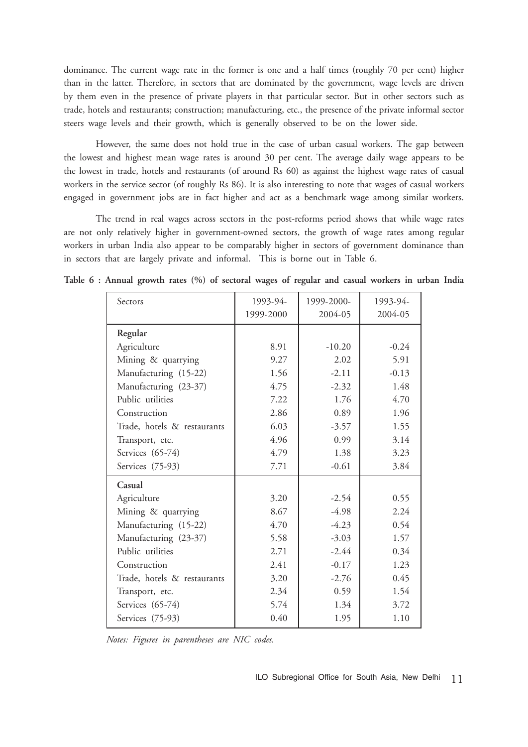dominance. The current wage rate in the former is one and a half times (roughly 70 per cent) higher than in the latter. Therefore, in sectors that are dominated by the government, wage levels are driven by them even in the presence of private players in that particular sector. But in other sectors such as trade, hotels and restaurants; construction; manufacturing, etc., the presence of the private informal sector steers wage levels and their growth, which is generally observed to be on the lower side.

However, the same does not hold true in the case of urban casual workers. The gap between the lowest and highest mean wage rates is around 30 per cent. The average daily wage appears to be the lowest in trade, hotels and restaurants (of around Rs 60) as against the highest wage rates of casual workers in the service sector (of roughly Rs 86). It is also interesting to note that wages of casual workers engaged in government jobs are in fact higher and act as a benchmark wage among similar workers.

The trend in real wages across sectors in the post-reforms period shows that while wage rates are not only relatively higher in government-owned sectors, the growth of wage rates among regular workers in urban India also appear to be comparably higher in sectors of government dominance than in sectors that are largely private and informal. This is borne out in Table 6.

**Table 6 : Annual growth rates (%) of sectoral wages of regular and casual workers in urban India**

| Sectors | 1993-94- 1999-2000 | 1999-2000- 2004-05 | 1993-94- 2004-05 |
|---|---|---|---|
| **Regular** | | | |
| Agriculture | 8.91 | -10.20 | -0.24 |
| Mining & quarrying | 9.27 | 2.02 | 5.91 |
| Manufacturing (15-22) | 1.56 | -2.11 | -0.13 |
| Manufacturing (23-37) | 4.75 | -2.32 | 1.48 |
| Public utilities | 7.22 | 1.76 | 4.70 |
| Construction | 2.86 | 0.89 | 1.96 |
| Trade, hotels & restaurants | 6.03 | -3.57 | 1.55 |
| Transport, etc. | 4.96 | 0.99 | 3.14 |
| Services (65-74) | 4.79 | 1.38 | 3.23 |
| Services (75-93) | 7.71 | -0.61 | 3.84 |
| **Casual** | | | |
| Agriculture | 3.20 | -2.54 | 0.55 |
| Mining & quarrying | 8.67 | -4.98 | 2.24 |
| Manufacturing (15-22) | 4.70 | -4.23 | 0.54 |
| Manufacturing (23-37) | 5.58 | -3.03 | 1.57 |
| Public utilities | 2.71 | -2.44 | 0.34 |
| Construction | 2.41 | -0.17 | 1.23 |
| Trade, hotels & restaurants | 3.20 | -2.76 | 0.45 |
| Transport, etc. | 2.34 | 0.59 | 1.54 |
| Services (65-74) | 5.74 | 1.34 | 3.72 |
| Services (75-93) | 0.40 | 1.95 | 1.10 |

*Notes: Figures in parentheses are NIC codes.*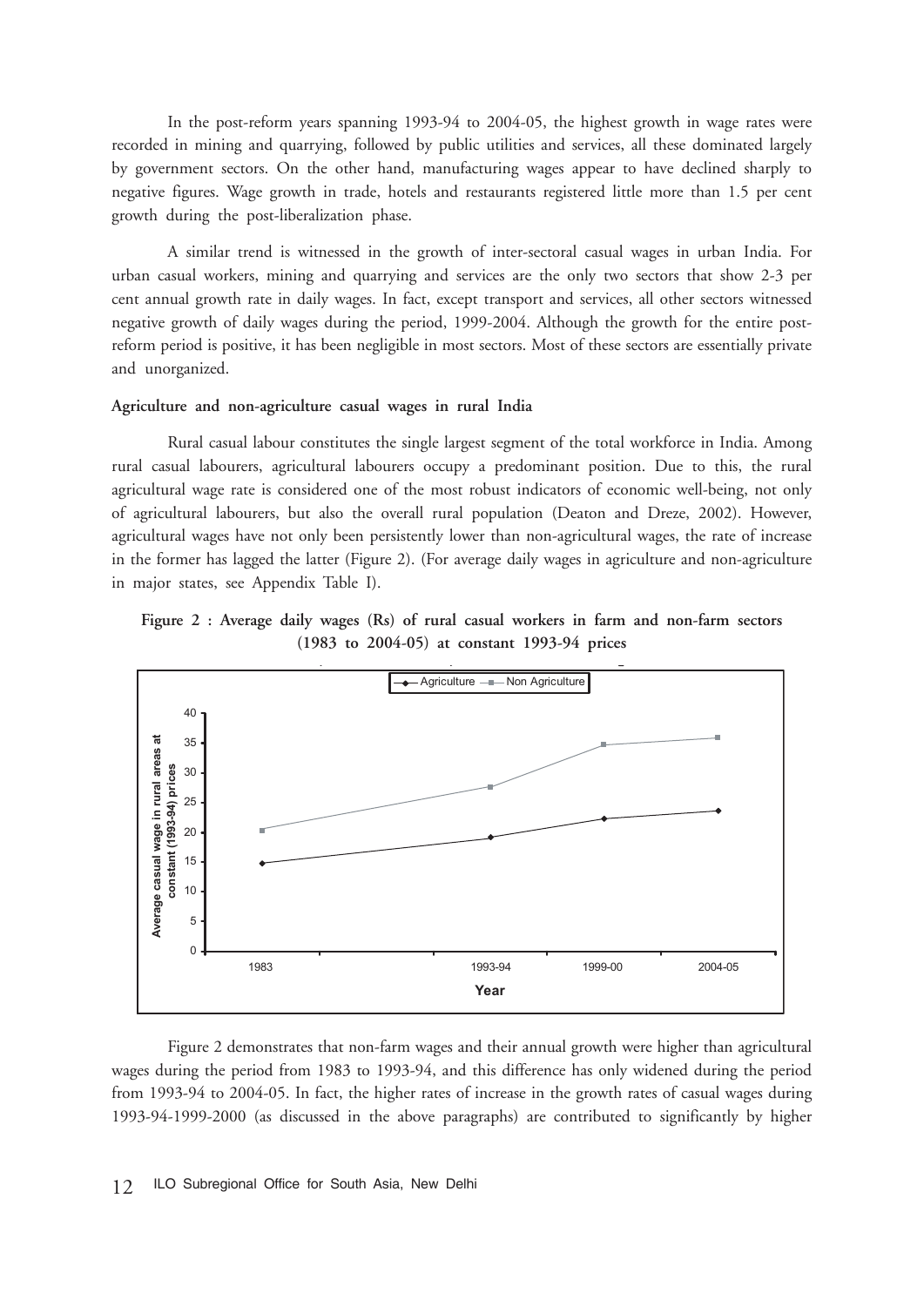In the post-reform years spanning 1993-94 to 2004-05, the highest growth in wage rates were recorded in mining and quarrying, followed by public utilities and services, all these dominated largely by government sectors. On the other hand, manufacturing wages appear to have declined sharply to negative figures. Wage growth in trade, hotels and restaurants registered little more than 1.5 per cent growth during the post-liberalization phase.

A similar trend is witnessed in the growth of inter-sectoral casual wages in urban India. For urban casual workers, mining and quarrying and services are the only two sectors that show 2-3 per cent annual growth rate in daily wages. In fact, except transport and services, all other sectors witnessed negative growth of daily wages during the period, 1999-2004. Although the growth for the entire post-reform period is positive, it has been negligible in most sectors. Most of these sectors are essentially private and unorganized.

**Agriculture and non-agriculture casual wages in rural India**

Rural casual labour constitutes the single largest segment of the total workforce in India. Among rural casual labourers, agricultural labourers occupy a predominant position. Due to this, the rural agricultural wage rate is considered one of the most robust indicators of economic well-being, not only of agricultural labourers, but also the overall rural population (Deaton and Dreze, 2002). However, agricultural wages have not only been persistently lower than non-agricultural wages, the rate of increase in the former has lagged the latter (Figure 2). (For average daily wages in agriculture and non-agriculture in major states, see Appendix Table I).

**Figure 2 : Average daily wages (Rs) of rural casual workers in farm and non-farm sectors (1983 to 2004-05) at constant 1993-94 prices**

Figure 2 demonstrates that non-farm wages and their annual growth were higher than agricultural wages during the period from 1983 to 1993-94, and this difference has only widened during the period from 1993-94 to 2004-05. In fact, the higher rates of increase in the growth rates of casual wages during 1993-94-1999-2000 (as discussed in the above paragraphs) are contributed to significantly by higher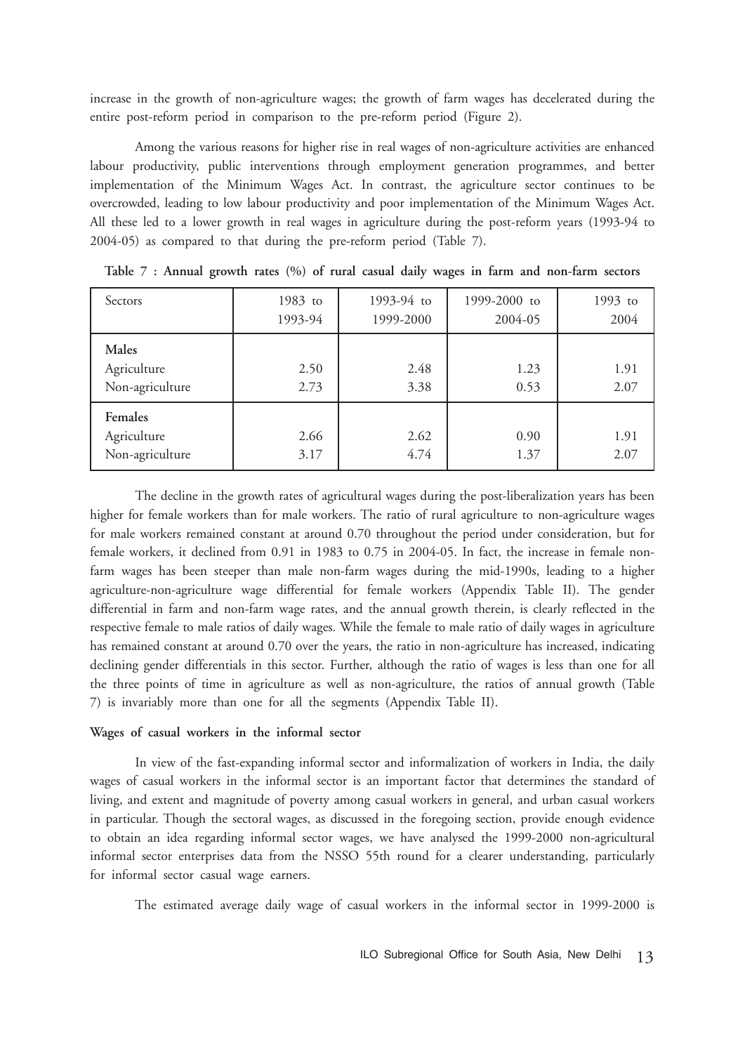increase in the growth of non-agriculture wages; the growth of farm wages has decelerated during the entire post-reform period in comparison to the pre-reform period (Figure 2).

Among the various reasons for higher rise in real wages of non-agriculture activities are enhanced labour productivity, public interventions through employment generation programmes, and better implementation of the Minimum Wages Act. In contrast, the agriculture sector continues to be overcrowded, leading to low labour productivity and poor implementation of the Minimum Wages Act. All these led to a lower growth in real wages in agriculture during the post-reform years (1993-94 to 2004-05) as compared to that during the pre-reform period (Table 7).

**Table 7 : Annual growth rates (%) of rural casual daily wages in farm and non-farm sectors**

| Sectors | 1983 to 1993-94 | 1993-94 to 1999-2000 | 1999-2000 to 2004-05 | 1993 to 2004 |
|---|---|---|---|---|
| **Males** | | | | |
| Agriculture | 2.50 | 2.48 | 1.23 | 1.91 |
| Non-agriculture | 2.73 | 3.38 | 0.53 | 2.07 |
| **Females** | | | | |
| Agriculture | 2.66 | 2.62 | 0.90 | 1.91 |
| Non-agriculture | 3.17 | 4.74 | 1.37 | 2.07 |

The decline in the growth rates of agricultural wages during the post-liberalization years has been higher for female workers than for male workers. The ratio of rural agriculture to non-agriculture wages for male workers remained constant at around 0.70 throughout the period under consideration, but for female workers, it declined from 0.91 in 1983 to 0.75 in 2004-05. In fact, the increase in female non-farm wages has been steeper than male non-farm wages during the mid-1990s, leading to a higher agriculture-non-agriculture wage differential for female workers (Appendix Table II). The gender differential in farm and non-farm wage rates, and the annual growth therein, is clearly reflected in the respective female to male ratios of daily wages. While the female to male ratio of daily wages in agriculture has remained constant at around 0.70 over the years, the ratio in non-agriculture has increased, indicating declining gender differentials in this sector. Further, although the ratio of wages is less than one for all the three points of time in agriculture as well as non-agriculture, the ratios of annual growth (Table 7) is invariably more than one for all the segments (Appendix Table II).

**Wages of casual workers in the informal sector**

In view of the fast-expanding informal sector and informalization of workers in India, the daily wages of casual workers in the informal sector is an important factor that determines the standard of living, and extent and magnitude of poverty among casual workers in general, and urban casual workers in particular. Though the sectoral wages, as discussed in the foregoing section, provide enough evidence to obtain an idea regarding informal sector wages, we have analysed the 1999-2000 non-agricultural informal sector enterprises data from the NSSO 55th round for a clearer understanding, particularly for informal sector casual wage earners.

The estimated average daily wage of casual workers in the informal sector in 1999-2000 is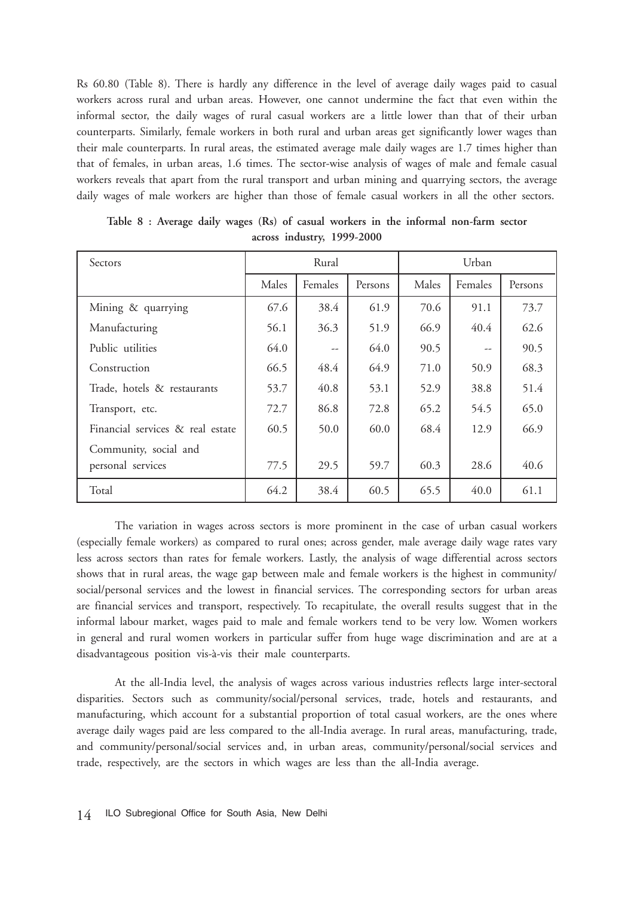Rs 60.80 (Table 8). There is hardly any difference in the level of average daily wages paid to casual workers across rural and urban areas. However, one cannot undermine the fact that even within the informal sector, the daily wages of rural casual workers are a little lower than that of their urban counterparts. Similarly, female workers in both rural and urban areas get significantly lower wages than their male counterparts. In rural areas, the estimated average male daily wages are 1.7 times higher than that of females, in urban areas, 1.6 times. The sector-wise analysis of wages of male and female casual workers reveals that apart from the rural transport and urban mining and quarrying sectors, the average daily wages of male workers are higher than those of female casual workers in all the other sectors.

**Table 8 : Average daily wages (Rs) of casual workers in the informal non-farm sector across industry, 1999-2000**

| Sectors | Rural | | | Urban | | |
|---|---|---|---|---|---|---|
| | Males | Females | Persons | Males | Females | Persons |
| Mining & quarrying | 67.6 | 38.4 | 61.9 | 70.6 | 91.1 | 73.7 |
| Manufacturing | 56.1 | 36.3 | 51.9 | 66.9 | 40.4 | 62.6 |
| Public utilities | 64.0 | -- | 64.0 | 90.5 | -- | 90.5 |
| Construction | 66.5 | 48.4 | 64.9 | 71.0 | 50.9 | 68.3 |
| Trade, hotels & restaurants | 53.7 | 40.8 | 53.1 | 52.9 | 38.8 | 51.4 |
| Transport, etc. | 72.7 | 86.8 | 72.8 | 65.2 | 54.5 | 65.0 |
| Financial services & real estate | 60.5 | 50.0 | 60.0 | 68.4 | 12.9 | 66.9 |
| Community, social and personal services | 77.5 | 29.5 | 59.7 | 60.3 | 28.6 | 40.6 |
| Total | 64.2 | 38.4 | 60.5 | 65.5 | 40.0 | 61.1 |

The variation in wages across sectors is more prominent in the case of urban casual workers (especially female workers) as compared to rural ones; across gender, male average daily wage rates vary less across sectors than rates for female workers. Lastly, the analysis of wage differential across sectors shows that in rural areas, the wage gap between male and female workers is the highest in community/social/personal services and the lowest in financial services. The corresponding sectors for urban areas are financial services and transport, respectively. To recapitulate, the overall results suggest that in the informal labour market, wages paid to male and female workers tend to be very low. Women workers in general and rural women workers in particular suffer from huge wage discrimination and are at a disadvantageous position vis-à-vis their male counterparts.

At the all-India level, the analysis of wages across various industries reflects large inter-sectoral disparities. Sectors such as community/social/personal services, trade, hotels and restaurants, and manufacturing, which account for a substantial proportion of total casual workers, are the ones where average daily wages paid are less compared to the all-India average. In rural areas, manufacturing, trade, and community/personal/social services and, in urban areas, community/personal/social services and trade, respectively, are the sectors in which wages are less than the all-India average.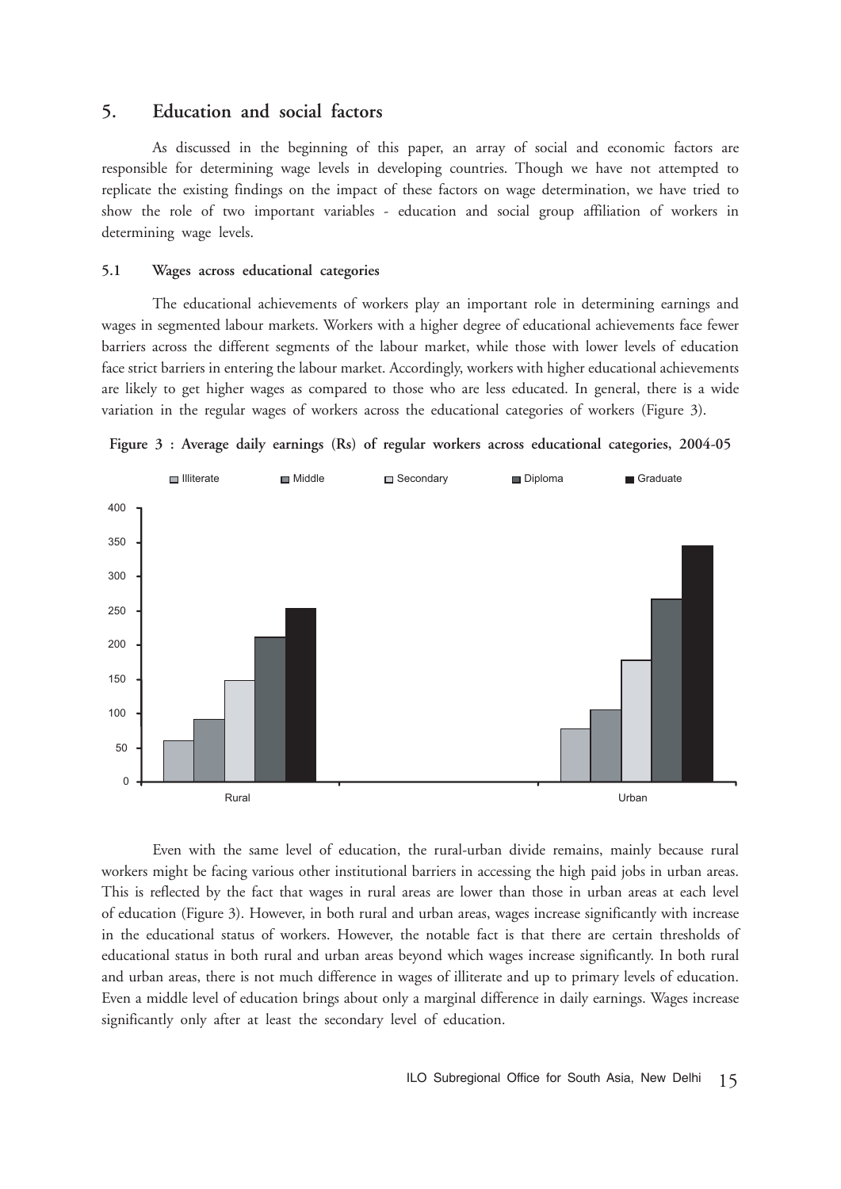## 5. Education and social factors

As discussed in the beginning of this paper, an array of social and economic factors are responsible for determining wage levels in developing countries. Though we have not attempted to replicate the existing findings on the impact of these factors on wage determination, we have tried to show the role of two important variables - education and social group affiliation of workers in determining wage levels.

### 5.1 Wages across educational categories

The educational achievements of workers play an important role in determining earnings and wages in segmented labour markets. Workers with a higher degree of educational achievements face fewer barriers across the different segments of the labour market, while those with lower levels of education face strict barriers in entering the labour market. Accordingly, workers with higher educational achievements are likely to get higher wages as compared to those who are less educated. In general, there is a wide variation in the regular wages of workers across the educational categories of workers (Figure 3).

**Figure 3 : Average daily earnings (Rs) of regular workers across educational categories, 2004-05**

Even with the same level of education, the rural-urban divide remains, mainly because rural workers might be facing various other institutional barriers in accessing the high paid jobs in urban areas. This is reflected by the fact that wages in rural areas are lower than those in urban areas at each level of education (Figure 3). However, in both rural and urban areas, wages increase significantly with increase in the educational status of workers. However, the notable fact is that there are certain thresholds of educational status in both rural and urban areas beyond which wages increase significantly. In both rural and urban areas, there is not much difference in wages of illiterate and up to primary levels of education. Even a middle level of education brings about only a marginal difference in daily earnings. Wages increase significantly only after at least the secondary level of education.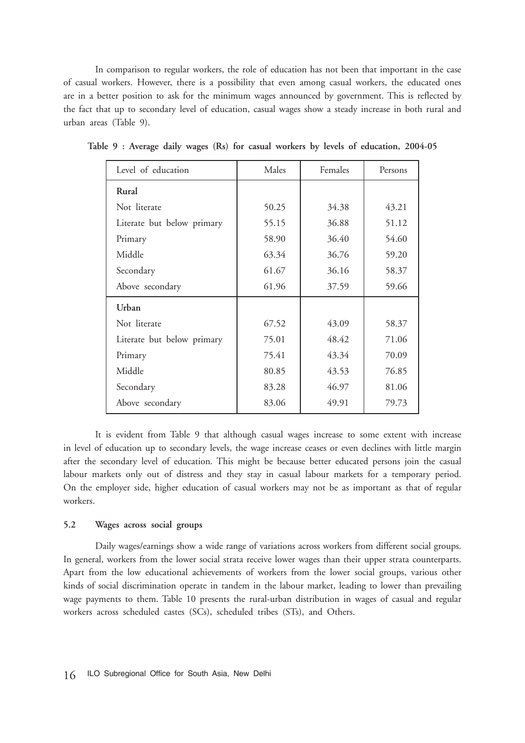In comparison to regular workers, the role of education has not been that important in the case of casual workers. However, there is a possibility that even among casual workers, the educated ones are in a better position to ask for the minimum wages announced by government. This is reflected by the fact that up to secondary level of education, casual wages show a steady increase in both rural and urban areas (Table 9).

**Table 9 : Average daily wages (Rs) for casual workers by levels of education, 2004-05**

| Level of education | Males | Females | Persons |
|---|---|---|---|
| **Rural** | | | |
| Not literate | 50.25 | 34.38 | 43.21 |
| Literate but below primary | 55.15 | 36.88 | 51.12 |
| Primary | 58.90 | 36.40 | 54.60 |
| Middle | 63.34 | 36.76 | 59.20 |
| Secondary | 61.67 | 36.16 | 58.37 |
| Above secondary | 61.96 | 37.59 | 59.66 |
| **Urban** | | | |
| Not literate | 67.52 | 43.09 | 58.37 |
| Literate but below primary | 75.01 | 48.42 | 71.06 |
| Primary | 75.41 | 43.34 | 70.09 |
| Middle | 80.85 | 43.53 | 76.85 |
| Secondary | 83.28 | 46.97 | 81.06 |
| Above secondary | 83.06 | 49.91 | 79.73 |

It is evident from Table 9 that although casual wages increase to some extent with increase in level of education up to secondary levels, the wage increase ceases or even declines with little margin after the secondary level of education. This might be because better educated persons join the casual labour markets only out of distress and they stay in casual labour markets for a temporary period. On the employer side, higher education of casual workers may not be as important as that of regular workers.

### 5.2 Wages across social groups

Daily wages/earnings show a wide range of variations across workers from different social groups. In general, workers from the lower social strata receive lower wages than their upper strata counterparts. Apart from the low educational achievements of workers from the lower social groups, various other kinds of social discrimination operate in tandem in the labour market, leading to lower than prevailing wage payments to them. Table 10 presents the rural-urban distribution in wages of casual and regular workers across scheduled castes (SCs), scheduled tribes (STs), and Others.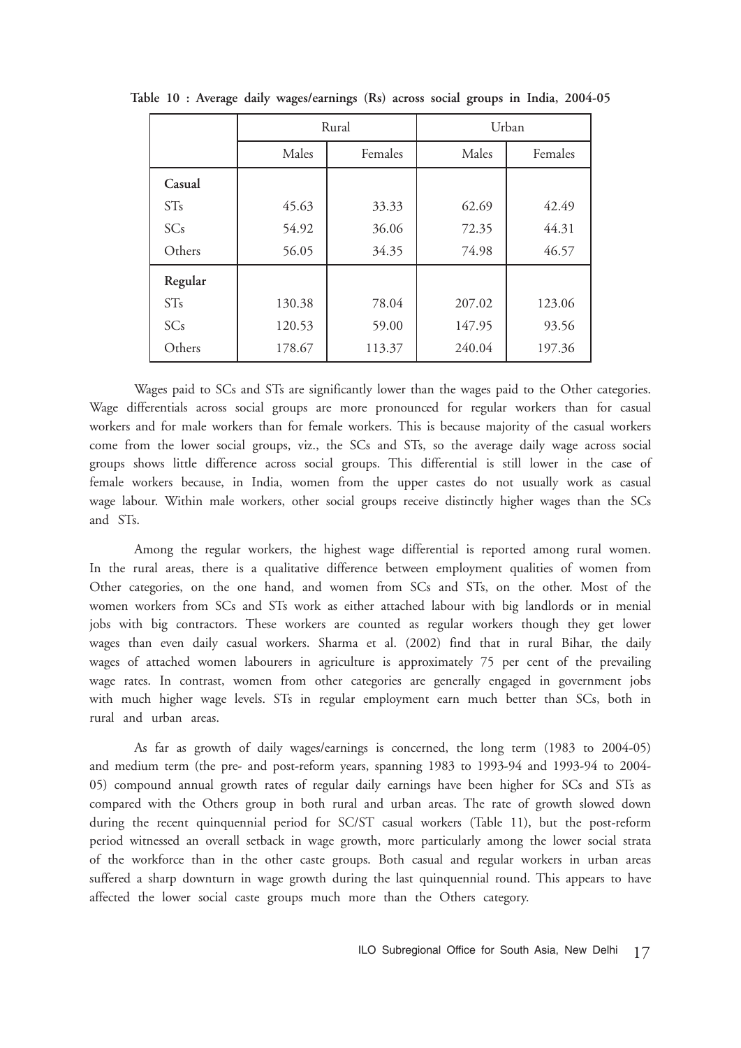**Table 10 : Average daily wages/earnings (Rs) across social groups in India, 2004-05**

| | Rural | | Urban | |
|---|---|---|---|---|
| | Males | Females | Males | Females |
| **Casual** | | | | |
| STs | 45.63 | 33.33 | 62.69 | 42.49 |
| SCs | 54.92 | 36.06 | 72.35 | 44.31 |
| Others | 56.05 | 34.35 | 74.98 | 46.57 |
| **Regular** | | | | |
| STs | 130.38 | 78.04 | 207.02 | 123.06 |
| SCs | 120.53 | 59.00 | 147.95 | 93.56 |
| Others | 178.67 | 113.37 | 240.04 | 197.36 |

Wages paid to SCs and STs are significantly lower than the wages paid to the Other categories. Wage differentials across social groups are more pronounced for regular workers than for casual workers and for male workers than for female workers. This is because majority of the casual workers come from the lower social groups, viz., the SCs and STs, so the average daily wage across social groups shows little difference across social groups. This differential is still lower in the case of female workers because, in India, women from the upper castes do not usually work as casual wage labour. Within male workers, other social groups receive distinctly higher wages than the SCs and STs.

Among the regular workers, the highest wage differential is reported among rural women. In the rural areas, there is a qualitative difference between employment qualities of women from Other categories, on the one hand, and women from SCs and STs, on the other. Most of the women workers from SCs and STs work as either attached labour with big landlords or in menial jobs with big contractors. These workers are counted as regular workers though they get lower wages than even daily casual workers. Sharma et al. (2002) find that in rural Bihar, the daily wages of attached women labourers in agriculture is approximately 75 per cent of the prevailing wage rates. In contrast, women from other categories are generally engaged in government jobs with much higher wage levels. STs in regular employment earn much better than SCs, both in rural and urban areas.

As far as growth of daily wages/earnings is concerned, the long term (1983 to 2004-05) and medium term (the pre- and post-reform years, spanning 1983 to 1993-94 and 1993-94 to 2004-05) compound annual growth rates of regular daily earnings have been higher for SCs and STs as compared with the Others group in both rural and urban areas. The rate of growth slowed down during the recent quinquennial period for SC/ST casual workers (Table 11), but the post-reform period witnessed an overall setback in wage growth, more particularly among the lower social strata of the workforce than in the other caste groups. Both casual and regular workers in urban areas suffered a sharp downturn in wage growth during the last quinquennial round. This appears to have affected the lower social caste groups much more than the Others category.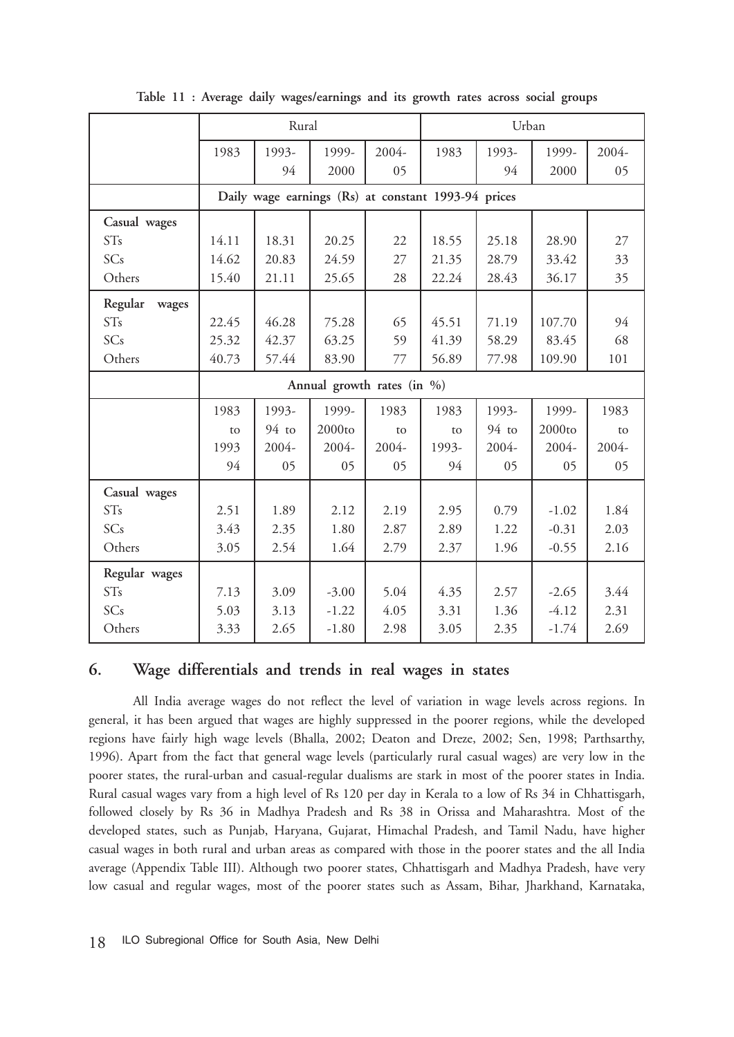**Table 11 : Average daily wages/earnings and its growth rates across social groups**

| | Rural | | | | Urban | | | |
|---|---|---|---|---|---|---|---|---|
| | 1983 | 1993-94 | 1999-2000 | 2004-05 | 1983 | 1993-94 | 1999-2000 | 2004-05 |
| | Daily wage earnings (Rs) at constant 1993-94 prices | | | | | | | |
| **Casual wages** | | | | | | | | |
| STs | 14.11 | 18.31 | 20.25 | 22 | 18.55 | 25.18 | 28.90 | 27 |
| SCs | 14.62 | 20.83 | 24.59 | 27 | 21.35 | 28.79 | 33.42 | 33 |
| Others | 15.40 | 21.11 | 25.65 | 28 | 22.24 | 28.43 | 36.17 | 35 |
| **Regular wages** | | | | | | | | |
| STs | 22.45 | 46.28 | 75.28 | 65 | 45.51 | 71.19 | 107.70 | 94 |
| SCs | 25.32 | 42.37 | 63.25 | 59 | 41.39 | 58.29 | 83.45 | 68 |
| Others | 40.73 | 57.44 | 83.90 | 77 | 56.89 | 77.98 | 109.90 | 101 |
| | Annual growth rates (in %) | | | | | | | |
| | 1983 to 1993 94 | 1993-94 to 2004-05 | 1999-2000to 2004-05 | 1983 to 2004-05 | 1983 to 1993-94 | 1993-94 to 2004-05 | 1999-2000to 2004-05 | 1983 to 2004-05 |
| **Casual wages** | | | | | | | | |
| STs | 2.51 | 1.89 | 2.12 | 2.19 | 2.95 | 0.79 | -1.02 | 1.84 |
| SCs | 3.43 | 2.35 | 1.80 | 2.87 | 2.89 | 1.22 | -0.31 | 2.03 |
| Others | 3.05 | 2.54 | 1.64 | 2.79 | 2.37 | 1.96 | -0.55 | 2.16 |
| **Regular wages** | | | | | | | | |
| STs | 7.13 | 3.09 | -3.00 | 5.04 | 4.35 | 2.57 | -2.65 | 3.44 |
| SCs | 5.03 | 3.13 | -1.22 | 4.05 | 3.31 | 1.36 | -4.12 | 2.31 |
| Others | 3.33 | 2.65 | -1.80 | 2.98 | 3.05 | 2.35 | -1.74 | 2.69 |

## 6. Wage differentials and trends in real wages in states

All India average wages do not reflect the level of variation in wage levels across regions. In general, it has been argued that wages are highly suppressed in the poorer regions, while the developed regions have fairly high wage levels (Bhalla, 2002; Deaton and Dreze, 2002; Sen, 1998; Parthsarthy, 1996). Apart from the fact that general wage levels (particularly rural casual wages) are very low in the poorer states, the rural-urban and casual-regular dualisms are stark in most of the poorer states in India. Rural casual wages vary from a high level of Rs 120 per day in Kerala to a low of Rs 34 in Chhattisgarh, followed closely by Rs 36 in Madhya Pradesh and Rs 38 in Orissa and Maharashtra. Most of the developed states, such as Punjab, Haryana, Gujarat, Himachal Pradesh, and Tamil Nadu, have higher casual wages in both rural and urban areas as compared with those in the poorer states and the all India average (Appendix Table III). Although two poorer states, Chhattisgarh and Madhya Pradesh, have very low casual and regular wages, most of the poorer states such as Assam, Bihar, Jharkhand, Karnataka,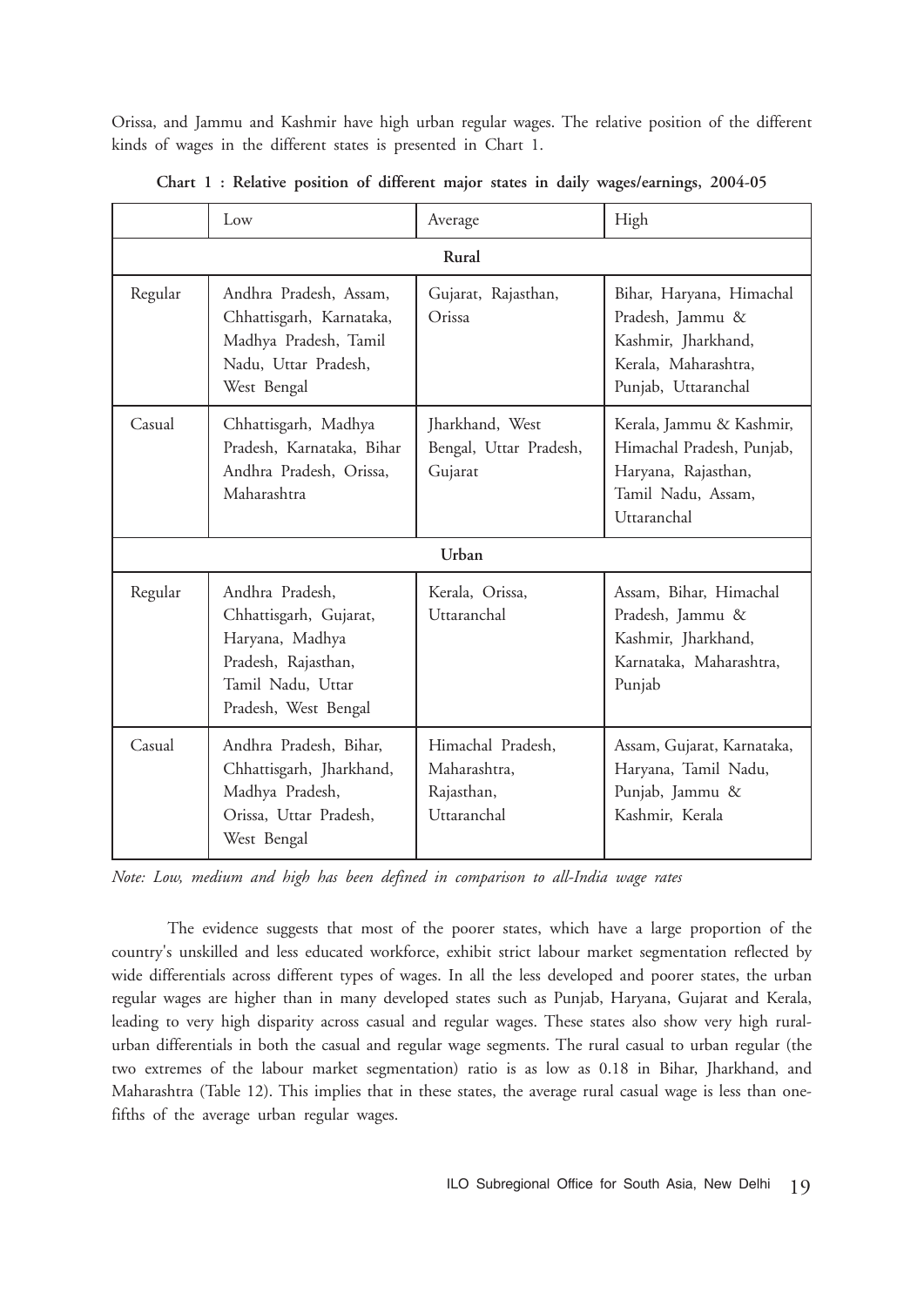Orissa, and Jammu and Kashmir have high urban regular wages. The relative position of the different kinds of wages in the different states is presented in Chart 1.

**Chart 1 : Relative position of different major states in daily wages/earnings, 2004-05**

| | Low | Average | High |
|---|---|---|---|
| **Rural** | | | |
| Regular | Andhra Pradesh, Assam, Chhattisgarh, Karnataka, Madhya Pradesh, Tamil Nadu, Uttar Pradesh, West Bengal | Gujarat, Rajasthan, Orissa | Bihar, Haryana, Himachal Pradesh, Jammu & Kashmir, Jharkhand, Kerala, Maharashtra, Punjab, Uttaranchal |
| Casual | Chhattisgarh, Madhya Pradesh, Karnataka, Bihar Andhra Pradesh, Orissa, Maharashtra | Jharkhand, West Bengal, Uttar Pradesh, Gujarat | Kerala, Jammu & Kashmir, Himachal Pradesh, Punjab, Haryana, Rajasthan, Tamil Nadu, Assam, Uttaranchal |
| **Urban** | | | |
| Regular | Andhra Pradesh, Chhattisgarh, Gujarat, Haryana, Madhya Pradesh, Rajasthan, Tamil Nadu, Uttar Pradesh, West Bengal | Kerala, Orissa, Uttaranchal | Assam, Bihar, Himachal Pradesh, Jammu & Kashmir, Jharkhand, Karnataka, Maharashtra, Punjab |
| Casual | Andhra Pradesh, Bihar, Chhattisgarh, Jharkhand, Madhya Pradesh, Orissa, Uttar Pradesh, West Bengal | Himachal Pradesh, Maharashtra, Rajasthan, Uttaranchal | Assam, Gujarat, Karnataka, Haryana, Tamil Nadu, Punjab, Jammu & Kashmir, Kerala |

*Note: Low, medium and high has been defined in comparison to all-India wage rates*

The evidence suggests that most of the poorer states, which have a large proportion of the country's unskilled and less educated workforce, exhibit strict labour market segmentation reflected by wide differentials across different types of wages. In all the less developed and poorer states, the urban regular wages are higher than in many developed states such as Punjab, Haryana, Gujarat and Kerala, leading to very high disparity across casual and regular wages. These states also show very high rural-urban differentials in both the casual and regular wage segments. The rural casual to urban regular (the two extremes of the labour market segmentation) ratio is as low as 0.18 in Bihar, Jharkhand, and Maharashtra (Table 12). This implies that in these states, the average rural casual wage is less than one-fifths of the average urban regular wages.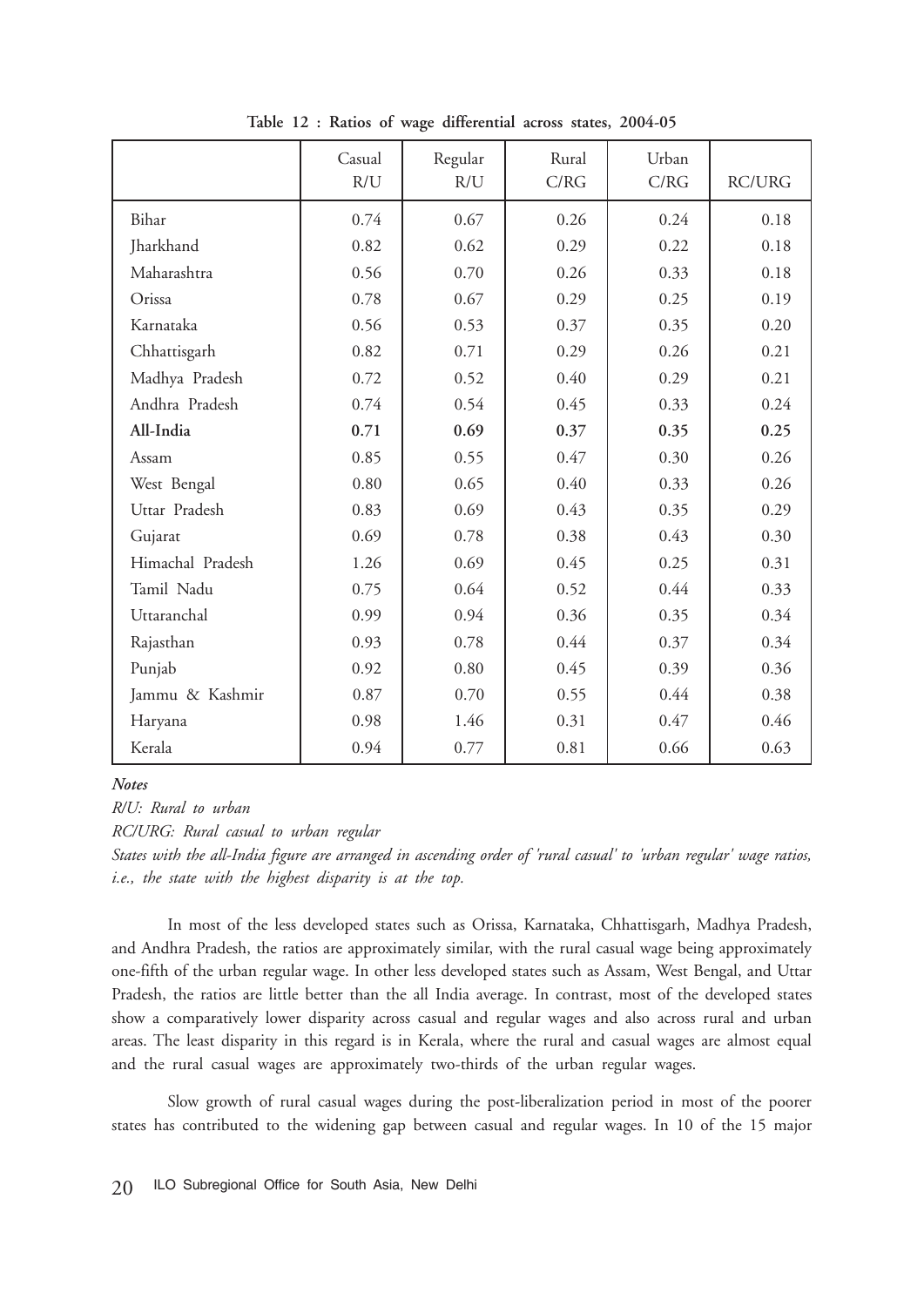**Table 12 : Ratios of wage differential across states, 2004-05**

| | Casual R/U | Regular R/U | Rural C/RG | Urban C/RG | RC/URG |
|---|---|---|---|---|---|
| Bihar | 0.74 | 0.67 | 0.26 | 0.24 | 0.18 |
| Jharkhand | 0.82 | 0.62 | 0.29 | 0.22 | 0.18 |
| Maharashtra | 0.56 | 0.70 | 0.26 | 0.33 | 0.18 |
| Orissa | 0.78 | 0.67 | 0.29 | 0.25 | 0.19 |
| Karnataka | 0.56 | 0.53 | 0.37 | 0.35 | 0.20 |
| Chhattisgarh | 0.82 | 0.71 | 0.29 | 0.26 | 0.21 |
| Madhya Pradesh | 0.72 | 0.52 | 0.40 | 0.29 | 0.21 |
| Andhra Pradesh | 0.74 | 0.54 | 0.45 | 0.33 | 0.24 |
| **All-India** | **0.71** | **0.69** | **0.37** | **0.35** | **0.25** |
| Assam | 0.85 | 0.55 | 0.47 | 0.30 | 0.26 |
| West Bengal | 0.80 | 0.65 | 0.40 | 0.33 | 0.26 |
| Uttar Pradesh | 0.83 | 0.69 | 0.43 | 0.35 | 0.29 |
| Gujarat | 0.69 | 0.78 | 0.38 | 0.43 | 0.30 |
| Himachal Pradesh | 1.26 | 0.69 | 0.45 | 0.25 | 0.31 |
| Tamil Nadu | 0.75 | 0.64 | 0.52 | 0.44 | 0.33 |
| Uttaranchal | 0.99 | 0.94 | 0.36 | 0.35 | 0.34 |
| Rajasthan | 0.93 | 0.78 | 0.44 | 0.37 | 0.34 |
| Punjab | 0.92 | 0.80 | 0.45 | 0.39 | 0.36 |
| Jammu & Kashmir | 0.87 | 0.70 | 0.55 | 0.44 | 0.38 |
| Haryana | 0.98 | 1.46 | 0.31 | 0.47 | 0.46 |
| Kerala | 0.94 | 0.77 | 0.81 | 0.66 | 0.63 |

***Notes***

*R/U: Rural to urban*

*RC/URG: Rural casual to urban regular*

*States with the all-India figure are arranged in ascending order of 'rural casual' to 'urban regular' wage ratios, i.e., the state with the highest disparity is at the top.*

In most of the less developed states such as Orissa, Karnataka, Chhattisgarh, Madhya Pradesh, and Andhra Pradesh, the ratios are approximately similar, with the rural casual wage being approximately one-fifth of the urban regular wage. In other less developed states such as Assam, West Bengal, and Uttar Pradesh, the ratios are little better than the all India average. In contrast, most of the developed states show a comparatively lower disparity across casual and regular wages and also across rural and urban areas. The least disparity in this regard is in Kerala, where the rural and casual wages are almost equal and the rural casual wages are approximately two-thirds of the urban regular wages.

Slow growth of rural casual wages during the post-liberalization period in most of the poorer states has contributed to the widening gap between casual and regular wages. In 10 of the 15 major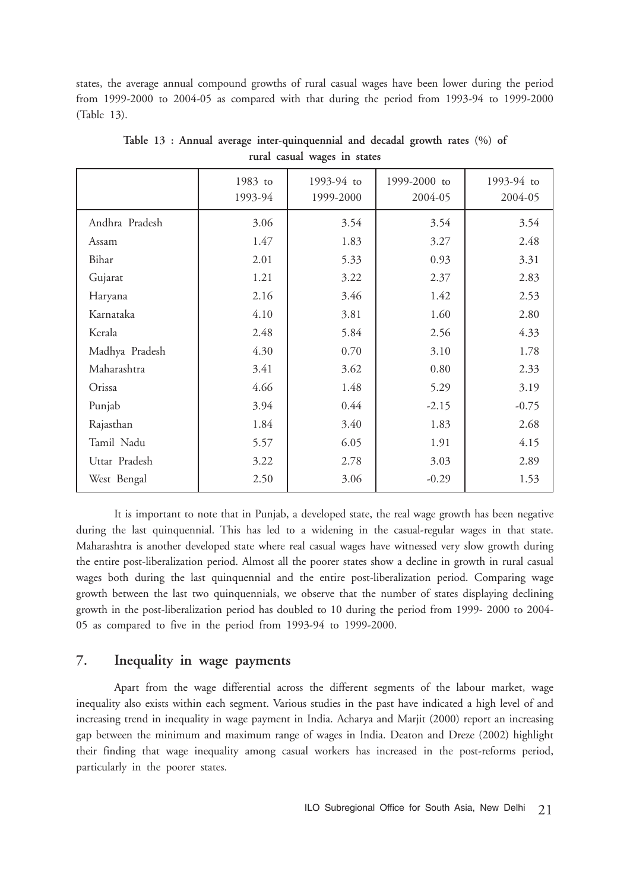states, the average annual compound growths of rural casual wages have been lower during the period from 1999-2000 to 2004-05 as compared with that during the period from 1993-94 to 1999-2000 (Table 13).

**Table 13 : Annual average inter-quinquennial and decadal growth rates (%) of rural casual wages in states**

| | 1983 to 1993-94 | 1993-94 to 1999-2000 | 1999-2000 to 2004-05 | 1993-94 to 2004-05 |
|---|---|---|---|---|
| Andhra Pradesh | 3.06 | 3.54 | 3.54 | 3.54 |
| Assam | 1.47 | 1.83 | 3.27 | 2.48 |
| Bihar | 2.01 | 5.33 | 0.93 | 3.31 |
| Gujarat | 1.21 | 3.22 | 2.37 | 2.83 |
| Haryana | 2.16 | 3.46 | 1.42 | 2.53 |
| Karnataka | 4.10 | 3.81 | 1.60 | 2.80 |
| Kerala | 2.48 | 5.84 | 2.56 | 4.33 |
| Madhya Pradesh | 4.30 | 0.70 | 3.10 | 1.78 |
| Maharashtra | 3.41 | 3.62 | 0.80 | 2.33 |
| Orissa | 4.66 | 1.48 | 5.29 | 3.19 |
| Punjab | 3.94 | 0.44 | -2.15 | -0.75 |
| Rajasthan | 1.84 | 3.40 | 1.83 | 2.68 |
| Tamil Nadu | 5.57 | 6.05 | 1.91 | 4.15 |
| Uttar Pradesh | 3.22 | 2.78 | 3.03 | 2.89 |
| West Bengal | 2.50 | 3.06 | -0.29 | 1.53 |

It is important to note that in Punjab, a developed state, the real wage growth has been negative during the last quinquennial. This has led to a widening in the casual-regular wages in that state. Maharashtra is another developed state where real casual wages have witnessed very slow growth during the entire post-liberalization period. Almost all the poorer states show a decline in growth in rural casual wages both during the last quinquennial and the entire post-liberalization period. Comparing wage growth between the last two quinquennials, we observe that the number of states displaying declining growth in the post-liberalization period has doubled to 10 during the period from 1999- 2000 to 2004-05 as compared to five in the period from 1993-94 to 1999-2000.

## 7. Inequality in wage payments

Apart from the wage differential across the different segments of the labour market, wage inequality also exists within each segment. Various studies in the past have indicated a high level of and increasing trend in inequality in wage payment in India. Acharya and Marjit (2000) report an increasing gap between the minimum and maximum range of wages in India. Deaton and Dreze (2002) highlight their finding that wage inequality among casual workers has increased in the post-reforms period, particularly in the poorer states.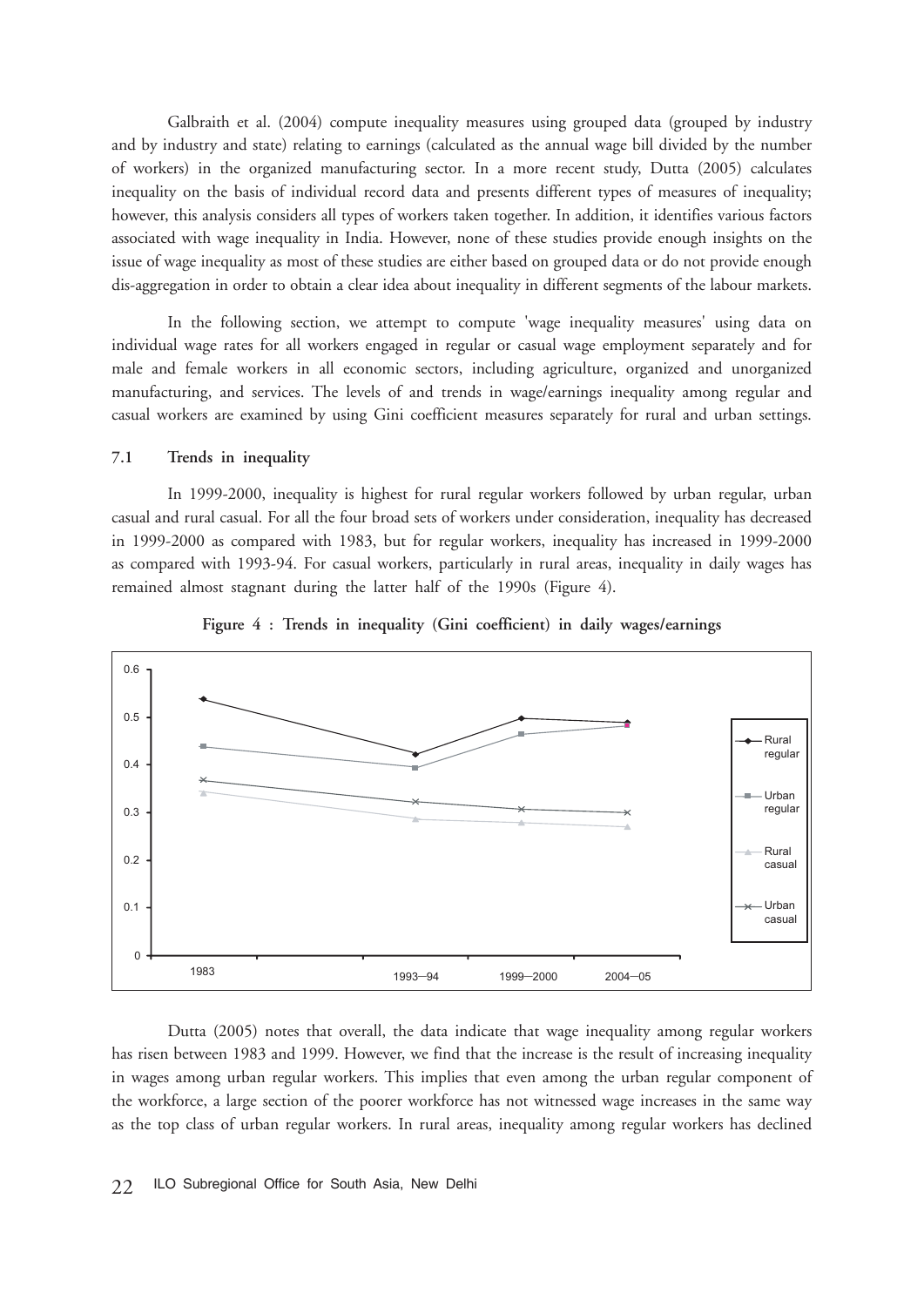Galbraith et al. (2004) compute inequality measures using grouped data (grouped by industry and by industry and state) relating to earnings (calculated as the annual wage bill divided by the number of workers) in the organized manufacturing sector. In a more recent study, Dutta (2005) calculates inequality on the basis of individual record data and presents different types of measures of inequality; however, this analysis considers all types of workers taken together. In addition, it identifies various factors associated with wage inequality in India. However, none of these studies provide enough insights on the issue of wage inequality as most of these studies are either based on grouped data or do not provide enough dis-aggregation in order to obtain a clear idea about inequality in different segments of the labour markets.

In the following section, we attempt to compute 'wage inequality measures' using data on individual wage rates for all workers engaged in regular or casual wage employment separately and for male and female workers in all economic sectors, including agriculture, organized and unorganized manufacturing, and services. The levels of and trends in wage/earnings inequality among regular and casual workers are examined by using Gini coefficient measures separately for rural and urban settings.

## 7.1 Trends in inequality

In 1999-2000, inequality is highest for rural regular workers followed by urban regular, urban casual and rural casual. For all the four broad sets of workers under consideration, inequality has decreased in 1999-2000 as compared with 1983, but for regular workers, inequality has increased in 1999-2000 as compared with 1993-94. For casual workers, particularly in rural areas, inequality in daily wages has remained almost stagnant during the latter half of the 1990s (Figure 4).

**Figure 4 : Trends in inequality (Gini coefficient) in daily wages/earnings**

Dutta (2005) notes that overall, the data indicate that wage inequality among regular workers has risen between 1983 and 1999. However, we find that the increase is the result of increasing inequality in wages among urban regular workers. This implies that even among the urban regular component of the workforce, a large section of the poorer workforce has not witnessed wage increases in the same way as the top class of urban regular workers. In rural areas, inequality among regular workers has declined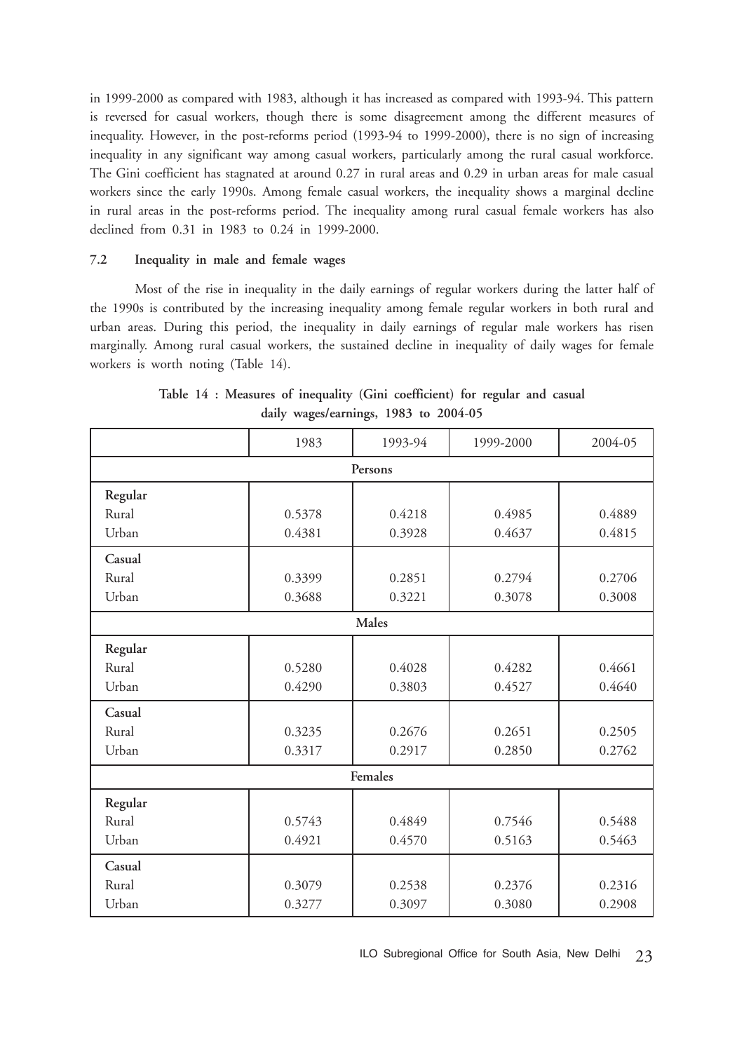in 1999-2000 as compared with 1983, although it has increased as compared with 1993-94. This pattern is reversed for casual workers, though there is some disagreement among the different measures of inequality. However, in the post-reforms period (1993-94 to 1999-2000), there is no sign of increasing inequality in any significant way among casual workers, particularly among the rural casual workforce. The Gini coefficient has stagnated at around 0.27 in rural areas and 0.29 in urban areas for male casual workers since the early 1990s. Among female casual workers, the inequality shows a marginal decline in rural areas in the post-reforms period. The inequality among rural casual female workers has also declined from 0.31 in 1983 to 0.24 in 1999-2000.

### 7.2 Inequality in male and female wages

Most of the rise in inequality in the daily earnings of regular workers during the latter half of the 1990s is contributed by the increasing inequality among female regular workers in both rural and urban areas. During this period, the inequality in daily earnings of regular male workers has risen marginally. Among rural casual workers, the sustained decline in inequality of daily wages for female workers is worth noting (Table 14).

**Table 14 : Measures of inequality (Gini coefficient) for regular and casual daily wages/earnings, 1983 to 2004-05**

| | 1983 | 1993-94 | 1999-2000 | 2004-05 |
|---|---|---|---|---|
| **Persons** | | | | |
| **Regular** | | | | |
| Rural | 0.5378 | 0.4218 | 0.4985 | 0.4889 |
| Urban | 0.4381 | 0.3928 | 0.4637 | 0.4815 |
| **Casual** | | | | |
| Rural | 0.3399 | 0.2851 | 0.2794 | 0.2706 |
| Urban | 0.3688 | 0.3221 | 0.3078 | 0.3008 |
| **Males** | | | | |
| **Regular** | | | | |
| Rural | 0.5280 | 0.4028 | 0.4282 | 0.4661 |
| Urban | 0.4290 | 0.3803 | 0.4527 | 0.4640 |
| **Casual** | | | | |
| Rural | 0.3235 | 0.2676 | 0.2651 | 0.2505 |
| Urban | 0.3317 | 0.2917 | 0.2850 | 0.2762 |
| **Females** | | | | |
| **Regular** | | | | |
| Rural | 0.5743 | 0.4849 | 0.7546 | 0.5488 |
| Urban | 0.4921 | 0.4570 | 0.5163 | 0.5463 |
| **Casual** | | | | |
| Rural | 0.3079 | 0.2538 | 0.2376 | 0.2316 |
| Urban | 0.3277 | 0.3097 | 0.3080 | 0.2908 |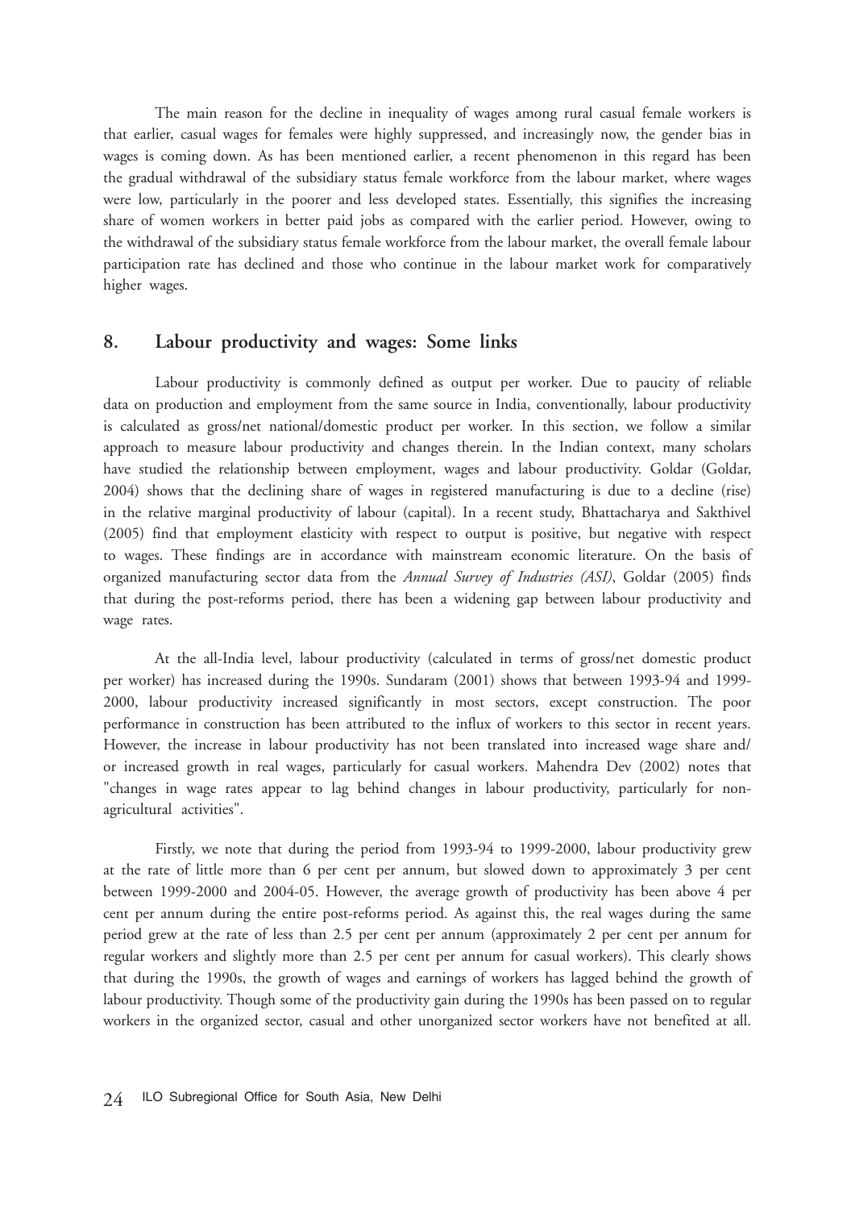The main reason for the decline in inequality of wages among rural casual female workers is that earlier, casual wages for females were highly suppressed, and increasingly now, the gender bias in wages is coming down. As has been mentioned earlier, a recent phenomenon in this regard has been the gradual withdrawal of the subsidiary status female workforce from the labour market, where wages were low, particularly in the poorer and less developed states. Essentially, this signifies the increasing share of women workers in better paid jobs as compared with the earlier period. However, owing to the withdrawal of the subsidiary status female workforce from the labour market, the overall female labour participation rate has declined and those who continue in the labour market work for comparatively higher wages.

## 8. Labour productivity and wages: Some links

Labour productivity is commonly defined as output per worker. Due to paucity of reliable data on production and employment from the same source in India, conventionally, labour productivity is calculated as gross/net national/domestic product per worker. In this section, we follow a similar approach to measure labour productivity and changes therein. In the Indian context, many scholars have studied the relationship between employment, wages and labour productivity. Goldar (Goldar, 2004) shows that the declining share of wages in registered manufacturing is due to a decline (rise) in the relative marginal productivity of labour (capital). In a recent study, Bhattacharya and Sakthivel (2005) find that employment elasticity with respect to output is positive, but negative with respect to wages. These findings are in accordance with mainstream economic literature. On the basis of organized manufacturing sector data from the *Annual Survey of Industries (ASI)*, Goldar (2005) finds that during the post-reforms period, there has been a widening gap between labour productivity and wage rates.

At the all-India level, labour productivity (calculated in terms of gross/net domestic product per worker) has increased during the 1990s. Sundaram (2001) shows that between 1993-94 and 1999-2000, labour productivity increased significantly in most sectors, except construction. The poor performance in construction has been attributed to the influx of workers to this sector in recent years. However, the increase in labour productivity has not been translated into increased wage share and/or increased growth in real wages, particularly for casual workers. Mahendra Dev (2002) notes that "changes in wage rates appear to lag behind changes in labour productivity, particularly for non-agricultural activities".

Firstly, we note that during the period from 1993-94 to 1999-2000, labour productivity grew at the rate of little more than 6 per cent per annum, but slowed down to approximately 3 per cent between 1999-2000 and 2004-05. However, the average growth of productivity has been above 4 per cent per annum during the entire post-reforms period. As against this, the real wages during the same period grew at the rate of less than 2.5 per cent per annum (approximately 2 per cent per annum for regular workers and slightly more than 2.5 per cent per annum for casual workers). This clearly shows that during the 1990s, the growth of wages and earnings of workers has lagged behind the growth of labour productivity. Though some of the productivity gain during the 1990s has been passed on to regular workers in the organized sector, casual and other unorganized sector workers have not benefited at all.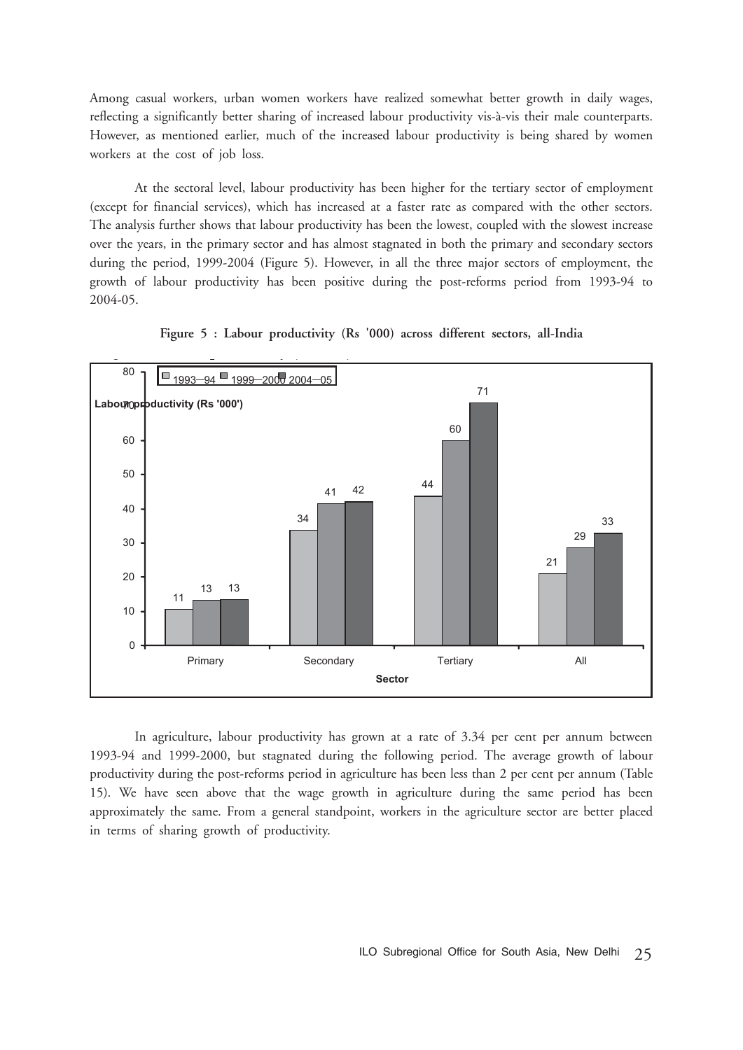Among casual workers, urban women workers have realized somewhat better growth in daily wages, reflecting a significantly better sharing of increased labour productivity vis-à-vis their male counterparts. However, as mentioned earlier, much of the increased labour productivity is being shared by women workers at the cost of job loss.

At the sectoral level, labour productivity has been higher for the tertiary sector of employment (except for financial services), which has increased at a faster rate as compared with the other sectors. The analysis further shows that labour productivity has been the lowest, coupled with the slowest increase over the years, in the primary sector and has almost stagnated in both the primary and secondary sectors during the period, 1999-2004 (Figure 5). However, in all the three major sectors of employment, the growth of labour productivity has been positive during the post-reforms period from 1993-94 to 2004-05.

**Figure 5 : Labour productivity (Rs '000) across different sectors, all-India**

| Sector | 1993–94 | 1999–2000 | 2004–05 |
|---|---|---|---|
| Primary | 11 | 13 | 13 |
| Secondary | 34 | 41 | 42 |
| Tertiary | 44 | 60 | 71 |
| All | 21 | 29 | 33 |

In agriculture, labour productivity has grown at a rate of 3.34 per cent per annum between 1993-94 and 1999-2000, but stagnated during the following period. The average growth of labour productivity during the post-reforms period in agriculture has been less than 2 per cent per annum (Table 15). We have seen above that the wage growth in agriculture during the same period has been approximately the same. From a general standpoint, workers in the agriculture sector are better placed in terms of sharing growth of productivity.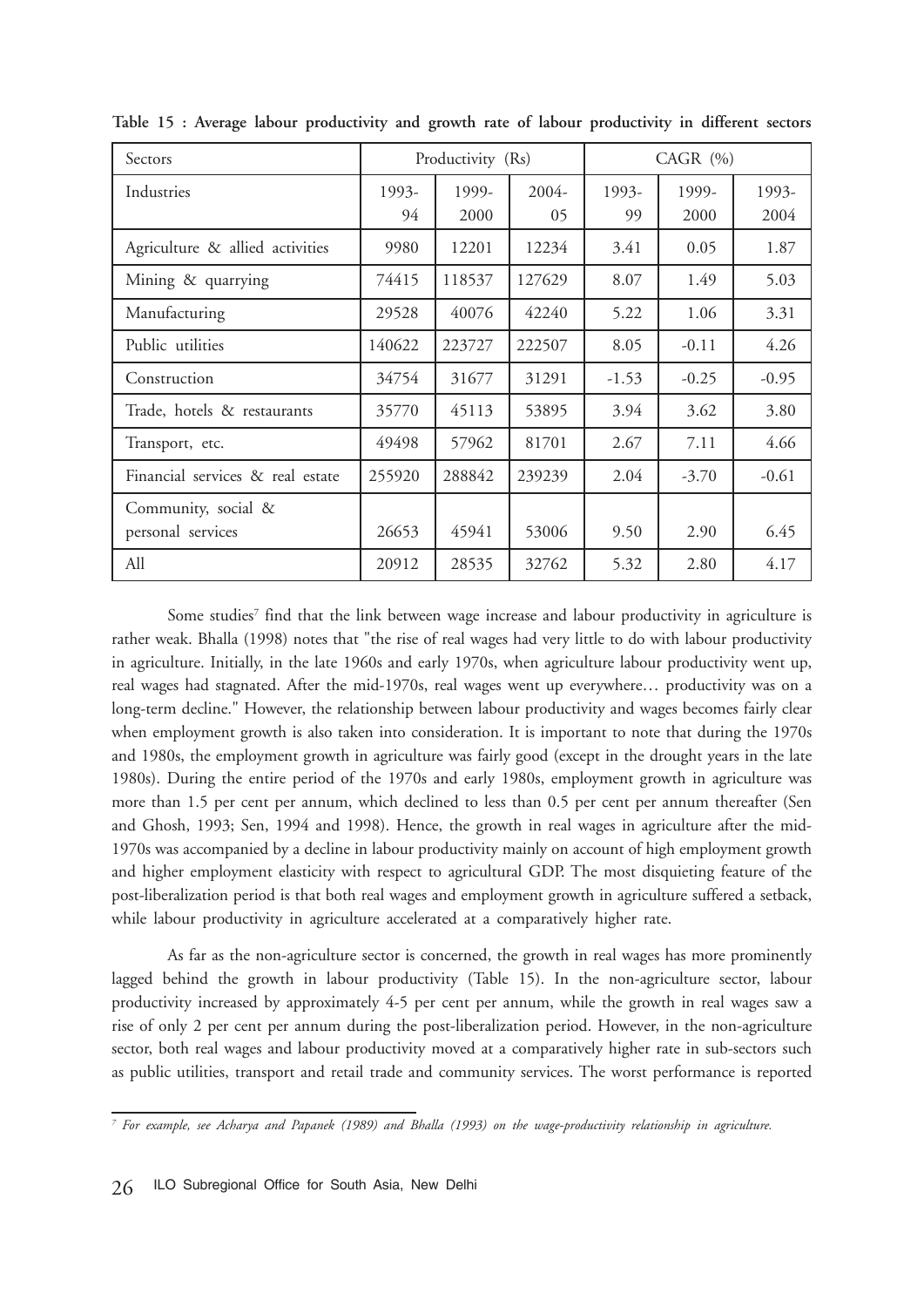**Table 15 : Average labour productivity and growth rate of labour productivity in different sectors**

| Sectors | Productivity (Rs) | | | CAGR (%) | | |
|---|---|---|---|---|---|---|
| Industries | 1993-94 | 1999-2000 | 2004-05 | 1993-99 | 1999-2000 | 1993-2004 |
| Agriculture & allied activities | 9980 | 12201 | 12234 | 3.41 | 0.05 | 1.87 |
| Mining & quarrying | 74415 | 118537 | 127629 | 8.07 | 1.49 | 5.03 |
| Manufacturing | 29528 | 40076 | 42240 | 5.22 | 1.06 | 3.31 |
| Public utilities | 140622 | 223727 | 222507 | 8.05 | -0.11 | 4.26 |
| Construction | 34754 | 31677 | 31291 | -1.53 | -0.25 | -0.95 |
| Trade, hotels & restaurants | 35770 | 45113 | 53895 | 3.94 | 3.62 | 3.80 |
| Transport, etc. | 49498 | 57962 | 81701 | 2.67 | 7.11 | 4.66 |
| Financial services & real estate | 255920 | 288842 | 239239 | 2.04 | -3.70 | -0.61 |
| Community, social & personal services | 26653 | 45941 | 53006 | 9.50 | 2.90 | 6.45 |
| All | 20912 | 28535 | 32762 | 5.32 | 2.80 | 4.17 |

Some studies[7] find that the link between wage increase and labour productivity in agriculture is rather weak. Bhalla (1998) notes that "the rise of real wages had very little to do with labour productivity in agriculture. Initially, in the late 1960s and early 1970s, when agriculture labour productivity went up, real wages had stagnated. After the mid-1970s, real wages went up everywhere… productivity was on a long-term decline." However, the relationship between labour productivity and wages becomes fairly clear when employment growth is also taken into consideration. It is important to note that during the 1970s and 1980s, the employment growth in agriculture was fairly good (except in the drought years in the late 1980s). During the entire period of the 1970s and early 1980s, employment growth in agriculture was more than 1.5 per cent per annum, which declined to less than 0.5 per cent per annum thereafter (Sen and Ghosh, 1993; Sen, 1994 and 1998). Hence, the growth in real wages in agriculture after the mid-1970s was accompanied by a decline in labour productivity mainly on account of high employment growth and higher employment elasticity with respect to agricultural GDP. The most disquieting feature of the post-liberalization period is that both real wages and employment growth in agriculture suffered a setback, while labour productivity in agriculture accelerated at a comparatively higher rate.

As far as the non-agriculture sector is concerned, the growth in real wages has more prominently lagged behind the growth in labour productivity (Table 15). In the non-agriculture sector, labour productivity increased by approximately 4-5 per cent per annum, while the growth in real wages saw a rise of only 2 per cent per annum during the post-liberalization period. However, in the non-agriculture sector, both real wages and labour productivity moved at a comparatively higher rate in sub-sectors such as public utilities, transport and retail trade and community services. The worst performance is reported

[7] *For example, see Acharya and Papanek (1989) and Bhalla (1993) on the wage-productivity relationship in agriculture.*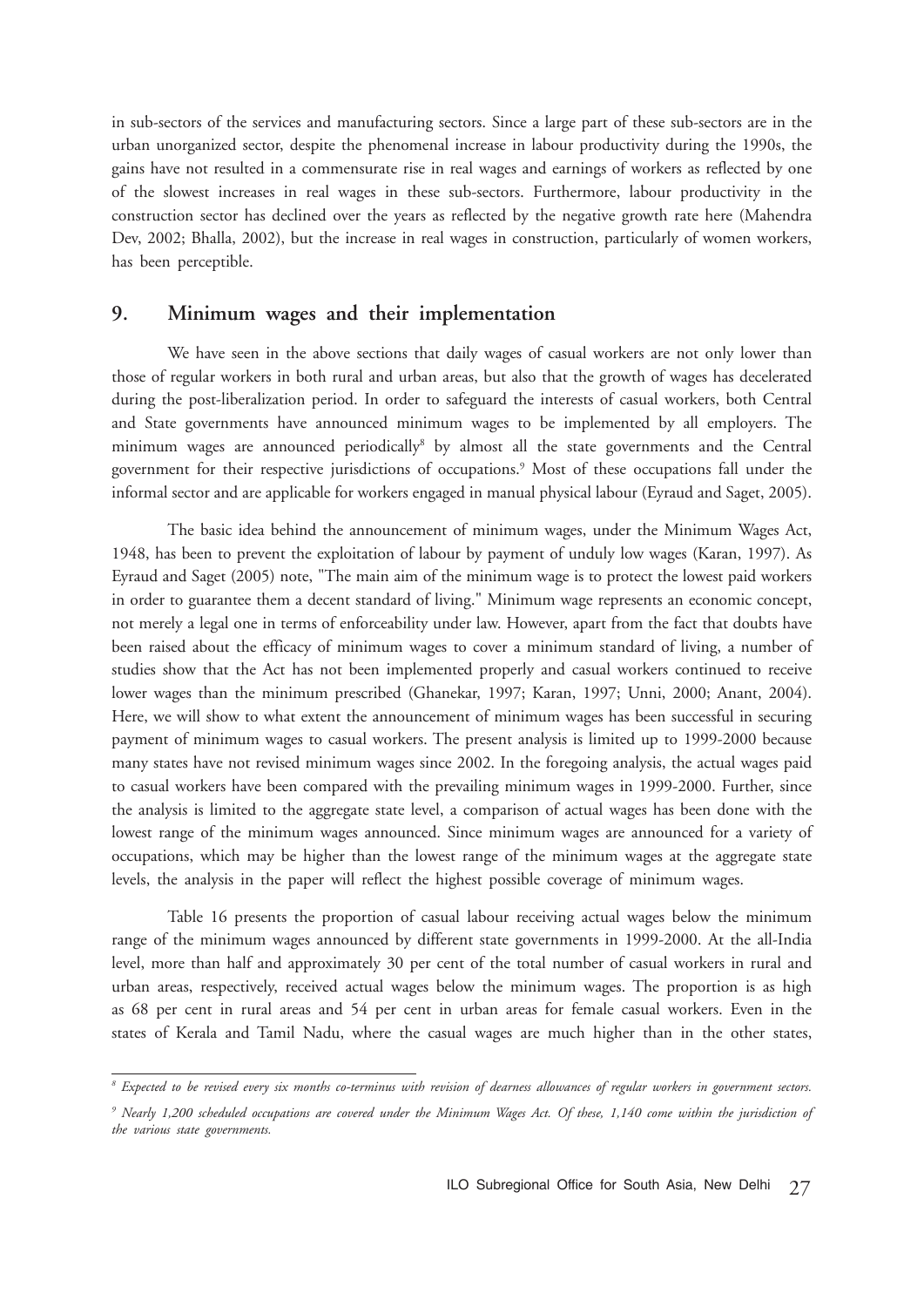in sub-sectors of the services and manufacturing sectors. Since a large part of these sub-sectors are in the urban unorganized sector, despite the phenomenal increase in labour productivity during the 1990s, the gains have not resulted in a commensurate rise in real wages and earnings of workers as reflected by one of the slowest increases in real wages in these sub-sectors. Furthermore, labour productivity in the construction sector has declined over the years as reflected by the negative growth rate here (Mahendra Dev, 2002; Bhalla, 2002), but the increase in real wages in construction, particularly of women workers, has been perceptible.

## 9. Minimum wages and their implementation

We have seen in the above sections that daily wages of casual workers are not only lower than those of regular workers in both rural and urban areas, but also that the growth of wages has decelerated during the post-liberalization period. In order to safeguard the interests of casual workers, both Central and State governments have announced minimum wages to be implemented by all employers. The minimum wages are announced periodically[8] by almost all the state governments and the Central government for their respective jurisdictions of occupations.[9] Most of these occupations fall under the informal sector and are applicable for workers engaged in manual physical labour (Eyraud and Saget, 2005).

The basic idea behind the announcement of minimum wages, under the Minimum Wages Act, 1948, has been to prevent the exploitation of labour by payment of unduly low wages (Karan, 1997). As Eyraud and Saget (2005) note, "The main aim of the minimum wage is to protect the lowest paid workers in order to guarantee them a decent standard of living." Minimum wage represents an economic concept, not merely a legal one in terms of enforceability under law. However, apart from the fact that doubts have been raised about the efficacy of minimum wages to cover a minimum standard of living, a number of studies show that the Act has not been implemented properly and casual workers continued to receive lower wages than the minimum prescribed (Ghanekar, 1997; Karan, 1997; Unni, 2000; Anant, 2004). Here, we will show to what extent the announcement of minimum wages has been successful in securing payment of minimum wages to casual workers. The present analysis is limited up to 1999-2000 because many states have not revised minimum wages since 2002. In the foregoing analysis, the actual wages paid to casual workers have been compared with the prevailing minimum wages in 1999-2000. Further, since the analysis is limited to the aggregate state level, a comparison of actual wages has been done with the lowest range of the minimum wages announced. Since minimum wages are announced for a variety of occupations, which may be higher than the lowest range of the minimum wages at the aggregate state levels, the analysis in the paper will reflect the highest possible coverage of minimum wages.

Table 16 presents the proportion of casual labour receiving actual wages below the minimum range of the minimum wages announced by different state governments in 1999-2000. At the all-India level, more than half and approximately 30 per cent of the total number of casual workers in rural and urban areas, respectively, received actual wages below the minimum wages. The proportion is as high as 68 per cent in rural areas and 54 per cent in urban areas for female casual workers. Even in the states of Kerala and Tamil Nadu, where the casual wages are much higher than in the other states,

---

*[8] Expected to be revised every six months co-terminus with revision of dearness allowances of regular workers in government sectors.*

*[9] Nearly 1,200 scheduled occupations are covered under the Minimum Wages Act. Of these, 1,140 come within the jurisdiction of the various state governments.*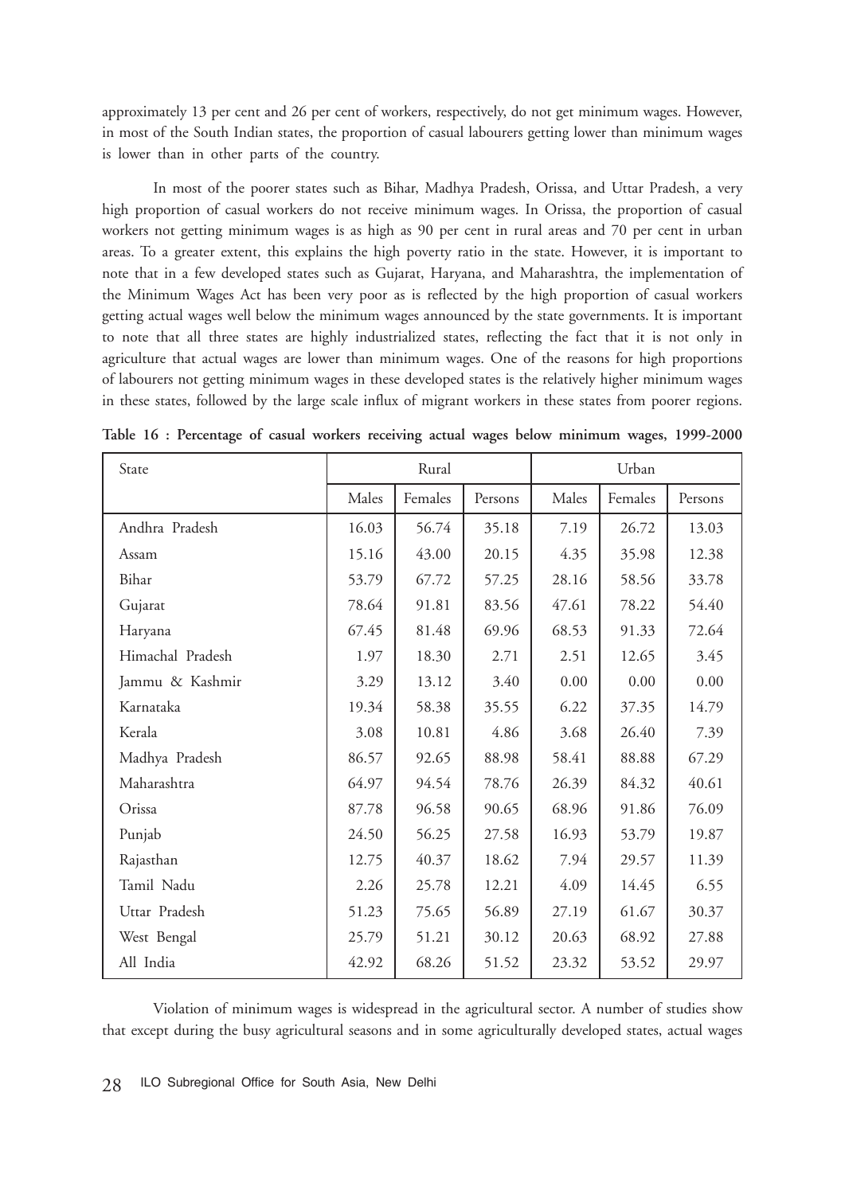approximately 13 per cent and 26 per cent of workers, respectively, do not get minimum wages. However, in most of the South Indian states, the proportion of casual labourers getting lower than minimum wages is lower than in other parts of the country.

In most of the poorer states such as Bihar, Madhya Pradesh, Orissa, and Uttar Pradesh, a very high proportion of casual workers do not receive minimum wages. In Orissa, the proportion of casual workers not getting minimum wages is as high as 90 per cent in rural areas and 70 per cent in urban areas. To a greater extent, this explains the high poverty ratio in the state. However, it is important to note that in a few developed states such as Gujarat, Haryana, and Maharashtra, the implementation of the Minimum Wages Act has been very poor as is reflected by the high proportion of casual workers getting actual wages well below the minimum wages announced by the state governments. It is important to note that all three states are highly industrialized states, reflecting the fact that it is not only in agriculture that actual wages are lower than minimum wages. One of the reasons for high proportions of labourers not getting minimum wages in these developed states is the relatively higher minimum wages in these states, followed by the large scale influx of migrant workers in these states from poorer regions.

**Table 16 : Percentage of casual workers receiving actual wages below minimum wages, 1999-2000**

| State | Rural | | | Urban | | |
|---|---|---|---|---|---|---|
| | Males | Females | Persons | Males | Females | Persons |
| Andhra Pradesh | 16.03 | 56.74 | 35.18 | 7.19 | 26.72 | 13.03 |
| Assam | 15.16 | 43.00 | 20.15 | 4.35 | 35.98 | 12.38 |
| Bihar | 53.79 | 67.72 | 57.25 | 28.16 | 58.56 | 33.78 |
| Gujarat | 78.64 | 91.81 | 83.56 | 47.61 | 78.22 | 54.40 |
| Haryana | 67.45 | 81.48 | 69.96 | 68.53 | 91.33 | 72.64 |
| Himachal Pradesh | 1.97 | 18.30 | 2.71 | 2.51 | 12.65 | 3.45 |
| Jammu & Kashmir | 3.29 | 13.12 | 3.40 | 0.00 | 0.00 | 0.00 |
| Karnataka | 19.34 | 58.38 | 35.55 | 6.22 | 37.35 | 14.79 |
| Kerala | 3.08 | 10.81 | 4.86 | 3.68 | 26.40 | 7.39 |
| Madhya Pradesh | 86.57 | 92.65 | 88.98 | 58.41 | 88.88 | 67.29 |
| Maharashtra | 64.97 | 94.54 | 78.76 | 26.39 | 84.32 | 40.61 |
| Orissa | 87.78 | 96.58 | 90.65 | 68.96 | 91.86 | 76.09 |
| Punjab | 24.50 | 56.25 | 27.58 | 16.93 | 53.79 | 19.87 |
| Rajasthan | 12.75 | 40.37 | 18.62 | 7.94 | 29.57 | 11.39 |
| Tamil Nadu | 2.26 | 25.78 | 12.21 | 4.09 | 14.45 | 6.55 |
| Uttar Pradesh | 51.23 | 75.65 | 56.89 | 27.19 | 61.67 | 30.37 |
| West Bengal | 25.79 | 51.21 | 30.12 | 20.63 | 68.92 | 27.88 |
| All India | 42.92 | 68.26 | 51.52 | 23.32 | 53.52 | 29.97 |

Violation of minimum wages is widespread in the agricultural sector. A number of studies show that except during the busy agricultural seasons and in some agriculturally developed states, actual wages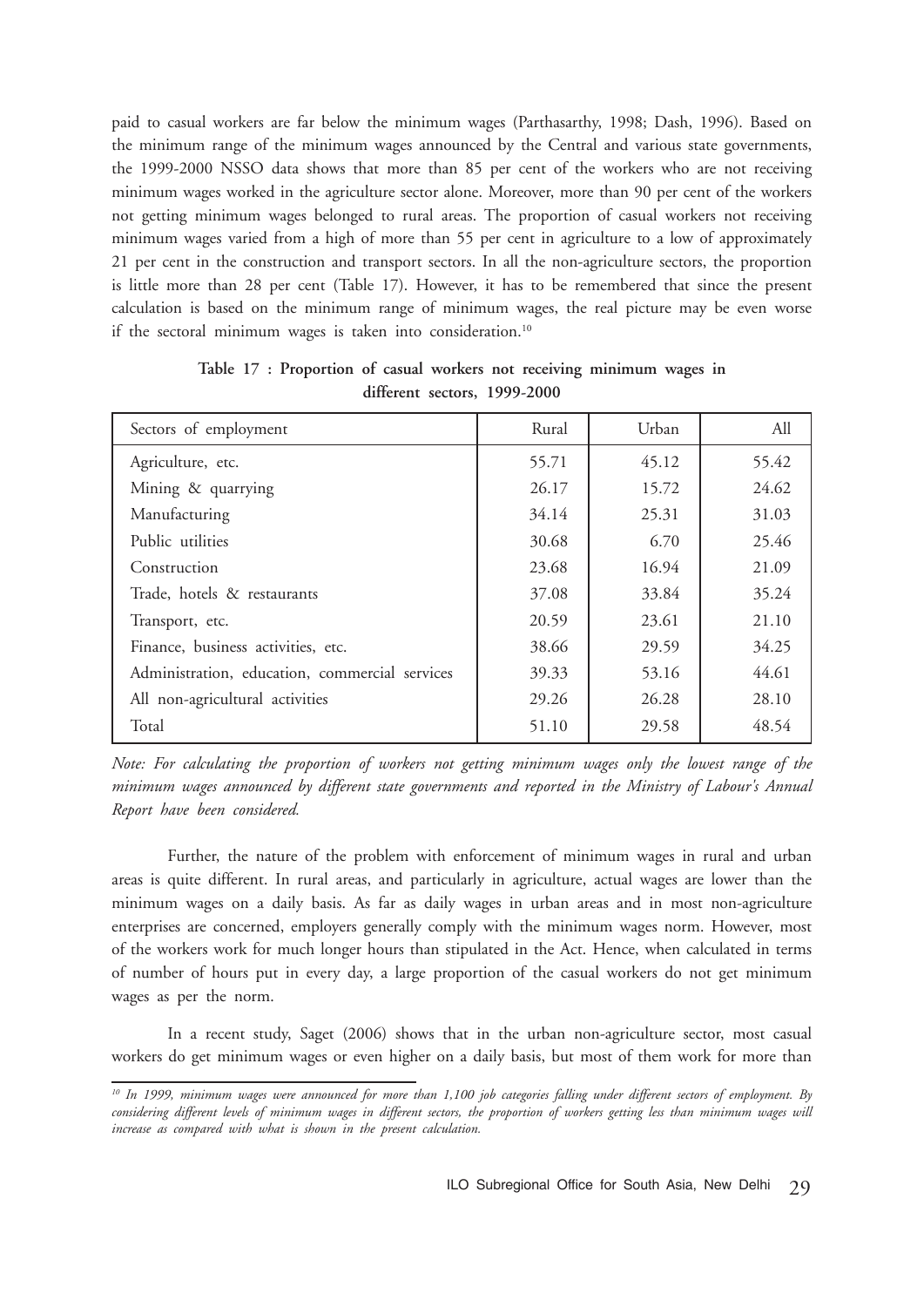paid to casual workers are far below the minimum wages (Parthasarthy, 1998; Dash, 1996). Based on the minimum range of the minimum wages announced by the Central and various state governments, the 1999-2000 NSSO data shows that more than 85 per cent of the workers who are not receiving minimum wages worked in the agriculture sector alone. Moreover, more than 90 per cent of the workers not getting minimum wages belonged to rural areas. The proportion of casual workers not receiving minimum wages varied from a high of more than 55 per cent in agriculture to a low of approximately 21 per cent in the construction and transport sectors. In all the non-agriculture sectors, the proportion is little more than 28 per cent (Table 17). However, it has to be remembered that since the present calculation is based on the minimum range of minimum wages, the real picture may be even worse if the sectoral minimum wages is taken into consideration.[10]

**Table 17 : Proportion of casual workers not receiving minimum wages in different sectors, 1999-2000**

| Sectors of employment | Rural | Urban | All |
|---|---|---|---|
| Agriculture, etc. | 55.71 | 45.12 | 55.42 |
| Mining & quarrying | 26.17 | 15.72 | 24.62 |
| Manufacturing | 34.14 | 25.31 | 31.03 |
| Public utilities | 30.68 | 6.70 | 25.46 |
| Construction | 23.68 | 16.94 | 21.09 |
| Trade, hotels & restaurants | 37.08 | 33.84 | 35.24 |
| Transport, etc. | 20.59 | 23.61 | 21.10 |
| Finance, business activities, etc. | 38.66 | 29.59 | 34.25 |
| Administration, education, commercial services | 39.33 | 53.16 | 44.61 |
| All non-agricultural activities | 29.26 | 26.28 | 28.10 |
| Total | 51.10 | 29.58 | 48.54 |

*Note: For calculating the proportion of workers not getting minimum wages only the lowest range of the minimum wages announced by different state governments and reported in the Ministry of Labour's Annual Report have been considered.*

Further, the nature of the problem with enforcement of minimum wages in rural and urban areas is quite different. In rural areas, and particularly in agriculture, actual wages are lower than the minimum wages on a daily basis. As far as daily wages in urban areas and in most non-agriculture enterprises are concerned, employers generally comply with the minimum wages norm. However, most of the workers work for much longer hours than stipulated in the Act. Hence, when calculated in terms of number of hours put in every day, a large proportion of the casual workers do not get minimum wages as per the norm.

In a recent study, Saget (2006) shows that in the urban non-agriculture sector, most casual workers do get minimum wages or even higher on a daily basis, but most of them work for more than

[10] *In 1999, minimum wages were announced for more than 1,100 job categories falling under different sectors of employment. By considering different levels of minimum wages in different sectors, the proportion of workers getting less than minimum wages will increase as compared with what is shown in the present calculation.*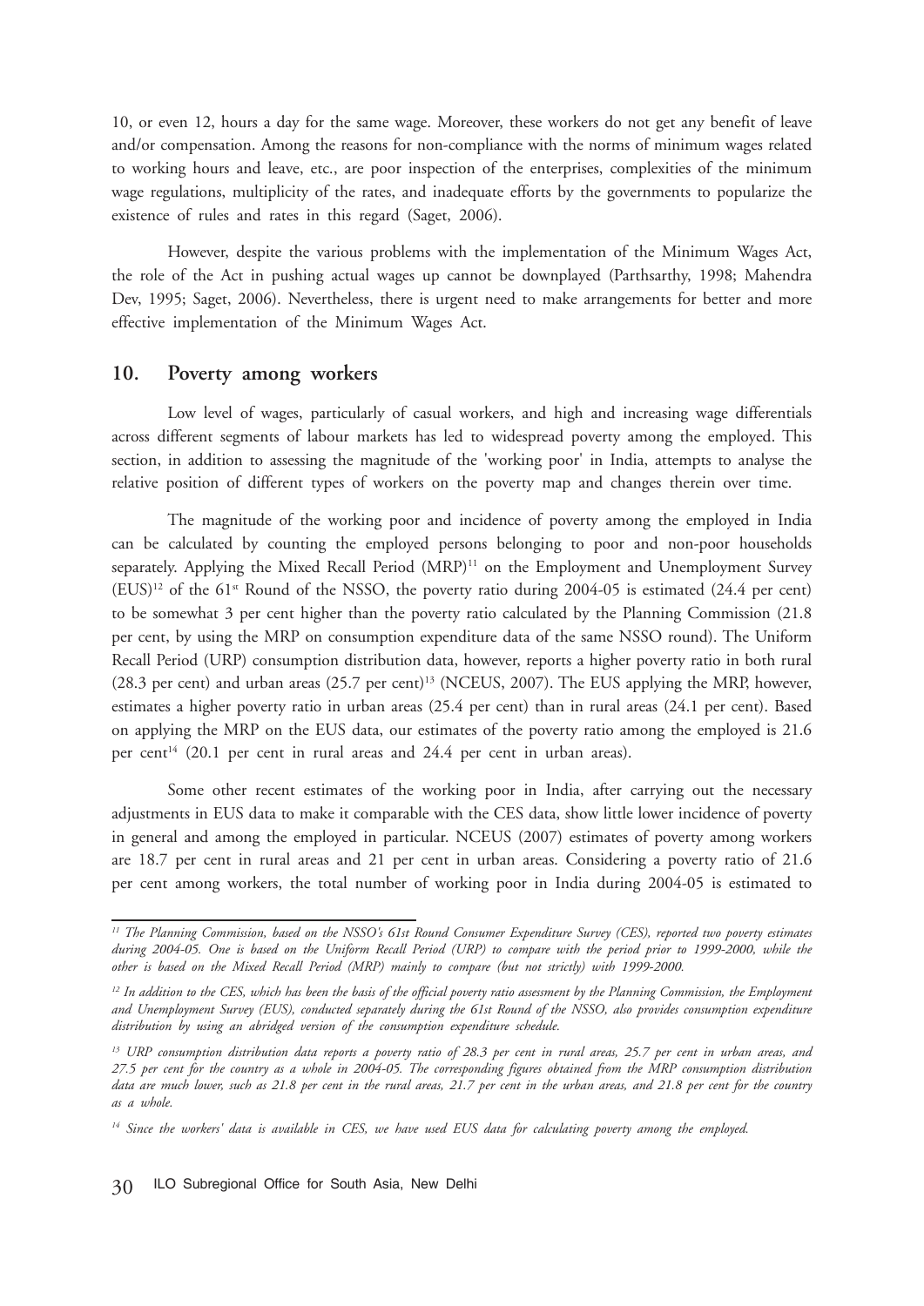10, or even 12, hours a day for the same wage. Moreover, these workers do not get any benefit of leave and/or compensation. Among the reasons for non-compliance with the norms of minimum wages related to working hours and leave, etc., are poor inspection of the enterprises, complexities of the minimum wage regulations, multiplicity of the rates, and inadequate efforts by the governments to popularize the existence of rules and rates in this regard (Saget, 2006).

However, despite the various problems with the implementation of the Minimum Wages Act, the role of the Act in pushing actual wages up cannot be downplayed (Parthsarthy, 1998; Mahendra Dev, 1995; Saget, 2006). Nevertheless, there is urgent need to make arrangements for better and more effective implementation of the Minimum Wages Act.

## 10. Poverty among workers

Low level of wages, particularly of casual workers, and high and increasing wage differentials across different segments of labour markets has led to widespread poverty among the employed. This section, in addition to assessing the magnitude of the 'working poor' in India, attempts to analyse the relative position of different types of workers on the poverty map and changes therein over time.

The magnitude of the working poor and incidence of poverty among the employed in India can be calculated by counting the employed persons belonging to poor and non-poor households separately. Applying the Mixed Recall Period (MRP)[11] on the Employment and Unemployment Survey (EUS)[12] of the 61st Round of the NSSO, the poverty ratio during 2004-05 is estimated (24.4 per cent) to be somewhat 3 per cent higher than the poverty ratio calculated by the Planning Commission (21.8 per cent, by using the MRP on consumption expenditure data of the same NSSO round). The Uniform Recall Period (URP) consumption distribution data, however, reports a higher poverty ratio in both rural (28.3 per cent) and urban areas (25.7 per cent)[13] (NCEUS, 2007). The EUS applying the MRP, however, estimates a higher poverty ratio in urban areas (25.4 per cent) than in rural areas (24.1 per cent). Based on applying the MRP on the EUS data, our estimates of the poverty ratio among the employed is 21.6 per cent[14] (20.1 per cent in rural areas and 24.4 per cent in urban areas).

Some other recent estimates of the working poor in India, after carrying out the necessary adjustments in EUS data to make it comparable with the CES data, show little lower incidence of poverty in general and among the employed in particular. NCEUS (2007) estimates of poverty among workers are 18.7 per cent in rural areas and 21 per cent in urban areas. Considering a poverty ratio of 21.6 per cent among workers, the total number of working poor in India during 2004-05 is estimated to

---

[11] *The Planning Commission, based on the NSSO's 61st Round Consumer Expenditure Survey (CES), reported two poverty estimates during 2004-05. One is based on the Uniform Recall Period (URP) to compare with the period prior to 1999-2000, while the other is based on the Mixed Recall Period (MRP) mainly to compare (but not strictly) with 1999-2000.*

[12] *In addition to the CES, which has been the basis of the official poverty ratio assessment by the Planning Commission, the Employment and Unemployment Survey (EUS), conducted separately during the 61st Round of the NSSO, also provides consumption expenditure distribution by using an abridged version of the consumption expenditure schedule.*

[13] *URP consumption distribution data reports a poverty ratio of 28.3 per cent in rural areas, 25.7 per cent in urban areas, and 27.5 per cent for the country as a whole in 2004-05. The corresponding figures obtained from the MRP consumption distribution data are much lower, such as 21.8 per cent in the rural areas, 21.7 per cent in the urban areas, and 21.8 per cent for the country as a whole.*

[14] *Since the workers' data is available in CES, we have used EUS data for calculating poverty among the employed.*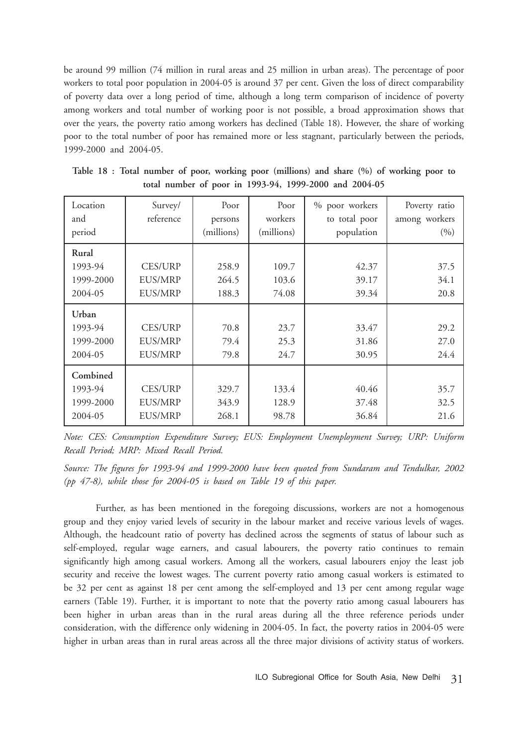be around 99 million (74 million in rural areas and 25 million in urban areas). The percentage of poor workers to total poor population in 2004-05 is around 37 per cent. Given the loss of direct comparability of poverty data over a long period of time, although a long term comparison of incidence of poverty among workers and total number of working poor is not possible, a broad approximation shows that over the years, the poverty ratio among workers has declined (Table 18). However, the share of working poor to the total number of poor has remained more or less stagnant, particularly between the periods, 1999-2000 and 2004-05.

**Table 18 : Total number of poor, working poor (millions) and share (%) of working poor to total number of poor in 1993-94, 1999-2000 and 2004-05**

| Location and period | Survey/ reference | Poor persons (millions) | Poor workers (millions) | % poor workers to total poor population | Poverty ratio among workers (%) |
|---|---|---|---|---|---|
| **Rural** | | | | | |
| 1993-94 | CES/URP | 258.9 | 109.7 | 42.37 | 37.5 |
| 1999-2000 | EUS/MRP | 264.5 | 103.6 | 39.17 | 34.1 |
| 2004-05 | EUS/MRP | 188.3 | 74.08 | 39.34 | 20.8 |
| **Urban** | | | | | |
| 1993-94 | CES/URP | 70.8 | 23.7 | 33.47 | 29.2 |
| 1999-2000 | EUS/MRP | 79.4 | 25.3 | 31.86 | 27.0 |
| 2004-05 | EUS/MRP | 79.8 | 24.7 | 30.95 | 24.4 |
| **Combined** | | | | | |
| 1993-94 | CES/URP | 329.7 | 133.4 | 40.46 | 35.7 |
| 1999-2000 | EUS/MRP | 343.9 | 128.9 | 37.48 | 32.5 |
| 2004-05 | EUS/MRP | 268.1 | 98.78 | 36.84 | 21.6 |

*Note: CES: Consumption Expenditure Survey; EUS: Employment Unemployment Survey; URP: Uniform Recall Period; MRP: Mixed Recall Period.*

*Source: The figures for 1993-94 and 1999-2000 have been quoted from Sundaram and Tendulkar, 2002 (pp 47-8), while those for 2004-05 is based on Table 19 of this paper.*

Further, as has been mentioned in the foregoing discussions, workers are not a homogenous group and they enjoy varied levels of security in the labour market and receive various levels of wages. Although, the headcount ratio of poverty has declined across the segments of status of labour such as self-employed, regular wage earners, and casual labourers, the poverty ratio continues to remain significantly high among casual workers. Among all the workers, casual labourers enjoy the least job security and receive the lowest wages. The current poverty ratio among casual workers is estimated to be 32 per cent as against 18 per cent among the self-employed and 13 per cent among regular wage earners (Table 19). Further, it is important to note that the poverty ratio among casual labourers has been higher in urban areas than in the rural areas during all the three reference periods under consideration, with the difference only widening in 2004-05. In fact, the poverty ratios in 2004-05 were higher in urban areas than in rural areas across all the three major divisions of activity status of workers.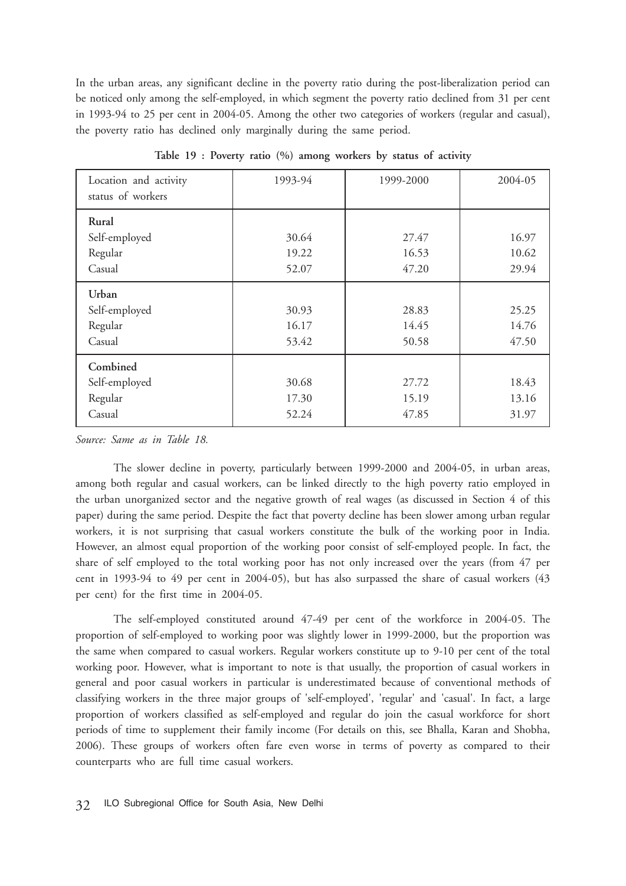In the urban areas, any significant decline in the poverty ratio during the post-liberalization period can be noticed only among the self-employed, in which segment the poverty ratio declined from 31 per cent in 1993-94 to 25 per cent in 2004-05. Among the other two categories of workers (regular and casual), the poverty ratio has declined only marginally during the same period.

**Table 19 : Poverty ratio (%) among workers by status of activity**

| Location and activity status of workers | 1993-94 | 1999-2000 | 2004-05 |
|---|---|---|---|
| **Rural** | | | |
| Self-employed | 30.64 | 27.47 | 16.97 |
| Regular | 19.22 | 16.53 | 10.62 |
| Casual | 52.07 | 47.20 | 29.94 |
| **Urban** | | | |
| Self-employed | 30.93 | 28.83 | 25.25 |
| Regular | 16.17 | 14.45 | 14.76 |
| Casual | 53.42 | 50.58 | 47.50 |
| **Combined** | | | |
| Self-employed | 30.68 | 27.72 | 18.43 |
| Regular | 17.30 | 15.19 | 13.16 |
| Casual | 52.24 | 47.85 | 31.97 |

*Source: Same as in Table 18.*

The slower decline in poverty, particularly between 1999-2000 and 2004-05, in urban areas, among both regular and casual workers, can be linked directly to the high poverty ratio employed in the urban unorganized sector and the negative growth of real wages (as discussed in Section 4 of this paper) during the same period. Despite the fact that poverty decline has been slower among urban regular workers, it is not surprising that casual workers constitute the bulk of the working poor in India. However, an almost equal proportion of the working poor consist of self-employed people. In fact, the share of self employed to the total working poor has not only increased over the years (from 47 per cent in 1993-94 to 49 per cent in 2004-05), but has also surpassed the share of casual workers (43 per cent) for the first time in 2004-05.

The self-employed constituted around 47-49 per cent of the workforce in 2004-05. The proportion of self-employed to working poor was slightly lower in 1999-2000, but the proportion was the same when compared to casual workers. Regular workers constitute up to 9-10 per cent of the total working poor. However, what is important to note is that usually, the proportion of casual workers in general and poor casual workers in particular is underestimated because of conventional methods of classifying workers in the three major groups of 'self-employed', 'regular' and 'casual'. In fact, a large proportion of workers classified as self-employed and regular do join the casual workforce for short periods of time to supplement their family income (For details on this, see Bhalla, Karan and Shobha, 2006). These groups of workers often fare even worse in terms of poverty as compared to their counterparts who are full time casual workers.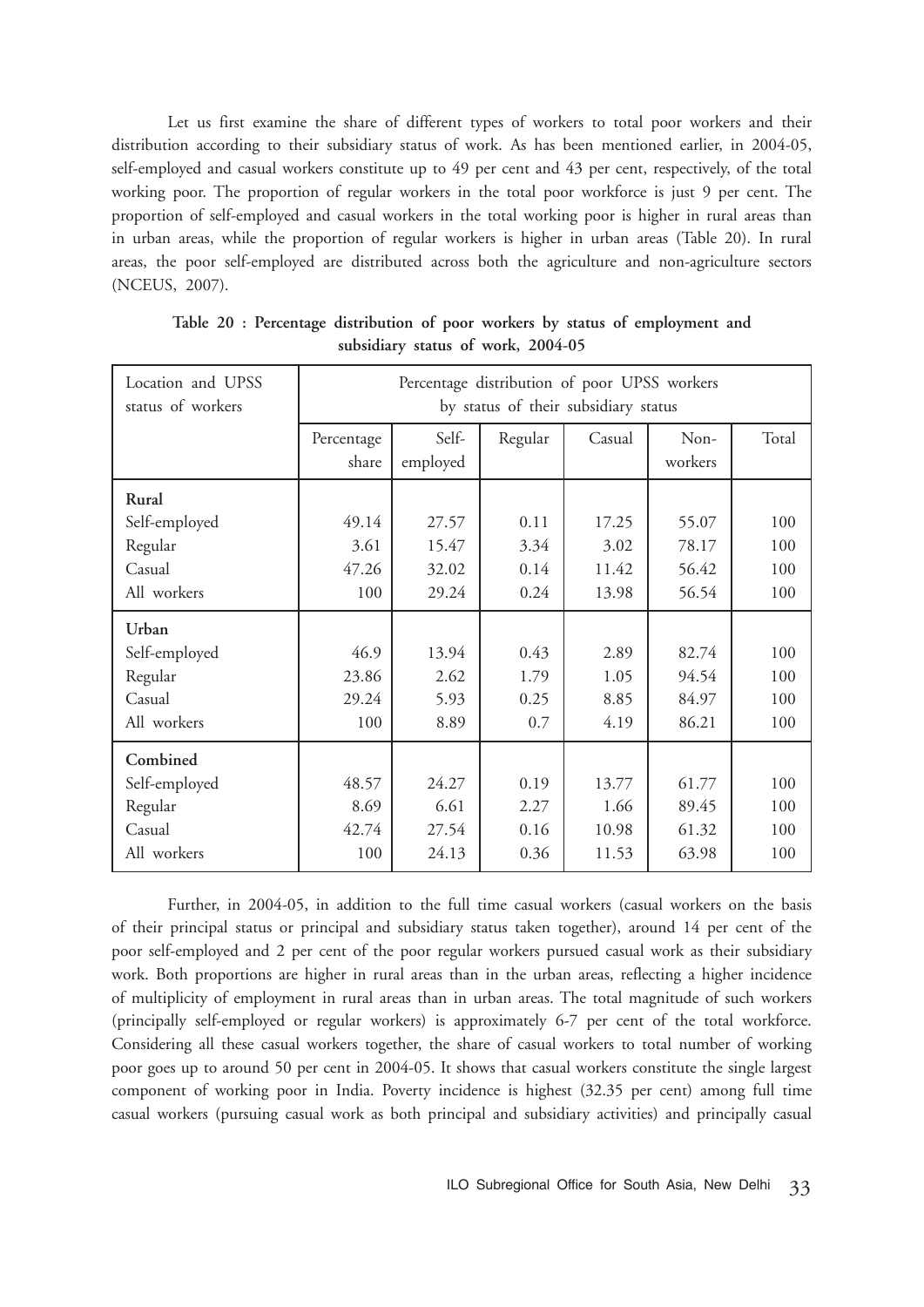Let us first examine the share of different types of workers to total poor workers and their distribution according to their subsidiary status of work. As has been mentioned earlier, in 2004-05, self-employed and casual workers constitute up to 49 per cent and 43 per cent, respectively, of the total working poor. The proportion of regular workers in the total poor workforce is just 9 per cent. The proportion of self-employed and casual workers in the total working poor is higher in rural areas than in urban areas, while the proportion of regular workers is higher in urban areas (Table 20). In rural areas, the poor self-employed are distributed across both the agriculture and non-agriculture sectors (NCEUS, 2007).

**Table 20 : Percentage distribution of poor workers by status of employment and subsidiary status of work, 2004-05**

| Location and UPSS status of workers | Percentage distribution of poor UPSS workers by status of their subsidiary status | | | | | |
|---|---|---|---|---|---|---|
| | Percentage share | Self-employed | Regular | Casual | Non-workers | Total |
| **Rural** | | | | | | |
| Self-employed | 49.14 | 27.57 | 0.11 | 17.25 | 55.07 | 100 |
| Regular | 3.61 | 15.47 | 3.34 | 3.02 | 78.17 | 100 |
| Casual | 47.26 | 32.02 | 0.14 | 11.42 | 56.42 | 100 |
| All workers | 100 | 29.24 | 0.24 | 13.98 | 56.54 | 100 |
| **Urban** | | | | | | |
| Self-employed | 46.9 | 13.94 | 0.43 | 2.89 | 82.74 | 100 |
| Regular | 23.86 | 2.62 | 1.79 | 1.05 | 94.54 | 100 |
| Casual | 29.24 | 5.93 | 0.25 | 8.85 | 84.97 | 100 |
| All workers | 100 | 8.89 | 0.7 | 4.19 | 86.21 | 100 |
| **Combined** | | | | | | |
| Self-employed | 48.57 | 24.27 | 0.19 | 13.77 | 61.77 | 100 |
| Regular | 8.69 | 6.61 | 2.27 | 1.66 | 89.45 | 100 |
| Casual | 42.74 | 27.54 | 0.16 | 10.98 | 61.32 | 100 |
| All workers | 100 | 24.13 | 0.36 | 11.53 | 63.98 | 100 |

Further, in 2004-05, in addition to the full time casual workers (casual workers on the basis of their principal status or principal and subsidiary status taken together), around 14 per cent of the poor self-employed and 2 per cent of the poor regular workers pursued casual work as their subsidiary work. Both proportions are higher in rural areas than in the urban areas, reflecting a higher incidence of multiplicity of employment in rural areas than in urban areas. The total magnitude of such workers (principally self-employed or regular workers) is approximately 6-7 per cent of the total workforce. Considering all these casual workers together, the share of casual workers to total number of working poor goes up to around 50 per cent in 2004-05. It shows that casual workers constitute the single largest component of working poor in India. Poverty incidence is highest (32.35 per cent) among full time casual workers (pursuing casual work as both principal and subsidiary activities) and principally casual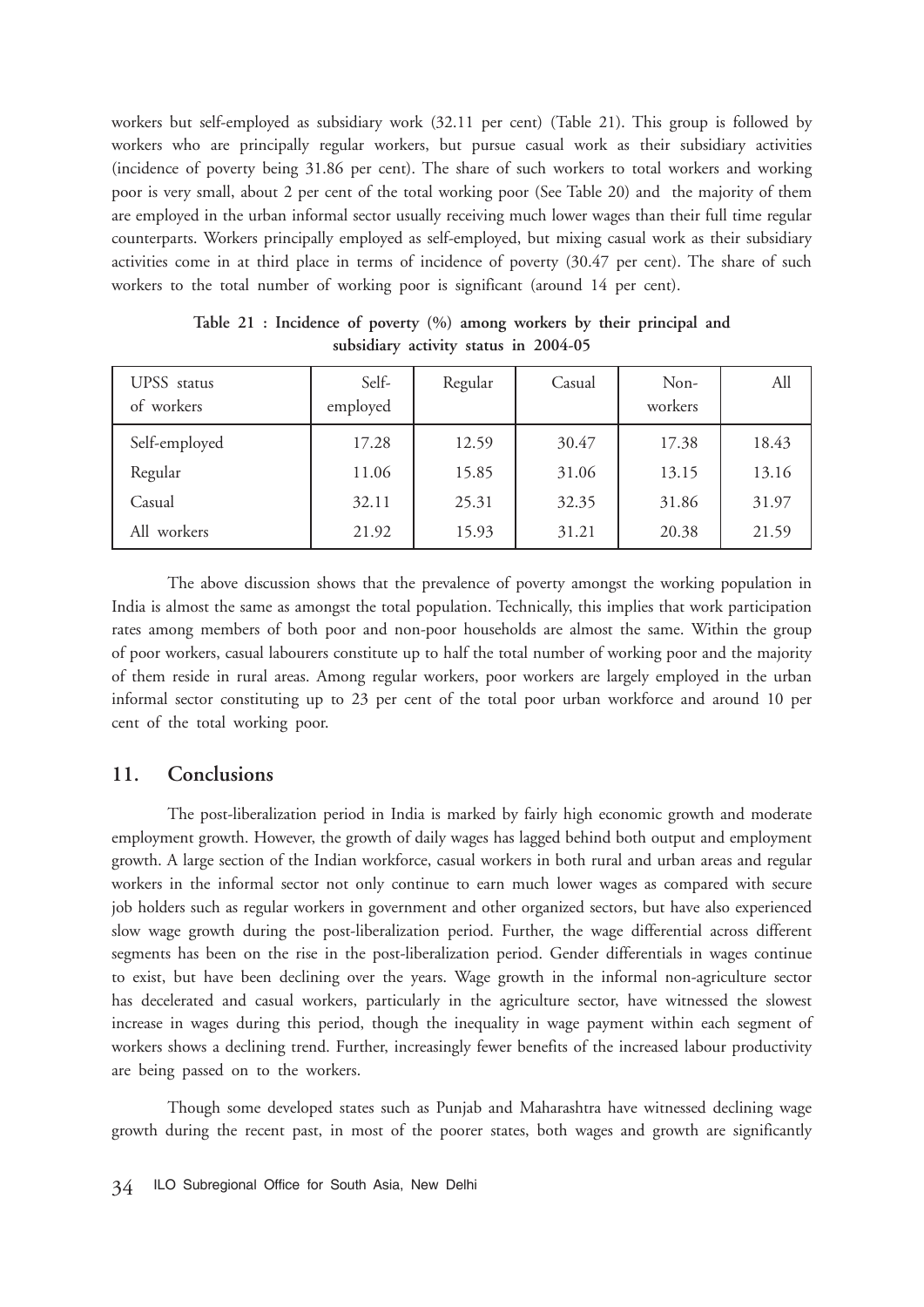workers but self-employed as subsidiary work (32.11 per cent) (Table 21). This group is followed by workers who are principally regular workers, but pursue casual work as their subsidiary activities (incidence of poverty being 31.86 per cent). The share of such workers to total workers and working poor is very small, about 2 per cent of the total working poor (See Table 20) and the majority of them are employed in the urban informal sector usually receiving much lower wages than their full time regular counterparts. Workers principally employed as self-employed, but mixing casual work as their subsidiary activities come in at third place in terms of incidence of poverty (30.47 per cent). The share of such workers to the total number of working poor is significant (around 14 per cent).

**Table 21 : Incidence of poverty (%) among workers by their principal and subsidiary activity status in 2004-05**

| UPSS status of workers | Self-employed | Regular | Casual | Non-workers | All |
|---|---|---|---|---|---|
| Self-employed | 17.28 | 12.59 | 30.47 | 17.38 | 18.43 |
| Regular | 11.06 | 15.85 | 31.06 | 13.15 | 13.16 |
| Casual | 32.11 | 25.31 | 32.35 | 31.86 | 31.97 |
| All workers | 21.92 | 15.93 | 31.21 | 20.38 | 21.59 |

The above discussion shows that the prevalence of poverty amongst the working population in India is almost the same as amongst the total population. Technically, this implies that work participation rates among members of both poor and non-poor households are almost the same. Within the group of poor workers, casual labourers constitute up to half the total number of working poor and the majority of them reside in rural areas. Among regular workers, poor workers are largely employed in the urban informal sector constituting up to 23 per cent of the total poor urban workforce and around 10 per cent of the total working poor.

## 11. Conclusions

The post-liberalization period in India is marked by fairly high economic growth and moderate employment growth. However, the growth of daily wages has lagged behind both output and employment growth. A large section of the Indian workforce, casual workers in both rural and urban areas and regular workers in the informal sector not only continue to earn much lower wages as compared with secure job holders such as regular workers in government and other organized sectors, but have also experienced slow wage growth during the post-liberalization period. Further, the wage differential across different segments has been on the rise in the post-liberalization period. Gender differentials in wages continue to exist, but have been declining over the years. Wage growth in the informal non-agriculture sector has decelerated and casual workers, particularly in the agriculture sector, have witnessed the slowest increase in wages during this period, though the inequality in wage payment within each segment of workers shows a declining trend. Further, increasingly fewer benefits of the increased labour productivity are being passed on to the workers.

Though some developed states such as Punjab and Maharashtra have witnessed declining wage growth during the recent past, in most of the poorer states, both wages and growth are significantly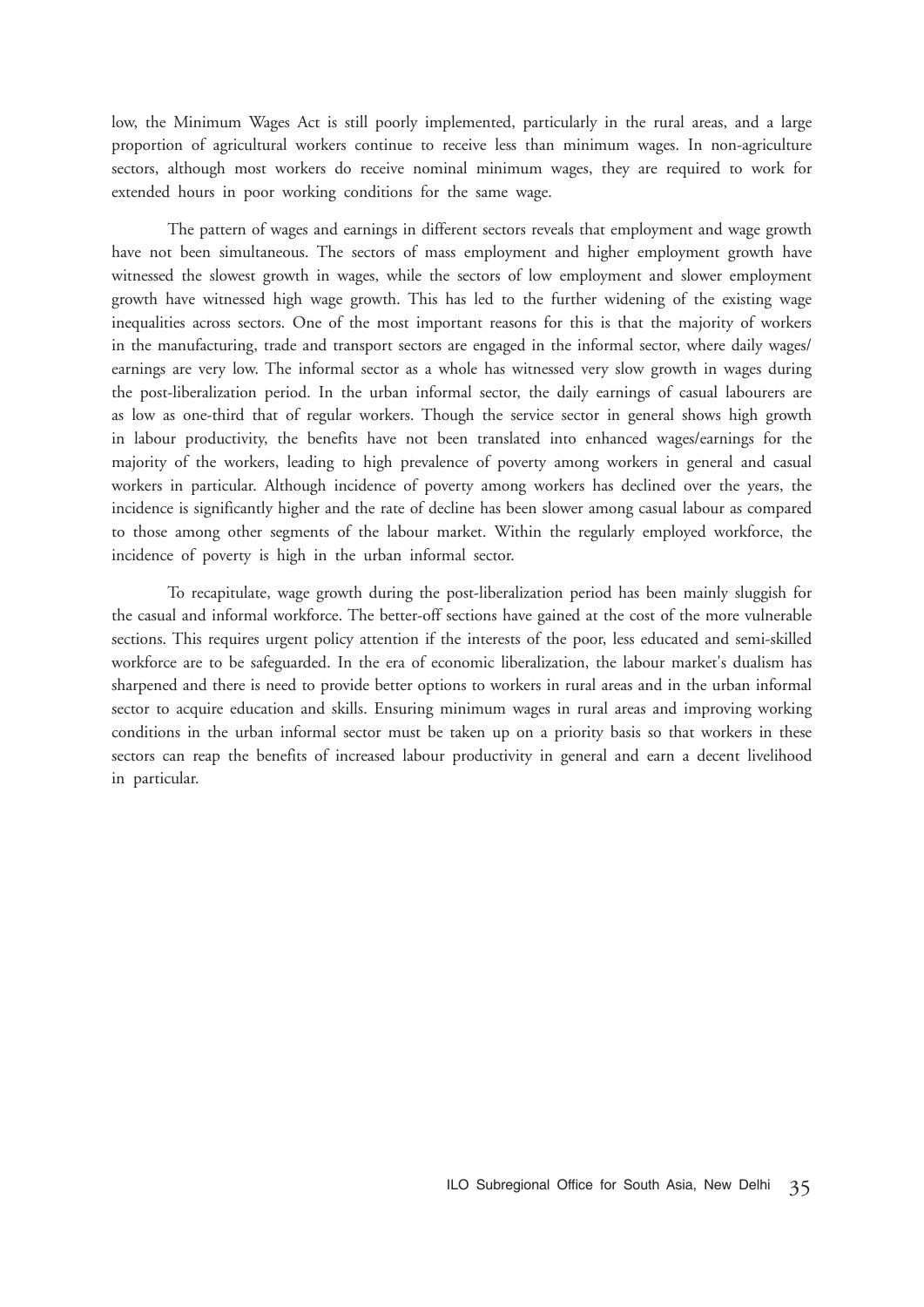low, the Minimum Wages Act is still poorly implemented, particularly in the rural areas, and a large proportion of agricultural workers continue to receive less than minimum wages. In non-agriculture sectors, although most workers do receive nominal minimum wages, they are required to work for extended hours in poor working conditions for the same wage.

The pattern of wages and earnings in different sectors reveals that employment and wage growth have not been simultaneous. The sectors of mass employment and higher employment growth have witnessed the slowest growth in wages, while the sectors of low employment and slower employment growth have witnessed high wage growth. This has led to the further widening of the existing wage inequalities across sectors. One of the most important reasons for this is that the majority of workers in the manufacturing, trade and transport sectors are engaged in the informal sector, where daily wages/ earnings are very low. The informal sector as a whole has witnessed very slow growth in wages during the post-liberalization period. In the urban informal sector, the daily earnings of casual labourers are as low as one-third that of regular workers. Though the service sector in general shows high growth in labour productivity, the benefits have not been translated into enhanced wages/earnings for the majority of the workers, leading to high prevalence of poverty among workers in general and casual workers in particular. Although incidence of poverty among workers has declined over the years, the incidence is significantly higher and the rate of decline has been slower among casual labour as compared to those among other segments of the labour market. Within the regularly employed workforce, the incidence of poverty is high in the urban informal sector.

To recapitulate, wage growth during the post-liberalization period has been mainly sluggish for the casual and informal workforce. The better-off sections have gained at the cost of the more vulnerable sections. This requires urgent policy attention if the interests of the poor, less educated and semi-skilled workforce are to be safeguarded. In the era of economic liberalization, the labour market's dualism has sharpened and there is need to provide better options to workers in rural areas and in the urban informal sector to acquire education and skills. Ensuring minimum wages in rural areas and improving working conditions in the urban informal sector must be taken up on a priority basis so that workers in these sectors can reap the benefits of increased labour productivity in general and earn a decent livelihood in particular.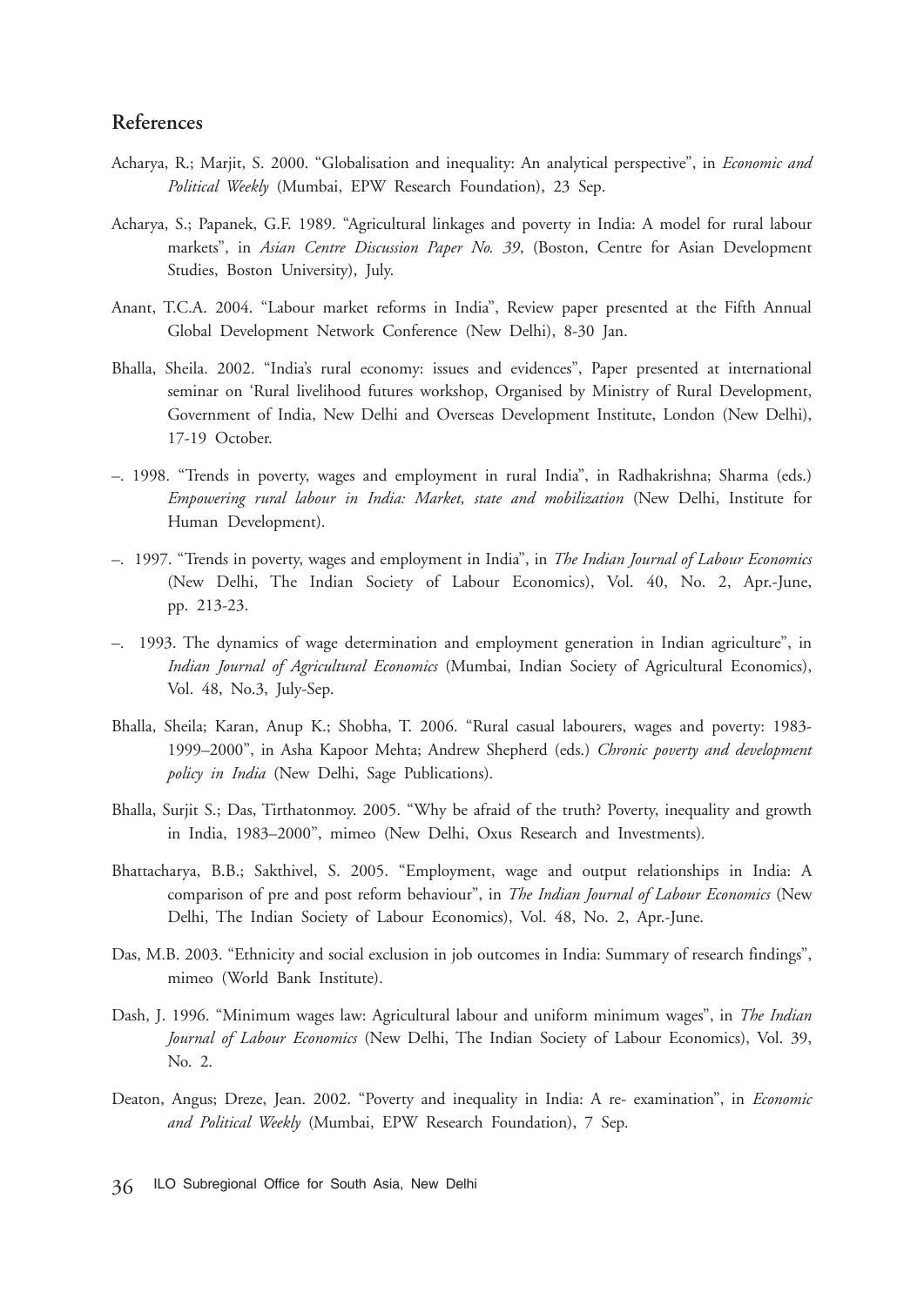## References

Acharya, R.; Marjit, S. 2000. "Globalisation and inequality: An analytical perspective", in *Economic and Political Weekly* (Mumbai, EPW Research Foundation), 23 Sep.

Acharya, S.; Papanek, G.F. 1989. "Agricultural linkages and poverty in India: A model for rural labour markets", in *Asian Centre Discussion Paper No. 39*, (Boston, Centre for Asian Development Studies, Boston University), July.

Anant, T.C.A. 2004. "Labour market reforms in India", Review paper presented at the Fifth Annual Global Development Network Conference (New Delhi), 8-30 Jan.

Bhalla, Sheila. 2002. "India's rural economy: issues and evidences", Paper presented at international seminar on 'Rural livelihood futures workshop, Organised by Ministry of Rural Development, Government of India, New Delhi and Overseas Development Institute, London (New Delhi), 17-19 October.

–. 1998. "Trends in poverty, wages and employment in rural India", in Radhakrishna; Sharma (eds.) *Empowering rural labour in India: Market, state and mobilization* (New Delhi, Institute for Human Development).

–. 1997. "Trends in poverty, wages and employment in India", in *The Indian Journal of Labour Economics* (New Delhi, The Indian Society of Labour Economics), Vol. 40, No. 2, Apr.-June, pp. 213-23.

–. 1993. The dynamics of wage determination and employment generation in Indian agriculture", in *Indian Journal of Agricultural Economics* (Mumbai, Indian Society of Agricultural Economics), Vol. 48, No.3, July-Sep.

Bhalla, Sheila; Karan, Anup K.; Shobha, T. 2006. "Rural casual labourers, wages and poverty: 1983-1999–2000", in Asha Kapoor Mehta; Andrew Shepherd (eds.) *Chronic poverty and development policy in India* (New Delhi, Sage Publications).

Bhalla, Surjit S.; Das, Tirthatonmoy. 2005. "Why be afraid of the truth? Poverty, inequality and growth in India, 1983–2000", mimeo (New Delhi, Oxus Research and Investments).

Bhattacharya, B.B.; Sakthivel, S. 2005. "Employment, wage and output relationships in India: A comparison of pre and post reform behaviour", in *The Indian Journal of Labour Economics* (New Delhi, The Indian Society of Labour Economics), Vol. 48, No. 2, Apr.-June.

Das, M.B. 2003. "Ethnicity and social exclusion in job outcomes in India: Summary of research findings", mimeo (World Bank Institute).

Dash, J. 1996. "Minimum wages law: Agricultural labour and uniform minimum wages", in *The Indian Journal of Labour Economics* (New Delhi, The Indian Society of Labour Economics), Vol. 39, No. 2.

Deaton, Angus; Dreze, Jean. 2002. "Poverty and inequality in India: A re- examination", in *Economic and Political Weekly* (Mumbai, EPW Research Foundation), 7 Sep.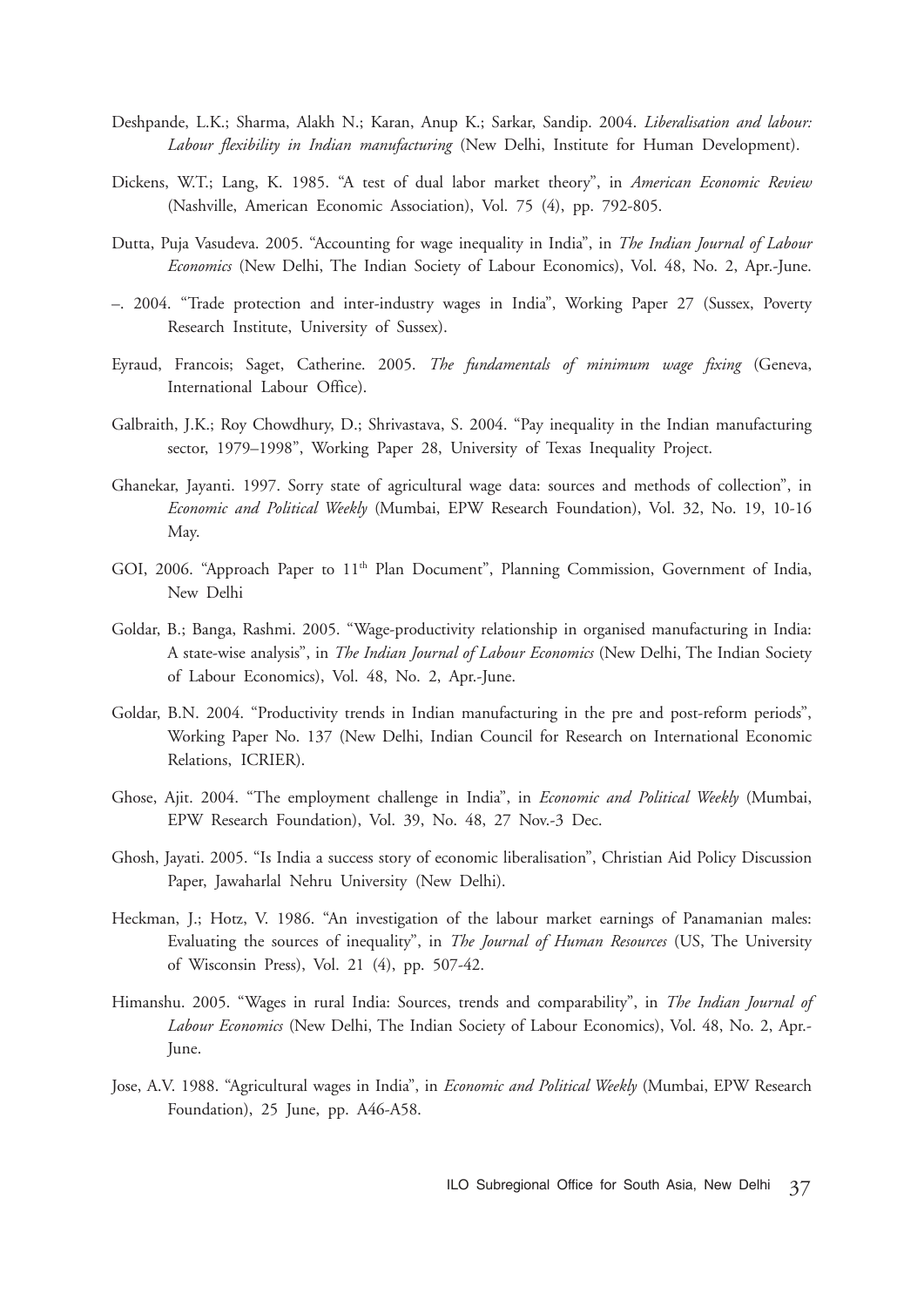Deshpande, L.K.; Sharma, Alakh N.; Karan, Anup K.; Sarkar, Sandip. 2004. *Liberalisation and labour: Labour flexibility in Indian manufacturing* (New Delhi, Institute for Human Development).

Dickens, W.T.; Lang, K. 1985. "A test of dual labor market theory", in *American Economic Review* (Nashville, American Economic Association), Vol. 75 (4), pp. 792-805.

Dutta, Puja Vasudeva. 2005. "Accounting for wage inequality in India", in *The Indian Journal of Labour Economics* (New Delhi, The Indian Society of Labour Economics), Vol. 48, No. 2, Apr.-June.

–. 2004. "Trade protection and inter-industry wages in India", Working Paper 27 (Sussex, Poverty Research Institute, University of Sussex).

Eyraud, Francois; Saget, Catherine. 2005. *The fundamentals of minimum wage fixing* (Geneva, International Labour Office).

Galbraith, J.K.; Roy Chowdhury, D.; Shrivastava, S. 2004. "Pay inequality in the Indian manufacturing sector, 1979–1998", Working Paper 28, University of Texas Inequality Project.

Ghanekar, Jayanti. 1997. Sorry state of agricultural wage data: sources and methods of collection", in *Economic and Political Weekly* (Mumbai, EPW Research Foundation), Vol. 32, No. 19, 10-16 May.

GOI, 2006. "Approach Paper to 11th Plan Document", Planning Commission, Government of India, New Delhi

Goldar, B.; Banga, Rashmi. 2005. "Wage-productivity relationship in organised manufacturing in India: A state-wise analysis", in *The Indian Journal of Labour Economics* (New Delhi, The Indian Society of Labour Economics), Vol. 48, No. 2, Apr.-June.

Goldar, B.N. 2004. "Productivity trends in Indian manufacturing in the pre and post-reform periods", Working Paper No. 137 (New Delhi, Indian Council for Research on International Economic Relations, ICRIER).

Ghose, Ajit. 2004. "The employment challenge in India", in *Economic and Political Weekly* (Mumbai, EPW Research Foundation), Vol. 39, No. 48, 27 Nov.-3 Dec.

Ghosh, Jayati. 2005. "Is India a success story of economic liberalisation", Christian Aid Policy Discussion Paper, Jawaharlal Nehru University (New Delhi).

Heckman, J.; Hotz, V. 1986. "An investigation of the labour market earnings of Panamanian males: Evaluating the sources of inequality", in *The Journal of Human Resources* (US, The University of Wisconsin Press), Vol. 21 (4), pp. 507-42.

Himanshu. 2005. "Wages in rural India: Sources, trends and comparability", in *The Indian Journal of Labour Economics* (New Delhi, The Indian Society of Labour Economics), Vol. 48, No. 2, Apr.-June.

Jose, A.V. 1988. "Agricultural wages in India", in *Economic and Political Weekly* (Mumbai, EPW Research Foundation), 25 June, pp. A46-A58.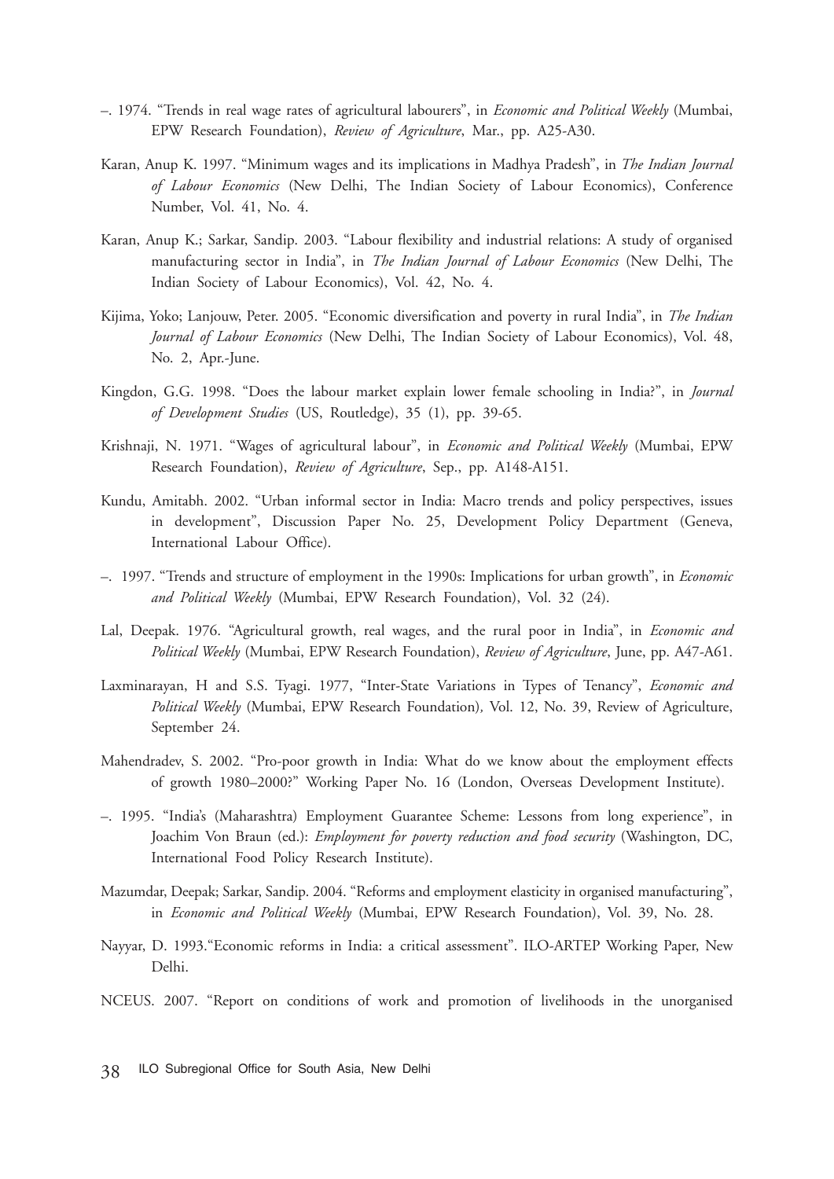–. 1974. "Trends in real wage rates of agricultural labourers", in *Economic and Political Weekly* (Mumbai, EPW Research Foundation), *Review of Agriculture*, Mar., pp. A25-A30.

Karan, Anup K. 1997. "Minimum wages and its implications in Madhya Pradesh", in *The Indian Journal of Labour Economics* (New Delhi, The Indian Society of Labour Economics), Conference Number, Vol. 41, No. 4.

Karan, Anup K.; Sarkar, Sandip. 2003. "Labour flexibility and industrial relations: A study of organised manufacturing sector in India", in *The Indian Journal of Labour Economics* (New Delhi, The Indian Society of Labour Economics), Vol. 42, No. 4.

Kijima, Yoko; Lanjouw, Peter. 2005. "Economic diversification and poverty in rural India", in *The Indian Journal of Labour Economics* (New Delhi, The Indian Society of Labour Economics), Vol. 48, No. 2, Apr.-June.

Kingdon, G.G. 1998. "Does the labour market explain lower female schooling in India?", in *Journal of Development Studies* (US, Routledge), 35 (1), pp. 39-65.

Krishnaji, N. 1971. "Wages of agricultural labour", in *Economic and Political Weekly* (Mumbai, EPW Research Foundation), *Review of Agriculture*, Sep., pp. A148-A151.

Kundu, Amitabh. 2002. "Urban informal sector in India: Macro trends and policy perspectives, issues in development", Discussion Paper No. 25, Development Policy Department (Geneva, International Labour Office).

–. 1997. "Trends and structure of employment in the 1990s: Implications for urban growth", in *Economic and Political Weekly* (Mumbai, EPW Research Foundation), Vol. 32 (24).

Lal, Deepak. 1976. "Agricultural growth, real wages, and the rural poor in India", in *Economic and Political Weekly* (Mumbai, EPW Research Foundation), *Review of Agriculture*, June, pp. A47-A61.

Laxminarayan, H and S.S. Tyagi. 1977, "Inter-State Variations in Types of Tenancy", *Economic and Political Weekly* (Mumbai, EPW Research Foundation), Vol. 12, No. 39, Review of Agriculture, September 24.

Mahendradev, S. 2002. "Pro-poor growth in India: What do we know about the employment effects of growth 1980–2000?" Working Paper No. 16 (London, Overseas Development Institute).

–. 1995. "India's (Maharashtra) Employment Guarantee Scheme: Lessons from long experience", in Joachim Von Braun (ed.): *Employment for poverty reduction and food security* (Washington, DC, International Food Policy Research Institute).

Mazumdar, Deepak; Sarkar, Sandip. 2004. "Reforms and employment elasticity in organised manufacturing", in *Economic and Political Weekly* (Mumbai, EPW Research Foundation), Vol. 39, No. 28.

Nayyar, D. 1993."Economic reforms in India: a critical assessment". ILO-ARTEP Working Paper, New Delhi.

NCEUS. 2007. "Report on conditions of work and promotion of livelihoods in the unorganised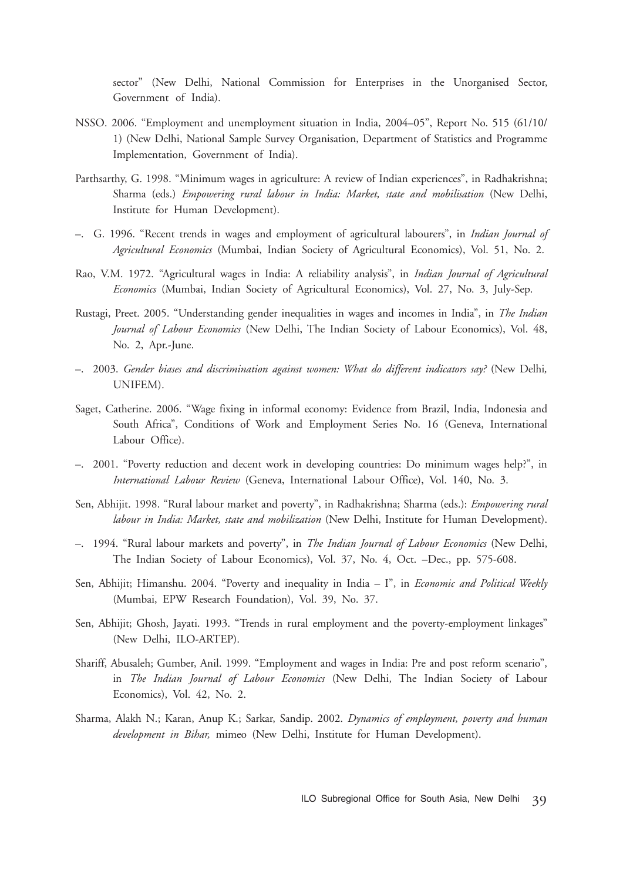sector" (New Delhi, National Commission for Enterprises in the Unorganised Sector, Government of India).

NSSO. 2006. "Employment and unemployment situation in India, 2004–05", Report No. 515 (61/10/1) (New Delhi, National Sample Survey Organisation, Department of Statistics and Programme Implementation, Government of India).

Parthsarthy, G. 1998. "Minimum wages in agriculture: A review of Indian experiences", in Radhakrishna; Sharma (eds.) *Empowering rural labour in India: Market, state and mobilisation* (New Delhi, Institute for Human Development).

–. G. 1996. "Recent trends in wages and employment of agricultural labourers", in *Indian Journal of Agricultural Economics* (Mumbai, Indian Society of Agricultural Economics), Vol. 51, No. 2.

Rao, V.M. 1972. "Agricultural wages in India: A reliability analysis", in *Indian Journal of Agricultural Economics* (Mumbai, Indian Society of Agricultural Economics), Vol. 27, No. 3, July-Sep.

Rustagi, Preet. 2005. "Understanding gender inequalities in wages and incomes in India", in *The Indian Journal of Labour Economics* (New Delhi, The Indian Society of Labour Economics), Vol. 48, No. 2, Apr.-June.

–. 2003. *Gender biases and discrimination against women: What do different indicators say?* (New Delhi, UNIFEM).

Saget, Catherine. 2006. "Wage fixing in informal economy: Evidence from Brazil, India, Indonesia and South Africa", Conditions of Work and Employment Series No. 16 (Geneva, International Labour Office).

–. 2001. "Poverty reduction and decent work in developing countries: Do minimum wages help?", in *International Labour Review* (Geneva, International Labour Office), Vol. 140, No. 3.

Sen, Abhijit. 1998. "Rural labour market and poverty", in Radhakrishna; Sharma (eds.): *Empowering rural labour in India: Market, state and mobilization* (New Delhi, Institute for Human Development).

–. 1994. "Rural labour markets and poverty", in *The Indian Journal of Labour Economics* (New Delhi, The Indian Society of Labour Economics), Vol. 37, No. 4, Oct. –Dec., pp. 575-608.

Sen, Abhijit; Himanshu. 2004. "Poverty and inequality in India – I", in *Economic and Political Weekly* (Mumbai, EPW Research Foundation), Vol. 39, No. 37.

Sen, Abhijit; Ghosh, Jayati. 1993. "Trends in rural employment and the poverty-employment linkages" (New Delhi, ILO-ARTEP).

Shariff, Abusaleh; Gumber, Anil. 1999. "Employment and wages in India: Pre and post reform scenario", in *The Indian Journal of Labour Economics* (New Delhi, The Indian Society of Labour Economics), Vol. 42, No. 2.

Sharma, Alakh N.; Karan, Anup K.; Sarkar, Sandip. 2002. *Dynamics of employment, poverty and human development in Bihar,* mimeo (New Delhi, Institute for Human Development).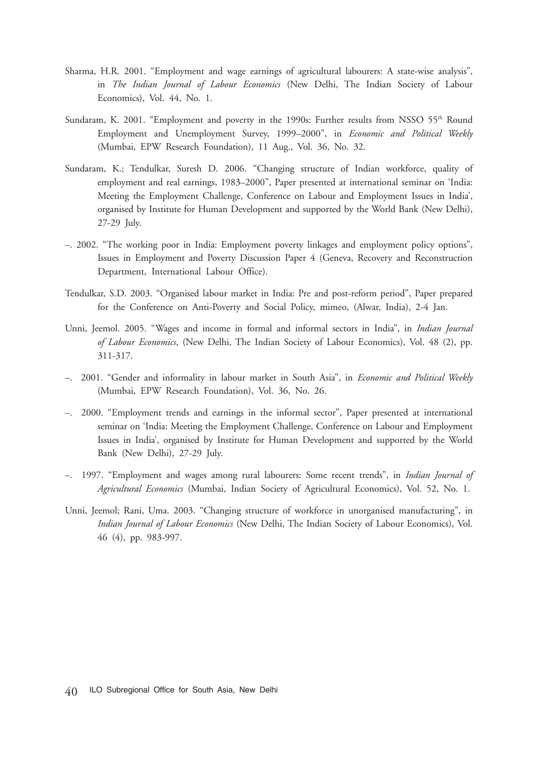Sharma, H.R. 2001. "Employment and wage earnings of agricultural labourers: A state-wise analysis", in *The Indian Journal of Labour Economics* (New Delhi, The Indian Society of Labour Economics), Vol. 44, No. 1.

Sundaram, K. 2001. "Employment and poverty in the 1990s: Further results from NSSO 55th Round Employment and Unemployment Survey, 1999–2000", in *Economic and Political Weekly* (Mumbai, EPW Research Foundation), 11 Aug., Vol. 36, No. 32.

Sundaram, K.; Tendulkar, Suresh D. 2006. "Changing structure of Indian workforce, quality of employment and real earnings, 1983–2000", Paper presented at international seminar on 'India: Meeting the Employment Challenge, Conference on Labour and Employment Issues in India', organised by Institute for Human Development and supported by the World Bank (New Delhi), 27-29 July.

–. 2002. "The working poor in India: Employment poverty linkages and employment policy options", Issues in Employment and Poverty Discussion Paper 4 (Geneva, Recovery and Reconstruction Department, International Labour Office).

Tendulkar, S.D. 2003. "Organised labour market in India: Pre and post-reform period", Paper prepared for the Conference on Anti-Poverty and Social Policy, mimeo, (Alwar, India), 2-4 Jan.

Unni, Jeemol. 2005. "Wages and income in formal and informal sectors in India", in *Indian Journal of Labour Economics*, (New Delhi, The Indian Society of Labour Economics), Vol. 48 (2), pp. 311-317.

–. 2001. "Gender and informality in labour market in South Asia", in *Economic and Political Weekly* (Mumbai, EPW Research Foundation), Vol. 36, No. 26.

–. 2000. "Employment trends and earnings in the informal sector", Paper presented at international seminar on 'India: Meeting the Employment Challenge, Conference on Labour and Employment Issues in India', organised by Institute for Human Development and supported by the World Bank (New Delhi), 27-29 July.

–. 1997. "Employment and wages among rural labourers: Some recent trends", in *Indian Journal of Agricultural Economics* (Mumbai, Indian Society of Agricultural Economics), Vol. 52, No. 1.

Unni, Jeemol; Rani, Uma. 2003. "Changing structure of workforce in unorganised manufacturing", in *Indian Journal of Labour Economics* (New Delhi, The Indian Society of Labour Economics), Vol. 46 (4), pp. 983-997.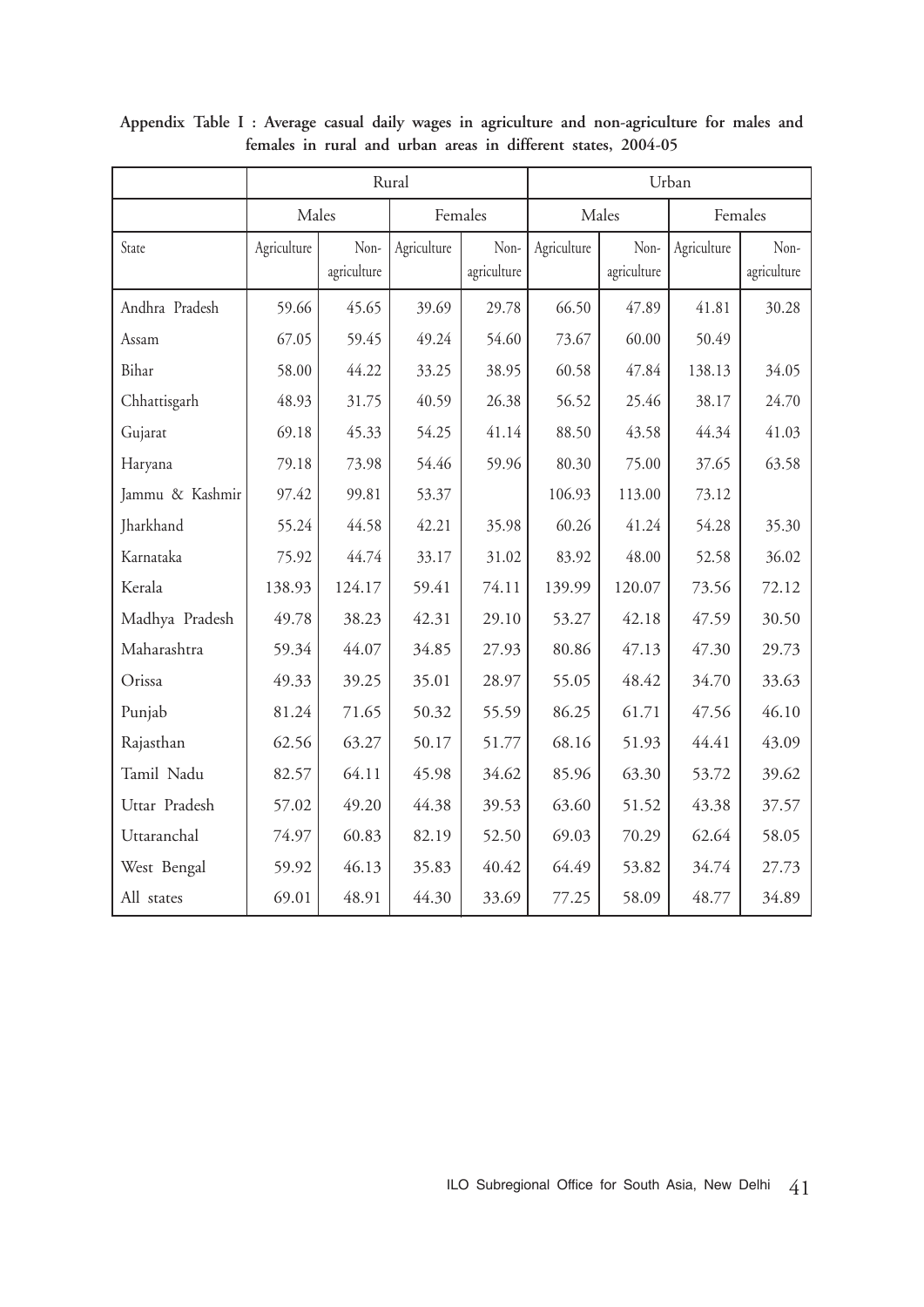**Appendix Table I : Average casual daily wages in agriculture and non-agriculture for males and females in rural and urban areas in different states, 2004-05**

| | Rural | | | | Urban | | | |
|---|---|---|---|---|---|---|---|---|
| | Males | | Females | | Males | | Females | |
| State | Agriculture | Non-agriculture | Agriculture | Non-agriculture | Agriculture | Non-agriculture | Agriculture | Non-agriculture |
| Andhra Pradesh | 59.66 | 45.65 | 39.69 | 29.78 | 66.50 | 47.89 | 41.81 | 30.28 |
| Assam | 67.05 | 59.45 | 49.24 | 54.60 | 73.67 | 60.00 | 50.49 | |
| Bihar | 58.00 | 44.22 | 33.25 | 38.95 | 60.58 | 47.84 | 138.13 | 34.05 |
| Chhattisgarh | 48.93 | 31.75 | 40.59 | 26.38 | 56.52 | 25.46 | 38.17 | 24.70 |
| Gujarat | 69.18 | 45.33 | 54.25 | 41.14 | 88.50 | 43.58 | 44.34 | 41.03 |
| Haryana | 79.18 | 73.98 | 54.46 | 59.96 | 80.30 | 75.00 | 37.65 | 63.58 |
| Jammu & Kashmir | 97.42 | 99.81 | 53.37 | | 106.93 | 113.00 | 73.12 | |
| Jharkhand | 55.24 | 44.58 | 42.21 | 35.98 | 60.26 | 41.24 | 54.28 | 35.30 |
| Karnataka | 75.92 | 44.74 | 33.17 | 31.02 | 83.92 | 48.00 | 52.58 | 36.02 |
| Kerala | 138.93 | 124.17 | 59.41 | 74.11 | 139.99 | 120.07 | 73.56 | 72.12 |
| Madhya Pradesh | 49.78 | 38.23 | 42.31 | 29.10 | 53.27 | 42.18 | 47.59 | 30.50 |
| Maharashtra | 59.34 | 44.07 | 34.85 | 27.93 | 80.86 | 47.13 | 47.30 | 29.73 |
| Orissa | 49.33 | 39.25 | 35.01 | 28.97 | 55.05 | 48.42 | 34.70 | 33.63 |
| Punjab | 81.24 | 71.65 | 50.32 | 55.59 | 86.25 | 61.71 | 47.56 | 46.10 |
| Rajasthan | 62.56 | 63.27 | 50.17 | 51.77 | 68.16 | 51.93 | 44.41 | 43.09 |
| Tamil Nadu | 82.57 | 64.11 | 45.98 | 34.62 | 85.96 | 63.30 | 53.72 | 39.62 |
| Uttar Pradesh | 57.02 | 49.20 | 44.38 | 39.53 | 63.60 | 51.52 | 43.38 | 37.57 |
| Uttaranchal | 74.97 | 60.83 | 82.19 | 52.50 | 69.03 | 70.29 | 62.64 | 58.05 |
| West Bengal | 59.92 | 46.13 | 35.83 | 40.42 | 64.49 | 53.82 | 34.74 | 27.73 |
| All states | 69.01 | 48.91 | 44.30 | 33.69 | 77.25 | 58.09 | 48.77 | 34.89 |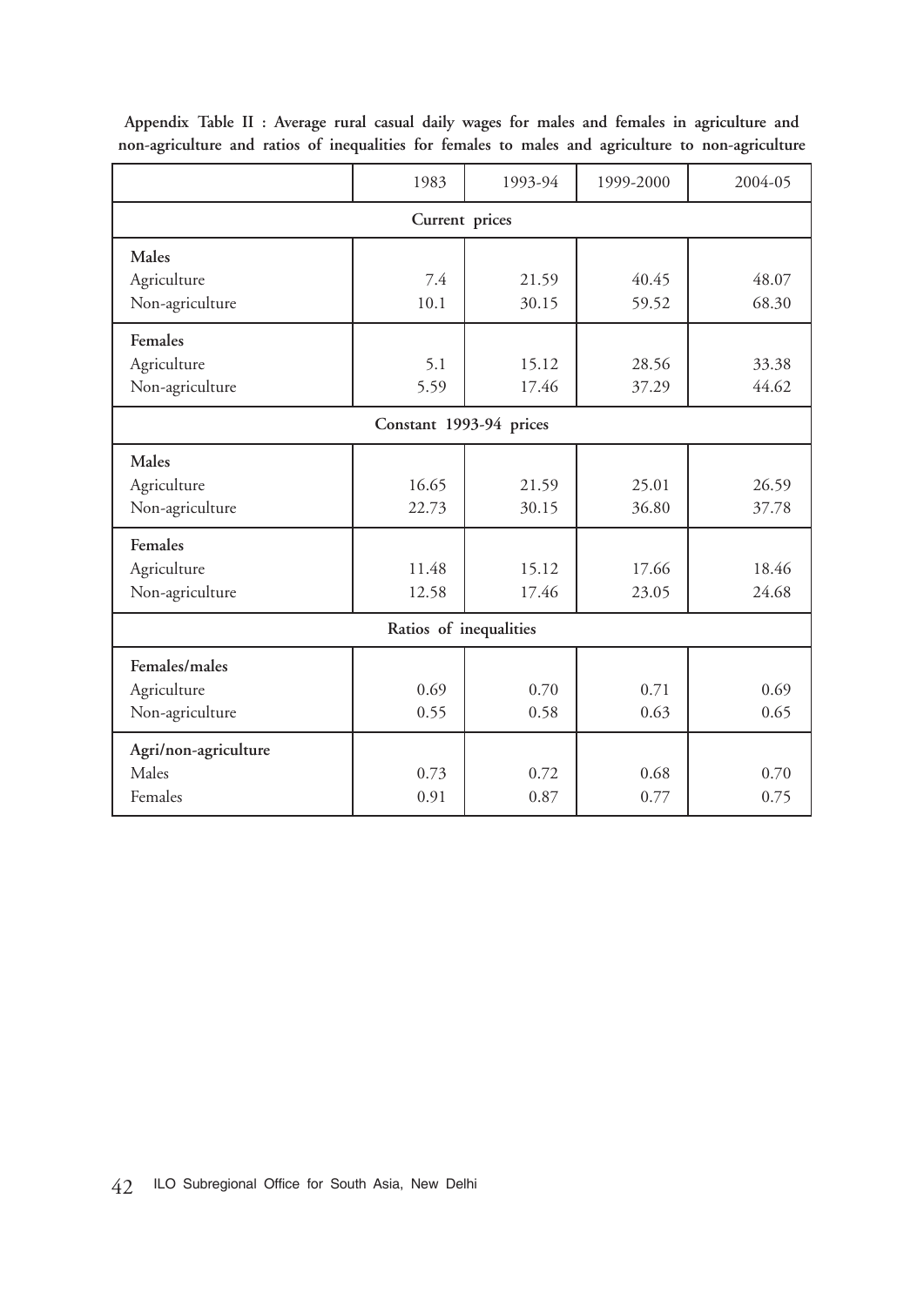**Appendix Table II : Average rural casual daily wages for males and females in agriculture and non-agriculture and ratios of inequalities for females to males and agriculture to non-agriculture**

| | 1983 | 1993-94 | 1999-2000 | 2004-05 |
|---|---|---|---|---|
| **Current prices** | | | | |
| **Males** | | | | |
| Agriculture | 7.4 | 21.59 | 40.45 | 48.07 |
| Non-agriculture | 10.1 | 30.15 | 59.52 | 68.30 |
| **Females** | | | | |
| Agriculture | 5.1 | 15.12 | 28.56 | 33.38 |
| Non-agriculture | 5.59 | 17.46 | 37.29 | 44.62 |
| **Constant 1993-94 prices** | | | | |
| **Males** | | | | |
| Agriculture | 16.65 | 21.59 | 25.01 | 26.59 |
| Non-agriculture | 22.73 | 30.15 | 36.80 | 37.78 |
| **Females** | | | | |
| Agriculture | 11.48 | 15.12 | 17.66 | 18.46 |
| Non-agriculture | 12.58 | 17.46 | 23.05 | 24.68 |
| **Ratios of inequalities** | | | | |
| **Females/males** | | | | |
| Agriculture | 0.69 | 0.70 | 0.71 | 0.69 |
| Non-agriculture | 0.55 | 0.58 | 0.63 | 0.65 |
| **Agri/non-agriculture** | | | | |
| Males | 0.73 | 0.72 | 0.68 | 0.70 |
| Females | 0.91 | 0.87 | 0.77 | 0.75 |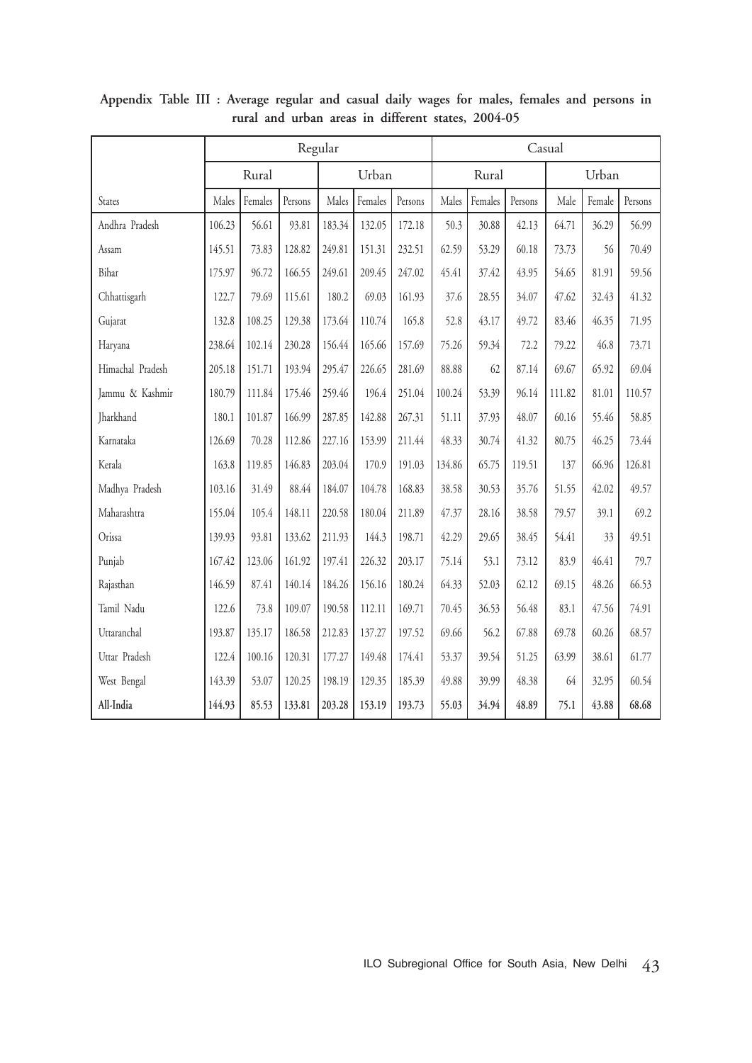**Appendix Table III : Average regular and casual daily wages for males, females and persons in rural and urban areas in different states, 2004-05**

| | Regular | | | | | | Casual | | | | | |
|---|---|---|---|---|---|---|---|---|---|---|---|---|
| | Rural | | | Urban | | | Rural | | | Urban | | |
| States | Males | Females | Persons | Males | Females | Persons | Males | Females | Persons | Male | Female | Persons |
| Andhra Pradesh | 106.23 | 56.61 | 93.81 | 183.34 | 132.05 | 172.18 | 50.3 | 30.88 | 42.13 | 64.71 | 36.29 | 56.99 |
| Assam | 145.51 | 73.83 | 128.82 | 249.81 | 151.31 | 232.51 | 62.59 | 53.29 | 60.18 | 73.73 | 56 | 70.49 |
| Bihar | 175.97 | 96.72 | 166.55 | 249.61 | 209.45 | 247.02 | 45.41 | 37.42 | 43.95 | 54.65 | 81.91 | 59.56 |
| Chhattisgarh | 122.7 | 79.69 | 115.61 | 180.2 | 69.03 | 161.93 | 37.6 | 28.55 | 34.07 | 47.62 | 32.43 | 41.32 |
| Gujarat | 132.8 | 108.25 | 129.38 | 173.64 | 110.74 | 165.8 | 52.8 | 43.17 | 49.72 | 83.46 | 46.35 | 71.95 |
| Haryana | 238.64 | 102.14 | 230.28 | 156.44 | 165.66 | 157.69 | 75.26 | 59.34 | 72.2 | 79.22 | 46.8 | 73.71 |
| Himachal Pradesh | 205.18 | 151.71 | 193.94 | 295.47 | 226.65 | 281.69 | 88.88 | 62 | 87.14 | 69.67 | 65.92 | 69.04 |
| Jammu & Kashmir | 180.79 | 111.84 | 175.46 | 259.46 | 196.4 | 251.04 | 100.24 | 53.39 | 96.14 | 111.82 | 81.01 | 110.57 |
| Jharkhand | 180.1 | 101.87 | 166.99 | 287.85 | 142.88 | 267.31 | 51.11 | 37.93 | 48.07 | 60.16 | 55.46 | 58.85 |
| Karnataka | 126.69 | 70.28 | 112.86 | 227.16 | 153.99 | 211.44 | 48.33 | 30.74 | 41.32 | 80.75 | 46.25 | 73.44 |
| Kerala | 163.8 | 119.85 | 146.83 | 203.04 | 170.9 | 191.03 | 134.86 | 65.75 | 119.51 | 137 | 66.96 | 126.81 |
| Madhya Pradesh | 103.16 | 31.49 | 88.44 | 184.07 | 104.78 | 168.83 | 38.58 | 30.53 | 35.76 | 51.55 | 42.02 | 49.57 |
| Maharashtra | 155.04 | 105.4 | 148.11 | 220.58 | 180.04 | 211.89 | 47.37 | 28.16 | 38.58 | 79.57 | 39.1 | 69.2 |
| Orissa | 139.93 | 93.81 | 133.62 | 211.93 | 144.3 | 198.71 | 42.29 | 29.65 | 38.45 | 54.41 | 33 | 49.51 |
| Punjab | 167.42 | 123.06 | 161.92 | 197.41 | 226.32 | 203.17 | 75.14 | 53.1 | 73.12 | 83.9 | 46.41 | 79.7 |
| Rajasthan | 146.59 | 87.41 | 140.14 | 184.26 | 156.16 | 180.24 | 64.33 | 52.03 | 62.12 | 69.15 | 48.26 | 66.53 |
| Tamil Nadu | 122.6 | 73.8 | 109.07 | 190.58 | 112.11 | 169.71 | 70.45 | 36.53 | 56.48 | 83.1 | 47.56 | 74.91 |
| Uttaranchal | 193.87 | 135.17 | 186.58 | 212.83 | 137.27 | 197.52 | 69.66 | 56.2 | 67.88 | 69.78 | 60.26 | 68.57 |
| Uttar Pradesh | 122.4 | 100.16 | 120.31 | 177.27 | 149.48 | 174.41 | 53.37 | 39.54 | 51.25 | 63.99 | 38.61 | 61.77 |
| West Bengal | 143.39 | 53.07 | 120.25 | 198.19 | 129.35 | 185.39 | 49.88 | 39.99 | 48.38 | 64 | 32.95 | 60.54 |
| **All-India** | **144.93** | **85.53** | **133.81** | **203.28** | **153.19** | **193.73** | **55.03** | **34.94** | **48.89** | **75.1** | **43.88** | **68.68** |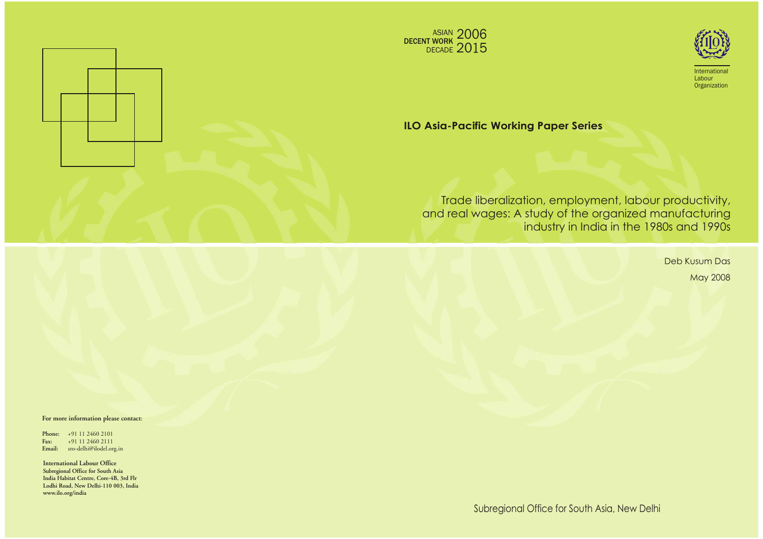ASIAN DECENT WORK DECADE 2006 2015

International Labour Organization

**ILO Asia-Pacific Working Paper Series**

# Trade liberalization, employment, labour productivity, and real wages: A study of the organized manufacturing industry in India in the 1980s and 1990s

Deb Kusum Das

May 2008

**For more information please contact:**

**Phone:** +91 11 2460 2101
**Fax:** +91 11 2460 2111
**Email:** sro-delhi@ilodel.org.in

**International Labour Office**
**Subregional Office for South Asia**
**India Habitat Centre, Core-4B, 3rd Flr**
**Lodhi Road, New Delhi-110 003, India**
**www.ilo.org/india**

Subregional Office for South Asia, New Delhi